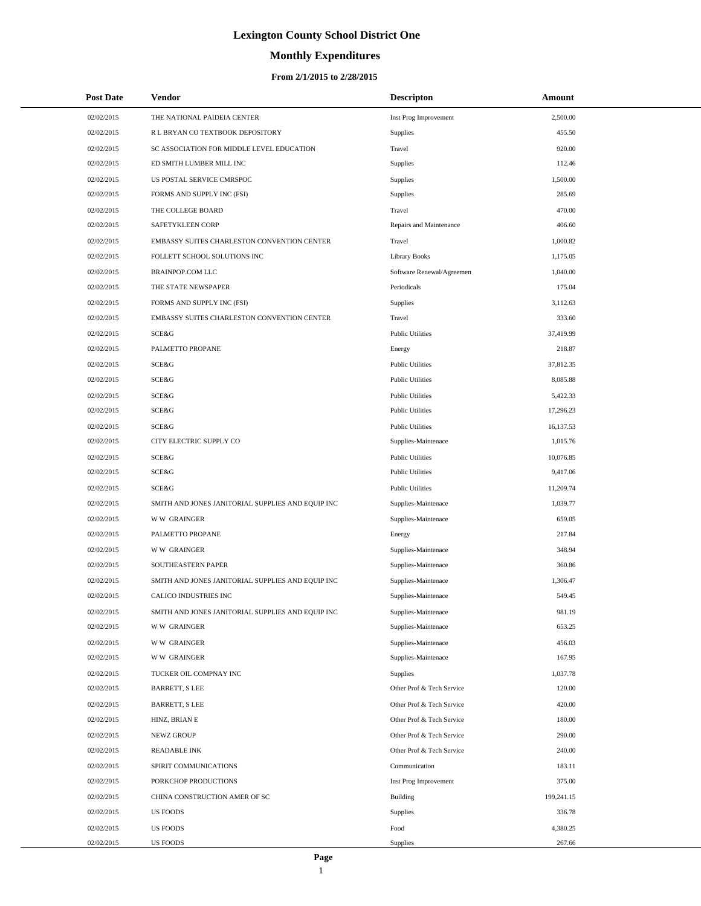# Lexington County School District One

## Monthly Expenditures

### From 2/1/2015 to 2/28/2015

| Post Date | Vendor | Descripton | Amount |
|---|---|---|---|
| 02/02/2015 | THE NATIONAL PAIDEIA CENTER | Inst Prog Improvement | 2,500.00 |
| 02/02/2015 | R L BRYAN CO TEXTBOOK DEPOSITORY | Supplies | 455.50 |
| 02/02/2015 | SC ASSOCIATION FOR MIDDLE LEVEL EDUCATION | Travel | 920.00 |
| 02/02/2015 | ED SMITH LUMBER MILL INC | Supplies | 112.46 |
| 02/02/2015 | US POSTAL SERVICE CMRSPOC | Supplies | 1,500.00 |
| 02/02/2015 | FORMS AND SUPPLY INC (FSI) | Supplies | 285.69 |
| 02/02/2015 | THE COLLEGE BOARD | Travel | 470.00 |
| 02/02/2015 | SAFETYKLEEN CORP | Repairs and Maintenance | 406.60 |
| 02/02/2015 | EMBASSY SUITES CHARLESTON CONVENTION CENTER | Travel | 1,000.82 |
| 02/02/2015 | FOLLETT SCHOOL SOLUTIONS INC | Library Books | 1,175.05 |
| 02/02/2015 | BRAINPOP.COM LLC | Software Renewal/Agreemen | 1,040.00 |
| 02/02/2015 | THE STATE NEWSPAPER | Periodicals | 175.04 |
| 02/02/2015 | FORMS AND SUPPLY INC (FSI) | Supplies | 3,112.63 |
| 02/02/2015 | EMBASSY SUITES CHARLESTON CONVENTION CENTER | Travel | 333.60 |
| 02/02/2015 | SCE&G | Public Utilities | 37,419.99 |
| 02/02/2015 | PALMETTO PROPANE | Energy | 218.87 |
| 02/02/2015 | SCE&G | Public Utilities | 37,812.35 |
| 02/02/2015 | SCE&G | Public Utilities | 8,085.88 |
| 02/02/2015 | SCE&G | Public Utilities | 5,422.33 |
| 02/02/2015 | SCE&G | Public Utilities | 17,296.23 |
| 02/02/2015 | SCE&G | Public Utilities | 16,137.53 |
| 02/02/2015 | CITY ELECTRIC SUPPLY CO | Supplies-Maintenace | 1,015.76 |
| 02/02/2015 | SCE&G | Public Utilities | 10,076.85 |
| 02/02/2015 | SCE&G | Public Utilities | 9,417.06 |
| 02/02/2015 | SCE&G | Public Utilities | 11,209.74 |
| 02/02/2015 | SMITH AND JONES JANITORIAL SUPPLIES AND EQUIP INC | Supplies-Maintenace | 1,039.77 |
| 02/02/2015 | W W GRAINGER | Supplies-Maintenace | 659.05 |
| 02/02/2015 | PALMETTO PROPANE | Energy | 217.84 |
| 02/02/2015 | W W GRAINGER | Supplies-Maintenace | 348.94 |
| 02/02/2015 | SOUTHEASTERN PAPER | Supplies-Maintenace | 360.86 |
| 02/02/2015 | SMITH AND JONES JANITORIAL SUPPLIES AND EQUIP INC | Supplies-Maintenace | 1,306.47 |
| 02/02/2015 | CALICO INDUSTRIES INC | Supplies-Maintenace | 549.45 |
| 02/02/2015 | SMITH AND JONES JANITORIAL SUPPLIES AND EQUIP INC | Supplies-Maintenace | 981.19 |
| 02/02/2015 | W W GRAINGER | Supplies-Maintenace | 653.25 |
| 02/02/2015 | W W GRAINGER | Supplies-Maintenace | 456.03 |
| 02/02/2015 | W W GRAINGER | Supplies-Maintenace | 167.95 |
| 02/02/2015 | TUCKER OIL COMPNAY INC | Supplies | 1,037.78 |
| 02/02/2015 | BARRETT, S LEE | Other Prof & Tech Service | 120.00 |
| 02/02/2015 | BARRETT, S LEE | Other Prof & Tech Service | 420.00 |
| 02/02/2015 | HINZ, BRIAN E | Other Prof & Tech Service | 180.00 |
| 02/02/2015 | NEWZ GROUP | Other Prof & Tech Service | 290.00 |
| 02/02/2015 | READABLE INK | Other Prof & Tech Service | 240.00 |
| 02/02/2015 | SPIRIT COMMUNICATIONS | Communication | 183.11 |
| 02/02/2015 | PORKCHOP PRODUCTIONS | Inst Prog Improvement | 375.00 |
| 02/02/2015 | CHINA CONSTRUCTION AMER OF SC | Building | 199,241.15 |
| 02/02/2015 | US FOODS | Supplies | 336.78 |
| 02/02/2015 | US FOODS | Food | 4,380.25 |
| 02/02/2015 | US FOODS | Supplies | 267.66 |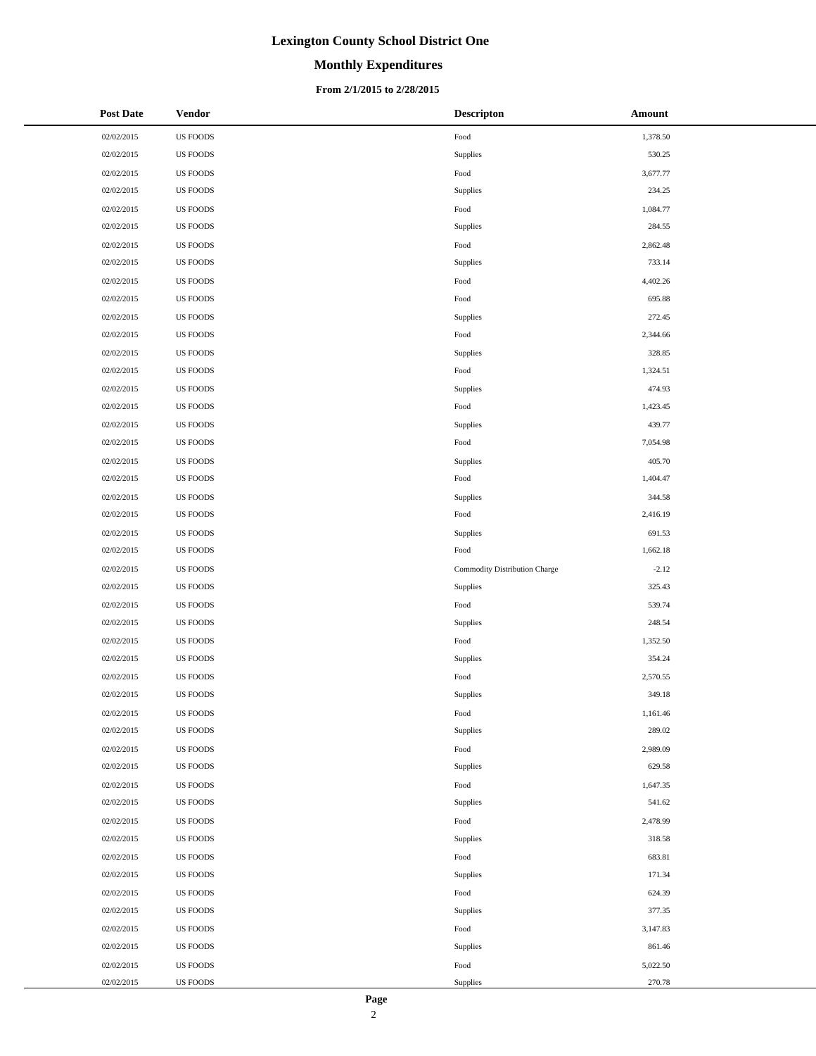# Lexington County School District One

## Monthly Expenditures

### From 2/1/2015 to 2/28/2015

| Post Date | Vendor | Descripton | Amount |
|---|---|---|---|
| 02/02/2015 | US FOODS | Food | 1,378.50 |
| 02/02/2015 | US FOODS | Supplies | 530.25 |
| 02/02/2015 | US FOODS | Food | 3,677.77 |
| 02/02/2015 | US FOODS | Supplies | 234.25 |
| 02/02/2015 | US FOODS | Food | 1,084.77 |
| 02/02/2015 | US FOODS | Supplies | 284.55 |
| 02/02/2015 | US FOODS | Food | 2,862.48 |
| 02/02/2015 | US FOODS | Supplies | 733.14 |
| 02/02/2015 | US FOODS | Food | 4,402.26 |
| 02/02/2015 | US FOODS | Food | 695.88 |
| 02/02/2015 | US FOODS | Supplies | 272.45 |
| 02/02/2015 | US FOODS | Food | 2,344.66 |
| 02/02/2015 | US FOODS | Supplies | 328.85 |
| 02/02/2015 | US FOODS | Food | 1,324.51 |
| 02/02/2015 | US FOODS | Supplies | 474.93 |
| 02/02/2015 | US FOODS | Food | 1,423.45 |
| 02/02/2015 | US FOODS | Supplies | 439.77 |
| 02/02/2015 | US FOODS | Food | 7,054.98 |
| 02/02/2015 | US FOODS | Supplies | 405.70 |
| 02/02/2015 | US FOODS | Food | 1,404.47 |
| 02/02/2015 | US FOODS | Supplies | 344.58 |
| 02/02/2015 | US FOODS | Food | 2,416.19 |
| 02/02/2015 | US FOODS | Supplies | 691.53 |
| 02/02/2015 | US FOODS | Food | 1,662.18 |
| 02/02/2015 | US FOODS | Commodity Distribution Charge | -2.12 |
| 02/02/2015 | US FOODS | Supplies | 325.43 |
| 02/02/2015 | US FOODS | Food | 539.74 |
| 02/02/2015 | US FOODS | Supplies | 248.54 |
| 02/02/2015 | US FOODS | Food | 1,352.50 |
| 02/02/2015 | US FOODS | Supplies | 354.24 |
| 02/02/2015 | US FOODS | Food | 2,570.55 |
| 02/02/2015 | US FOODS | Supplies | 349.18 |
| 02/02/2015 | US FOODS | Food | 1,161.46 |
| 02/02/2015 | US FOODS | Supplies | 289.02 |
| 02/02/2015 | US FOODS | Food | 2,989.09 |
| 02/02/2015 | US FOODS | Supplies | 629.58 |
| 02/02/2015 | US FOODS | Food | 1,647.35 |
| 02/02/2015 | US FOODS | Supplies | 541.62 |
| 02/02/2015 | US FOODS | Food | 2,478.99 |
| 02/02/2015 | US FOODS | Supplies | 318.58 |
| 02/02/2015 | US FOODS | Food | 683.81 |
| 02/02/2015 | US FOODS | Supplies | 171.34 |
| 02/02/2015 | US FOODS | Food | 624.39 |
| 02/02/2015 | US FOODS | Supplies | 377.35 |
| 02/02/2015 | US FOODS | Food | 3,147.83 |
| 02/02/2015 | US FOODS | Supplies | 861.46 |
| 02/02/2015 | US FOODS | Food | 5,022.50 |
| 02/02/2015 | US FOODS | Supplies | 270.78 |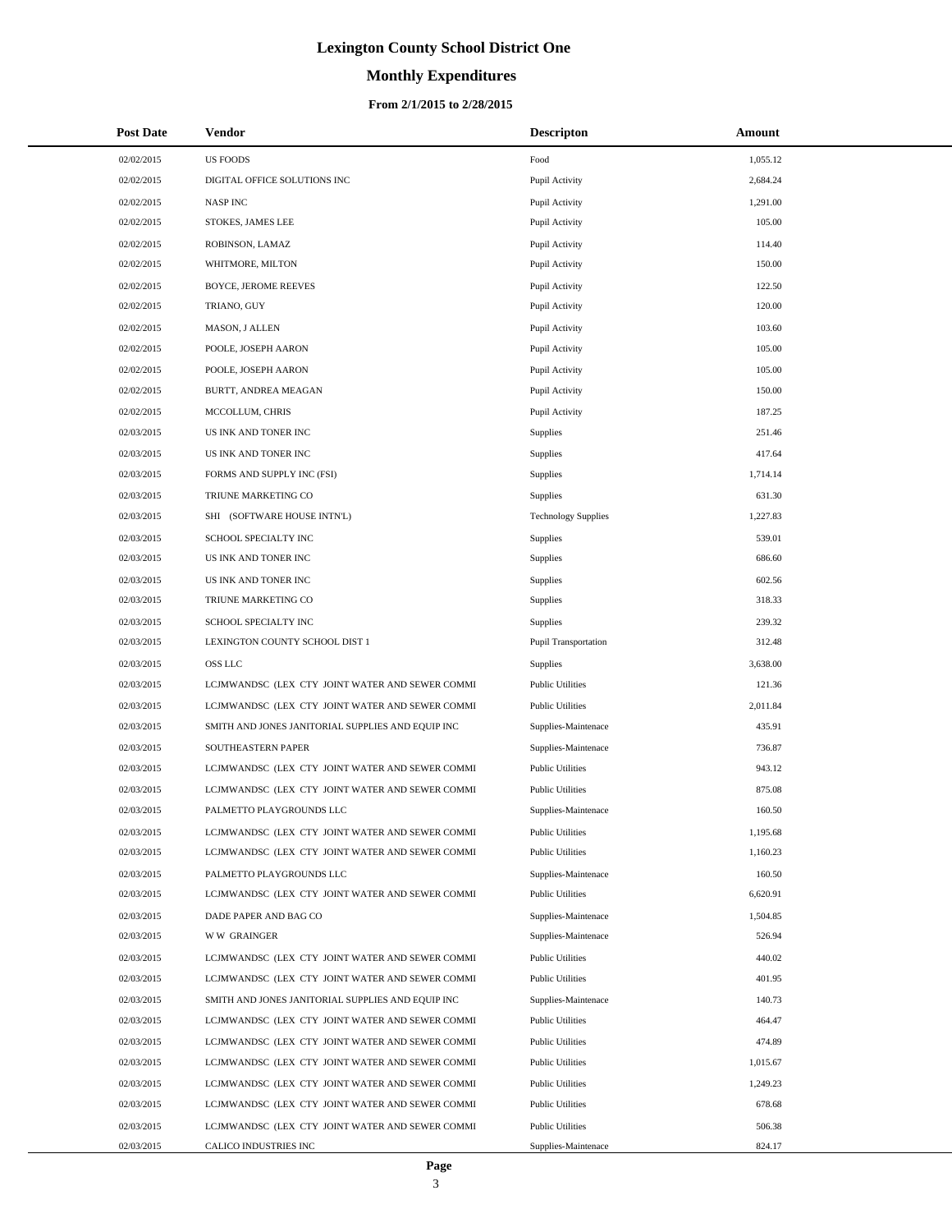# Lexington County School District One

## Monthly Expenditures

### From 2/1/2015 to 2/28/2015

| Post Date | Vendor | Descripton | Amount |
|---|---|---|---|
| 02/02/2015 | US FOODS | Food | 1,055.12 |
| 02/02/2015 | DIGITAL OFFICE SOLUTIONS INC | Pupil Activity | 2,684.24 |
| 02/02/2015 | NASP INC | Pupil Activity | 1,291.00 |
| 02/02/2015 | STOKES, JAMES LEE | Pupil Activity | 105.00 |
| 02/02/2015 | ROBINSON, LAMAZ | Pupil Activity | 114.40 |
| 02/02/2015 | WHITMORE, MILTON | Pupil Activity | 150.00 |
| 02/02/2015 | BOYCE, JEROME REEVES | Pupil Activity | 122.50 |
| 02/02/2015 | TRIANO, GUY | Pupil Activity | 120.00 |
| 02/02/2015 | MASON, J ALLEN | Pupil Activity | 103.60 |
| 02/02/2015 | POOLE, JOSEPH AARON | Pupil Activity | 105.00 |
| 02/02/2015 | POOLE, JOSEPH AARON | Pupil Activity | 105.00 |
| 02/02/2015 | BURTT, ANDREA MEAGAN | Pupil Activity | 150.00 |
| 02/02/2015 | MCCOLLUM, CHRIS | Pupil Activity | 187.25 |
| 02/03/2015 | US INK AND TONER INC | Supplies | 251.46 |
| 02/03/2015 | US INK AND TONER INC | Supplies | 417.64 |
| 02/03/2015 | FORMS AND SUPPLY INC (FSI) | Supplies | 1,714.14 |
| 02/03/2015 | TRIUNE MARKETING CO | Supplies | 631.30 |
| 02/03/2015 | SHI (SOFTWARE HOUSE INTN'L) | Technology Supplies | 1,227.83 |
| 02/03/2015 | SCHOOL SPECIALTY INC | Supplies | 539.01 |
| 02/03/2015 | US INK AND TONER INC | Supplies | 686.60 |
| 02/03/2015 | US INK AND TONER INC | Supplies | 602.56 |
| 02/03/2015 | TRIUNE MARKETING CO | Supplies | 318.33 |
| 02/03/2015 | SCHOOL SPECIALTY INC | Supplies | 239.32 |
| 02/03/2015 | LEXINGTON COUNTY SCHOOL DIST 1 | Pupil Transportation | 312.48 |
| 02/03/2015 | OSS LLC | Supplies | 3,638.00 |
| 02/03/2015 | LCJMWANDSC (LEX CTY JOINT WATER AND SEWER COMMI | Public Utilities | 121.36 |
| 02/03/2015 | LCJMWANDSC (LEX CTY JOINT WATER AND SEWER COMMI | Public Utilities | 2,011.84 |
| 02/03/2015 | SMITH AND JONES JANITORIAL SUPPLIES AND EQUIP INC | Supplies-Maintenace | 435.91 |
| 02/03/2015 | SOUTHEASTERN PAPER | Supplies-Maintenace | 736.87 |
| 02/03/2015 | LCJMWANDSC (LEX CTY JOINT WATER AND SEWER COMMI | Public Utilities | 943.12 |
| 02/03/2015 | LCJMWANDSC (LEX CTY JOINT WATER AND SEWER COMMI | Public Utilities | 875.08 |
| 02/03/2015 | PALMETTO PLAYGROUNDS LLC | Supplies-Maintenace | 160.50 |
| 02/03/2015 | LCJMWANDSC (LEX CTY JOINT WATER AND SEWER COMMI | Public Utilities | 1,195.68 |
| 02/03/2015 | LCJMWANDSC (LEX CTY JOINT WATER AND SEWER COMMI | Public Utilities | 1,160.23 |
| 02/03/2015 | PALMETTO PLAYGROUNDS LLC | Supplies-Maintenace | 160.50 |
| 02/03/2015 | LCJMWANDSC (LEX CTY JOINT WATER AND SEWER COMMI | Public Utilities | 6,620.91 |
| 02/03/2015 | DADE PAPER AND BAG CO | Supplies-Maintenace | 1,504.85 |
| 02/03/2015 | W W GRAINGER | Supplies-Maintenace | 526.94 |
| 02/03/2015 | LCJMWANDSC (LEX CTY JOINT WATER AND SEWER COMMI | Public Utilities | 440.02 |
| 02/03/2015 | LCJMWANDSC (LEX CTY JOINT WATER AND SEWER COMMI | Public Utilities | 401.95 |
| 02/03/2015 | SMITH AND JONES JANITORIAL SUPPLIES AND EQUIP INC | Supplies-Maintenace | 140.73 |
| 02/03/2015 | LCJMWANDSC (LEX CTY JOINT WATER AND SEWER COMMI | Public Utilities | 464.47 |
| 02/03/2015 | LCJMWANDSC (LEX CTY JOINT WATER AND SEWER COMMI | Public Utilities | 474.89 |
| 02/03/2015 | LCJMWANDSC (LEX CTY JOINT WATER AND SEWER COMMI | Public Utilities | 1,015.67 |
| 02/03/2015 | LCJMWANDSC (LEX CTY JOINT WATER AND SEWER COMMI | Public Utilities | 1,249.23 |
| 02/03/2015 | LCJMWANDSC (LEX CTY JOINT WATER AND SEWER COMMI | Public Utilities | 678.68 |
| 02/03/2015 | LCJMWANDSC (LEX CTY JOINT WATER AND SEWER COMMI | Public Utilities | 506.38 |
| 02/03/2015 | CALICO INDUSTRIES INC | Supplies-Maintenace | 824.17 |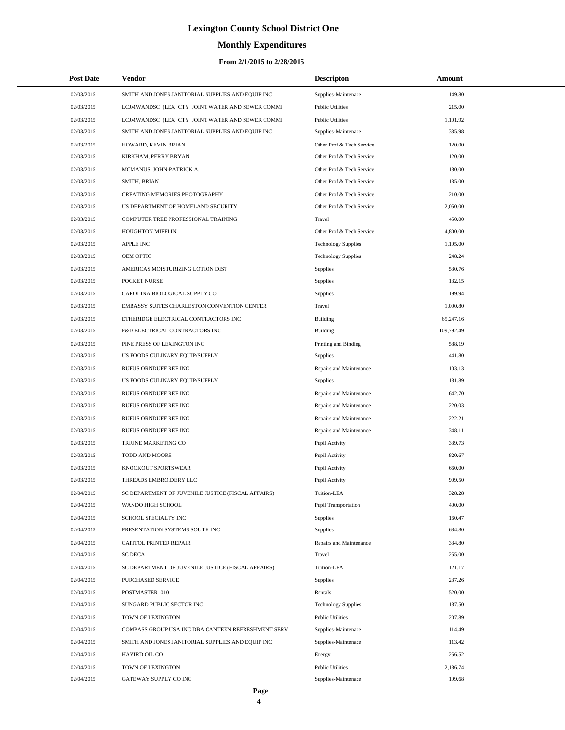# Lexington County School District One

## Monthly Expenditures

### From 2/1/2015 to 2/28/2015

| Post Date | Vendor | Descripton | Amount |
|---|---|---|---|
| 02/03/2015 | SMITH AND JONES JANITORIAL SUPPLIES AND EQUIP INC | Supplies-Maintenace | 149.80 |
| 02/03/2015 | LCJMWANDSC (LEX CTY JOINT WATER AND SEWER COMMI | Public Utilities | 215.00 |
| 02/03/2015 | LCJMWANDSC (LEX CTY JOINT WATER AND SEWER COMMI | Public Utilities | 1,101.92 |
| 02/03/2015 | SMITH AND JONES JANITORIAL SUPPLIES AND EQUIP INC | Supplies-Maintenace | 335.98 |
| 02/03/2015 | HOWARD, KEVIN BRIAN | Other Prof & Tech Service | 120.00 |
| 02/03/2015 | KIRKHAM, PERRY BRYAN | Other Prof & Tech Service | 120.00 |
| 02/03/2015 | MCMANUS, JOHN-PATRICK A. | Other Prof & Tech Service | 180.00 |
| 02/03/2015 | SMITH, BRIAN | Other Prof & Tech Service | 135.00 |
| 02/03/2015 | CREATING MEMORIES PHOTOGRAPHY | Other Prof & Tech Service | 210.00 |
| 02/03/2015 | US DEPARTMENT OF HOMELAND SECURITY | Other Prof & Tech Service | 2,050.00 |
| 02/03/2015 | COMPUTER TREE PROFESSIONAL TRAINING | Travel | 450.00 |
| 02/03/2015 | HOUGHTON MIFFLIN | Other Prof & Tech Service | 4,800.00 |
| 02/03/2015 | APPLE INC | Technology Supplies | 1,195.00 |
| 02/03/2015 | OEM OPTIC | Technology Supplies | 248.24 |
| 02/03/2015 | AMERICAS MOISTURIZING LOTION DIST | Supplies | 530.76 |
| 02/03/2015 | POCKET NURSE | Supplies | 132.15 |
| 02/03/2015 | CAROLINA BIOLOGICAL SUPPLY CO | Supplies | 199.94 |
| 02/03/2015 | EMBASSY SUITES CHARLESTON CONVENTION CENTER | Travel | 1,000.80 |
| 02/03/2015 | ETHERIDGE ELECTRICAL CONTRACTORS INC | Building | 65,247.16 |
| 02/03/2015 | F&D ELECTRICAL CONTRACTORS INC | Building | 109,792.49 |
| 02/03/2015 | PINE PRESS OF LEXINGTON INC | Printing and Binding | 588.19 |
| 02/03/2015 | US FOODS CULINARY EQUIP/SUPPLY | Supplies | 441.80 |
| 02/03/2015 | RUFUS ORNDUFF REF INC | Repairs and Maintenance | 103.13 |
| 02/03/2015 | US FOODS CULINARY EQUIP/SUPPLY | Supplies | 181.89 |
| 02/03/2015 | RUFUS ORNDUFF REF INC | Repairs and Maintenance | 642.70 |
| 02/03/2015 | RUFUS ORNDUFF REF INC | Repairs and Maintenance | 220.03 |
| 02/03/2015 | RUFUS ORNDUFF REF INC | Repairs and Maintenance | 222.21 |
| 02/03/2015 | RUFUS ORNDUFF REF INC | Repairs and Maintenance | 348.11 |
| 02/03/2015 | TRIUNE MARKETING CO | Pupil Activity | 339.73 |
| 02/03/2015 | TODD AND MOORE | Pupil Activity | 820.67 |
| 02/03/2015 | KNOCKOUT SPORTSWEAR | Pupil Activity | 660.00 |
| 02/03/2015 | THREADS EMBROIDERY LLC | Pupil Activity | 909.50 |
| 02/04/2015 | SC DEPARTMENT OF JUVENILE JUSTICE (FISCAL AFFAIRS) | Tuition-LEA | 328.28 |
| 02/04/2015 | WANDO HIGH SCHOOL | Pupil Transportation | 400.00 |
| 02/04/2015 | SCHOOL SPECIALTY INC | Supplies | 160.47 |
| 02/04/2015 | PRESENTATION SYSTEMS SOUTH INC | Supplies | 684.80 |
| 02/04/2015 | CAPITOL PRINTER REPAIR | Repairs and Maintenance | 334.80 |
| 02/04/2015 | SC DECA | Travel | 255.00 |
| 02/04/2015 | SC DEPARTMENT OF JUVENILE JUSTICE (FISCAL AFFAIRS) | Tuition-LEA | 121.17 |
| 02/04/2015 | PURCHASED SERVICE | Supplies | 237.26 |
| 02/04/2015 | POSTMASTER 010 | Rentals | 520.00 |
| 02/04/2015 | SUNGARD PUBLIC SECTOR INC | Technology Supplies | 187.50 |
| 02/04/2015 | TOWN OF LEXINGTON | Public Utilities | 207.89 |
| 02/04/2015 | COMPASS GROUP USA INC DBA CANTEEN REFRESHMENT SERV | Supplies-Maintenace | 114.49 |
| 02/04/2015 | SMITH AND JONES JANITORIAL SUPPLIES AND EQUIP INC | Supplies-Maintenace | 113.42 |
| 02/04/2015 | HAVIRD OIL CO | Energy | 256.52 |
| 02/04/2015 | TOWN OF LEXINGTON | Public Utilities | 2,186.74 |
| 02/04/2015 | GATEWAY SUPPLY CO INC | Supplies-Maintenace | 199.68 |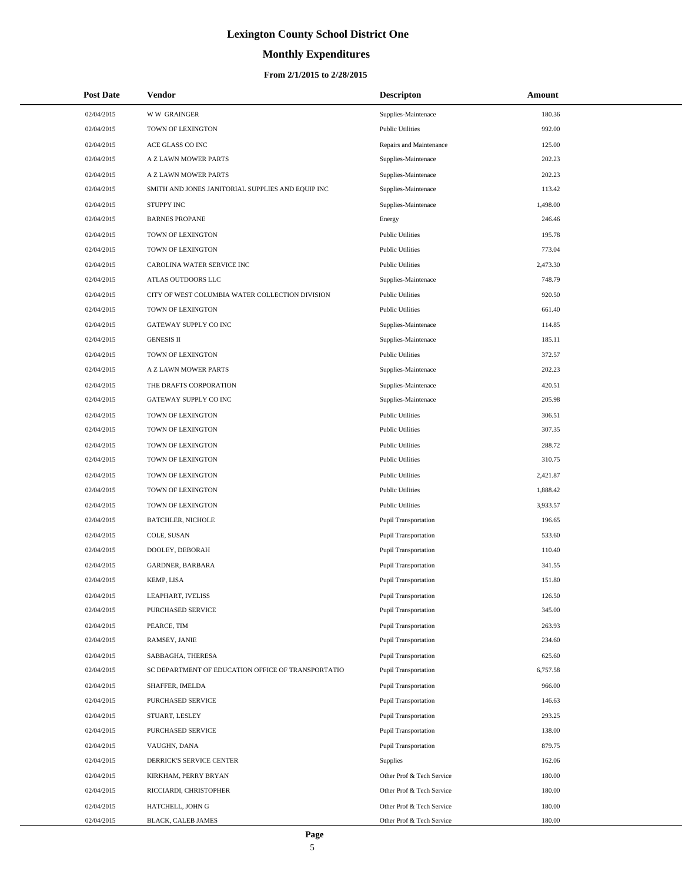# Lexington County School District One

## Monthly Expenditures

### From 2/1/2015 to 2/28/2015

| Post Date | Vendor | Descripton | Amount |
|---|---|---|---|
| 02/04/2015 | W W GRAINGER | Supplies-Maintenace | 180.36 |
| 02/04/2015 | TOWN OF LEXINGTON | Public Utilities | 992.00 |
| 02/04/2015 | ACE GLASS CO INC | Repairs and Maintenance | 125.00 |
| 02/04/2015 | A Z LAWN MOWER PARTS | Supplies-Maintenace | 202.23 |
| 02/04/2015 | A Z LAWN MOWER PARTS | Supplies-Maintenace | 202.23 |
| 02/04/2015 | SMITH AND JONES JANITORIAL SUPPLIES AND EQUIP INC | Supplies-Maintenace | 113.42 |
| 02/04/2015 | STUPPY INC | Supplies-Maintenace | 1,498.00 |
| 02/04/2015 | BARNES PROPANE | Energy | 246.46 |
| 02/04/2015 | TOWN OF LEXINGTON | Public Utilities | 195.78 |
| 02/04/2015 | TOWN OF LEXINGTON | Public Utilities | 773.04 |
| 02/04/2015 | CAROLINA WATER SERVICE INC | Public Utilities | 2,473.30 |
| 02/04/2015 | ATLAS OUTDOORS LLC | Supplies-Maintenace | 748.79 |
| 02/04/2015 | CITY OF WEST COLUMBIA WATER COLLECTION DIVISION | Public Utilities | 920.50 |
| 02/04/2015 | TOWN OF LEXINGTON | Public Utilities | 661.40 |
| 02/04/2015 | GATEWAY SUPPLY CO INC | Supplies-Maintenace | 114.85 |
| 02/04/2015 | GENESIS II | Supplies-Maintenace | 185.11 |
| 02/04/2015 | TOWN OF LEXINGTON | Public Utilities | 372.57 |
| 02/04/2015 | A Z LAWN MOWER PARTS | Supplies-Maintenace | 202.23 |
| 02/04/2015 | THE DRAFTS CORPORATION | Supplies-Maintenace | 420.51 |
| 02/04/2015 | GATEWAY SUPPLY CO INC | Supplies-Maintenace | 205.98 |
| 02/04/2015 | TOWN OF LEXINGTON | Public Utilities | 306.51 |
| 02/04/2015 | TOWN OF LEXINGTON | Public Utilities | 307.35 |
| 02/04/2015 | TOWN OF LEXINGTON | Public Utilities | 288.72 |
| 02/04/2015 | TOWN OF LEXINGTON | Public Utilities | 310.75 |
| 02/04/2015 | TOWN OF LEXINGTON | Public Utilities | 2,421.87 |
| 02/04/2015 | TOWN OF LEXINGTON | Public Utilities | 1,888.42 |
| 02/04/2015 | TOWN OF LEXINGTON | Public Utilities | 3,933.57 |
| 02/04/2015 | BATCHLER, NICHOLE | Pupil Transportation | 196.65 |
| 02/04/2015 | COLE, SUSAN | Pupil Transportation | 533.60 |
| 02/04/2015 | DOOLEY, DEBORAH | Pupil Transportation | 110.40 |
| 02/04/2015 | GARDNER, BARBARA | Pupil Transportation | 341.55 |
| 02/04/2015 | KEMP, LISA | Pupil Transportation | 151.80 |
| 02/04/2015 | LEAPHART, IVELISS | Pupil Transportation | 126.50 |
| 02/04/2015 | PURCHASED SERVICE | Pupil Transportation | 345.00 |
| 02/04/2015 | PEARCE, TIM | Pupil Transportation | 263.93 |
| 02/04/2015 | RAMSEY, JANIE | Pupil Transportation | 234.60 |
| 02/04/2015 | SABBAGHA, THERESA | Pupil Transportation | 625.60 |
| 02/04/2015 | SC DEPARTMENT OF EDUCATION OFFICE OF TRANSPORTATIO | Pupil Transportation | 6,757.58 |
| 02/04/2015 | SHAFFER, IMELDA | Pupil Transportation | 966.00 |
| 02/04/2015 | PURCHASED SERVICE | Pupil Transportation | 146.63 |
| 02/04/2015 | STUART, LESLEY | Pupil Transportation | 293.25 |
| 02/04/2015 | PURCHASED SERVICE | Pupil Transportation | 138.00 |
| 02/04/2015 | VAUGHN, DANA | Pupil Transportation | 879.75 |
| 02/04/2015 | DERRICK'S SERVICE CENTER | Supplies | 162.06 |
| 02/04/2015 | KIRKHAM, PERRY BRYAN | Other Prof & Tech Service | 180.00 |
| 02/04/2015 | RICCIARDI, CHRISTOPHER | Other Prof & Tech Service | 180.00 |
| 02/04/2015 | HATCHELL, JOHN G | Other Prof & Tech Service | 180.00 |
| 02/04/2015 | BLACK, CALEB JAMES | Other Prof & Tech Service | 180.00 |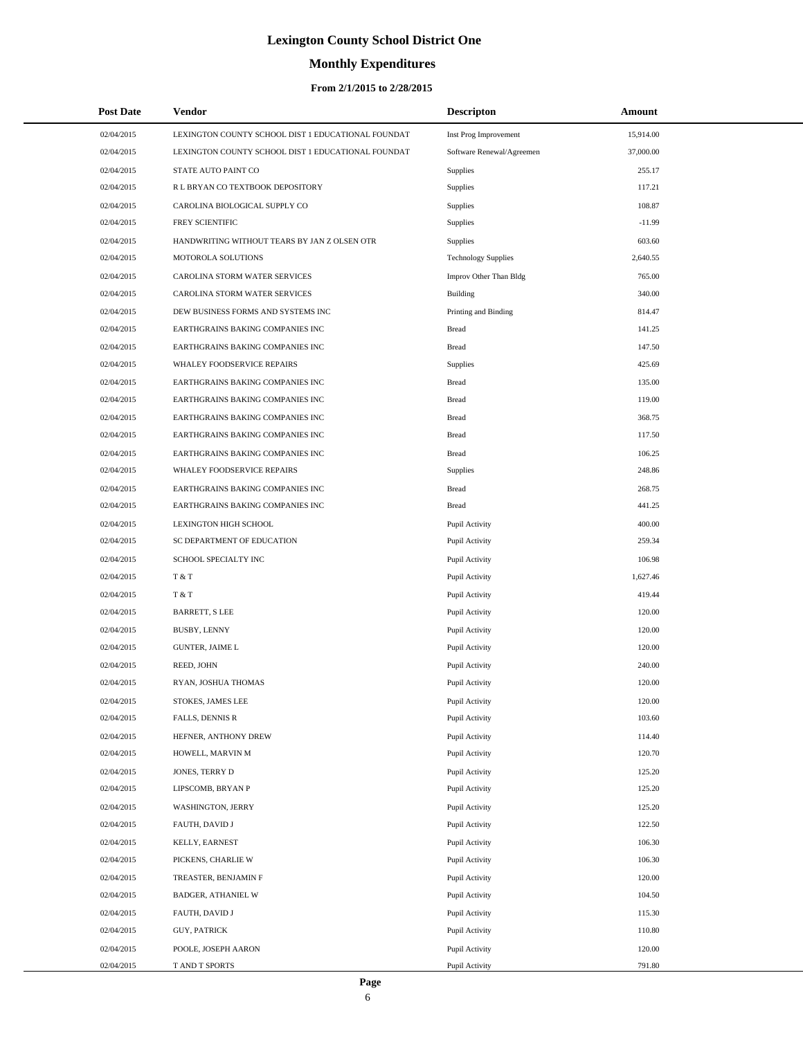# Lexington County School District One

## Monthly Expenditures

### From 2/1/2015 to 2/28/2015

| Post Date | Vendor | Descripton | Amount |
|---|---|---|---|
| 02/04/2015 | LEXINGTON COUNTY SCHOOL DIST 1 EDUCATIONAL FOUNDAT | Inst Prog Improvement | 15,914.00 |
| 02/04/2015 | LEXINGTON COUNTY SCHOOL DIST 1 EDUCATIONAL FOUNDAT | Software Renewal/Agreemen | 37,000.00 |
| 02/04/2015 | STATE AUTO PAINT CO | Supplies | 255.17 |
| 02/04/2015 | R L BRYAN CO TEXTBOOK DEPOSITORY | Supplies | 117.21 |
| 02/04/2015 | CAROLINA BIOLOGICAL SUPPLY CO | Supplies | 108.87 |
| 02/04/2015 | FREY SCIENTIFIC | Supplies | -11.99 |
| 02/04/2015 | HANDWRITING WITHOUT TEARS BY JAN Z OLSEN OTR | Supplies | 603.60 |
| 02/04/2015 | MOTOROLA SOLUTIONS | Technology Supplies | 2,640.55 |
| 02/04/2015 | CAROLINA STORM WATER SERVICES | Improv Other Than Bldg | 765.00 |
| 02/04/2015 | CAROLINA STORM WATER SERVICES | Building | 340.00 |
| 02/04/2015 | DEW BUSINESS FORMS AND SYSTEMS INC | Printing and Binding | 814.47 |
| 02/04/2015 | EARTHGRAINS BAKING COMPANIES INC | Bread | 141.25 |
| 02/04/2015 | EARTHGRAINS BAKING COMPANIES INC | Bread | 147.50 |
| 02/04/2015 | WHALEY FOODSERVICE REPAIRS | Supplies | 425.69 |
| 02/04/2015 | EARTHGRAINS BAKING COMPANIES INC | Bread | 135.00 |
| 02/04/2015 | EARTHGRAINS BAKING COMPANIES INC | Bread | 119.00 |
| 02/04/2015 | EARTHGRAINS BAKING COMPANIES INC | Bread | 368.75 |
| 02/04/2015 | EARTHGRAINS BAKING COMPANIES INC | Bread | 117.50 |
| 02/04/2015 | EARTHGRAINS BAKING COMPANIES INC | Bread | 106.25 |
| 02/04/2015 | WHALEY FOODSERVICE REPAIRS | Supplies | 248.86 |
| 02/04/2015 | EARTHGRAINS BAKING COMPANIES INC | Bread | 268.75 |
| 02/04/2015 | EARTHGRAINS BAKING COMPANIES INC | Bread | 441.25 |
| 02/04/2015 | LEXINGTON HIGH SCHOOL | Pupil Activity | 400.00 |
| 02/04/2015 | SC DEPARTMENT OF EDUCATION | Pupil Activity | 259.34 |
| 02/04/2015 | SCHOOL SPECIALTY INC | Pupil Activity | 106.98 |
| 02/04/2015 | T & T | Pupil Activity | 1,627.46 |
| 02/04/2015 | T & T | Pupil Activity | 419.44 |
| 02/04/2015 | BARRETT, S LEE | Pupil Activity | 120.00 |
| 02/04/2015 | BUSBY, LENNY | Pupil Activity | 120.00 |
| 02/04/2015 | GUNTER, JAIME L | Pupil Activity | 120.00 |
| 02/04/2015 | REED, JOHN | Pupil Activity | 240.00 |
| 02/04/2015 | RYAN, JOSHUA THOMAS | Pupil Activity | 120.00 |
| 02/04/2015 | STOKES, JAMES LEE | Pupil Activity | 120.00 |
| 02/04/2015 | FALLS, DENNIS R | Pupil Activity | 103.60 |
| 02/04/2015 | HEFNER, ANTHONY DREW | Pupil Activity | 114.40 |
| 02/04/2015 | HOWELL, MARVIN M | Pupil Activity | 120.70 |
| 02/04/2015 | JONES, TERRY D | Pupil Activity | 125.20 |
| 02/04/2015 | LIPSCOMB, BRYAN P | Pupil Activity | 125.20 |
| 02/04/2015 | WASHINGTON, JERRY | Pupil Activity | 125.20 |
| 02/04/2015 | FAUTH, DAVID J | Pupil Activity | 122.50 |
| 02/04/2015 | KELLY, EARNEST | Pupil Activity | 106.30 |
| 02/04/2015 | PICKENS, CHARLIE W | Pupil Activity | 106.30 |
| 02/04/2015 | TREASTER, BENJAMIN F | Pupil Activity | 120.00 |
| 02/04/2015 | BADGER, ATHANIEL W | Pupil Activity | 104.50 |
| 02/04/2015 | FAUTH, DAVID J | Pupil Activity | 115.30 |
| 02/04/2015 | GUY, PATRICK | Pupil Activity | 110.80 |
| 02/04/2015 | POOLE, JOSEPH AARON | Pupil Activity | 120.00 |
| 02/04/2015 | T AND T SPORTS | Pupil Activity | 791.80 |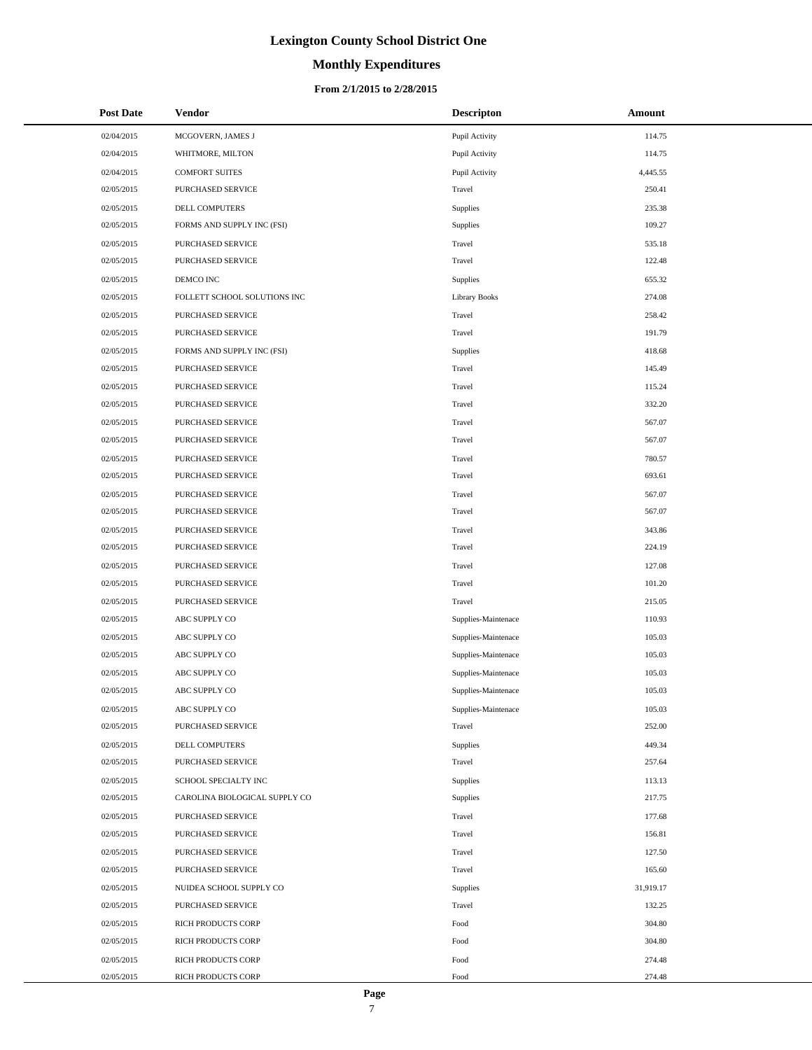# Lexington County School District One

## Monthly Expenditures

### From 2/1/2015 to 2/28/2015

| Post Date | Vendor | Descripton | Amount |
|---|---|---|---|
| 02/04/2015 | MCGOVERN, JAMES J | Pupil Activity | 114.75 |
| 02/04/2015 | WHITMORE, MILTON | Pupil Activity | 114.75 |
| 02/04/2015 | COMFORT SUITES | Pupil Activity | 4,445.55 |
| 02/05/2015 | PURCHASED SERVICE | Travel | 250.41 |
| 02/05/2015 | DELL COMPUTERS | Supplies | 235.38 |
| 02/05/2015 | FORMS AND SUPPLY INC (FSI) | Supplies | 109.27 |
| 02/05/2015 | PURCHASED SERVICE | Travel | 535.18 |
| 02/05/2015 | PURCHASED SERVICE | Travel | 122.48 |
| 02/05/2015 | DEMCO INC | Supplies | 655.32 |
| 02/05/2015 | FOLLETT SCHOOL SOLUTIONS INC | Library Books | 274.08 |
| 02/05/2015 | PURCHASED SERVICE | Travel | 258.42 |
| 02/05/2015 | PURCHASED SERVICE | Travel | 191.79 |
| 02/05/2015 | FORMS AND SUPPLY INC (FSI) | Supplies | 418.68 |
| 02/05/2015 | PURCHASED SERVICE | Travel | 145.49 |
| 02/05/2015 | PURCHASED SERVICE | Travel | 115.24 |
| 02/05/2015 | PURCHASED SERVICE | Travel | 332.20 |
| 02/05/2015 | PURCHASED SERVICE | Travel | 567.07 |
| 02/05/2015 | PURCHASED SERVICE | Travel | 567.07 |
| 02/05/2015 | PURCHASED SERVICE | Travel | 780.57 |
| 02/05/2015 | PURCHASED SERVICE | Travel | 693.61 |
| 02/05/2015 | PURCHASED SERVICE | Travel | 567.07 |
| 02/05/2015 | PURCHASED SERVICE | Travel | 567.07 |
| 02/05/2015 | PURCHASED SERVICE | Travel | 343.86 |
| 02/05/2015 | PURCHASED SERVICE | Travel | 224.19 |
| 02/05/2015 | PURCHASED SERVICE | Travel | 127.08 |
| 02/05/2015 | PURCHASED SERVICE | Travel | 101.20 |
| 02/05/2015 | PURCHASED SERVICE | Travel | 215.05 |
| 02/05/2015 | ABC SUPPLY CO | Supplies-Maintenace | 110.93 |
| 02/05/2015 | ABC SUPPLY CO | Supplies-Maintenace | 105.03 |
| 02/05/2015 | ABC SUPPLY CO | Supplies-Maintenace | 105.03 |
| 02/05/2015 | ABC SUPPLY CO | Supplies-Maintenace | 105.03 |
| 02/05/2015 | ABC SUPPLY CO | Supplies-Maintenace | 105.03 |
| 02/05/2015 | ABC SUPPLY CO | Supplies-Maintenace | 105.03 |
| 02/05/2015 | PURCHASED SERVICE | Travel | 252.00 |
| 02/05/2015 | DELL COMPUTERS | Supplies | 449.34 |
| 02/05/2015 | PURCHASED SERVICE | Travel | 257.64 |
| 02/05/2015 | SCHOOL SPECIALTY INC | Supplies | 113.13 |
| 02/05/2015 | CAROLINA BIOLOGICAL SUPPLY CO | Supplies | 217.75 |
| 02/05/2015 | PURCHASED SERVICE | Travel | 177.68 |
| 02/05/2015 | PURCHASED SERVICE | Travel | 156.81 |
| 02/05/2015 | PURCHASED SERVICE | Travel | 127.50 |
| 02/05/2015 | PURCHASED SERVICE | Travel | 165.60 |
| 02/05/2015 | NUIDEA SCHOOL SUPPLY CO | Supplies | 31,919.17 |
| 02/05/2015 | PURCHASED SERVICE | Travel | 132.25 |
| 02/05/2015 | RICH PRODUCTS CORP | Food | 304.80 |
| 02/05/2015 | RICH PRODUCTS CORP | Food | 304.80 |
| 02/05/2015 | RICH PRODUCTS CORP | Food | 274.48 |
| 02/05/2015 | RICH PRODUCTS CORP | Food | 274.48 |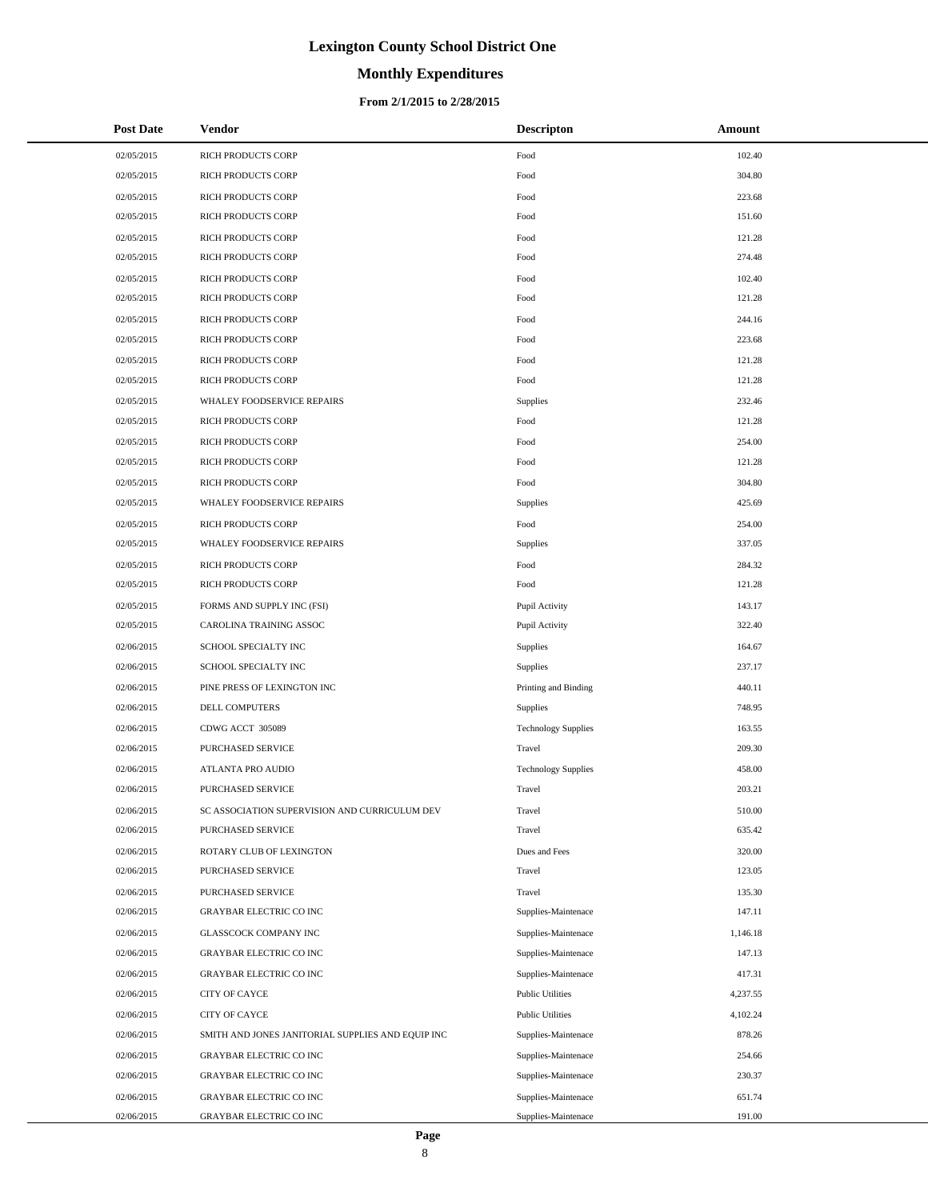# Lexington County School District One

## Monthly Expenditures

### From 2/1/2015 to 2/28/2015

| Post Date | Vendor | Descripton | Amount |
|---|---|---|---|
| 02/05/2015 | RICH PRODUCTS CORP | Food | 102.40 |
| 02/05/2015 | RICH PRODUCTS CORP | Food | 304.80 |
| 02/05/2015 | RICH PRODUCTS CORP | Food | 223.68 |
| 02/05/2015 | RICH PRODUCTS CORP | Food | 151.60 |
| 02/05/2015 | RICH PRODUCTS CORP | Food | 121.28 |
| 02/05/2015 | RICH PRODUCTS CORP | Food | 274.48 |
| 02/05/2015 | RICH PRODUCTS CORP | Food | 102.40 |
| 02/05/2015 | RICH PRODUCTS CORP | Food | 121.28 |
| 02/05/2015 | RICH PRODUCTS CORP | Food | 244.16 |
| 02/05/2015 | RICH PRODUCTS CORP | Food | 223.68 |
| 02/05/2015 | RICH PRODUCTS CORP | Food | 121.28 |
| 02/05/2015 | RICH PRODUCTS CORP | Food | 121.28 |
| 02/05/2015 | WHALEY FOODSERVICE REPAIRS | Supplies | 232.46 |
| 02/05/2015 | RICH PRODUCTS CORP | Food | 121.28 |
| 02/05/2015 | RICH PRODUCTS CORP | Food | 254.00 |
| 02/05/2015 | RICH PRODUCTS CORP | Food | 121.28 |
| 02/05/2015 | RICH PRODUCTS CORP | Food | 304.80 |
| 02/05/2015 | WHALEY FOODSERVICE REPAIRS | Supplies | 425.69 |
| 02/05/2015 | RICH PRODUCTS CORP | Food | 254.00 |
| 02/05/2015 | WHALEY FOODSERVICE REPAIRS | Supplies | 337.05 |
| 02/05/2015 | RICH PRODUCTS CORP | Food | 284.32 |
| 02/05/2015 | RICH PRODUCTS CORP | Food | 121.28 |
| 02/05/2015 | FORMS AND SUPPLY INC (FSI) | Pupil Activity | 143.17 |
| 02/05/2015 | CAROLINA TRAINING ASSOC | Pupil Activity | 322.40 |
| 02/06/2015 | SCHOOL SPECIALTY INC | Supplies | 164.67 |
| 02/06/2015 | SCHOOL SPECIALTY INC | Supplies | 237.17 |
| 02/06/2015 | PINE PRESS OF LEXINGTON INC | Printing and Binding | 440.11 |
| 02/06/2015 | DELL COMPUTERS | Supplies | 748.95 |
| 02/06/2015 | CDWG ACCT 305089 | Technology Supplies | 163.55 |
| 02/06/2015 | PURCHASED SERVICE | Travel | 209.30 |
| 02/06/2015 | ATLANTA PRO AUDIO | Technology Supplies | 458.00 |
| 02/06/2015 | PURCHASED SERVICE | Travel | 203.21 |
| 02/06/2015 | SC ASSOCIATION SUPERVISION AND CURRICULUM DEV | Travel | 510.00 |
| 02/06/2015 | PURCHASED SERVICE | Travel | 635.42 |
| 02/06/2015 | ROTARY CLUB OF LEXINGTON | Dues and Fees | 320.00 |
| 02/06/2015 | PURCHASED SERVICE | Travel | 123.05 |
| 02/06/2015 | PURCHASED SERVICE | Travel | 135.30 |
| 02/06/2015 | GRAYBAR ELECTRIC CO INC | Supplies-Maintenace | 147.11 |
| 02/06/2015 | GLASSCOCK COMPANY INC | Supplies-Maintenace | 1,146.18 |
| 02/06/2015 | GRAYBAR ELECTRIC CO INC | Supplies-Maintenace | 147.13 |
| 02/06/2015 | GRAYBAR ELECTRIC CO INC | Supplies-Maintenace | 417.31 |
| 02/06/2015 | CITY OF CAYCE | Public Utilities | 4,237.55 |
| 02/06/2015 | CITY OF CAYCE | Public Utilities | 4,102.24 |
| 02/06/2015 | SMITH AND JONES JANITORIAL SUPPLIES AND EQUIP INC | Supplies-Maintenace | 878.26 |
| 02/06/2015 | GRAYBAR ELECTRIC CO INC | Supplies-Maintenace | 254.66 |
| 02/06/2015 | GRAYBAR ELECTRIC CO INC | Supplies-Maintenace | 230.37 |
| 02/06/2015 | GRAYBAR ELECTRIC CO INC | Supplies-Maintenace | 651.74 |
| 02/06/2015 | GRAYBAR ELECTRIC CO INC | Supplies-Maintenace | 191.00 |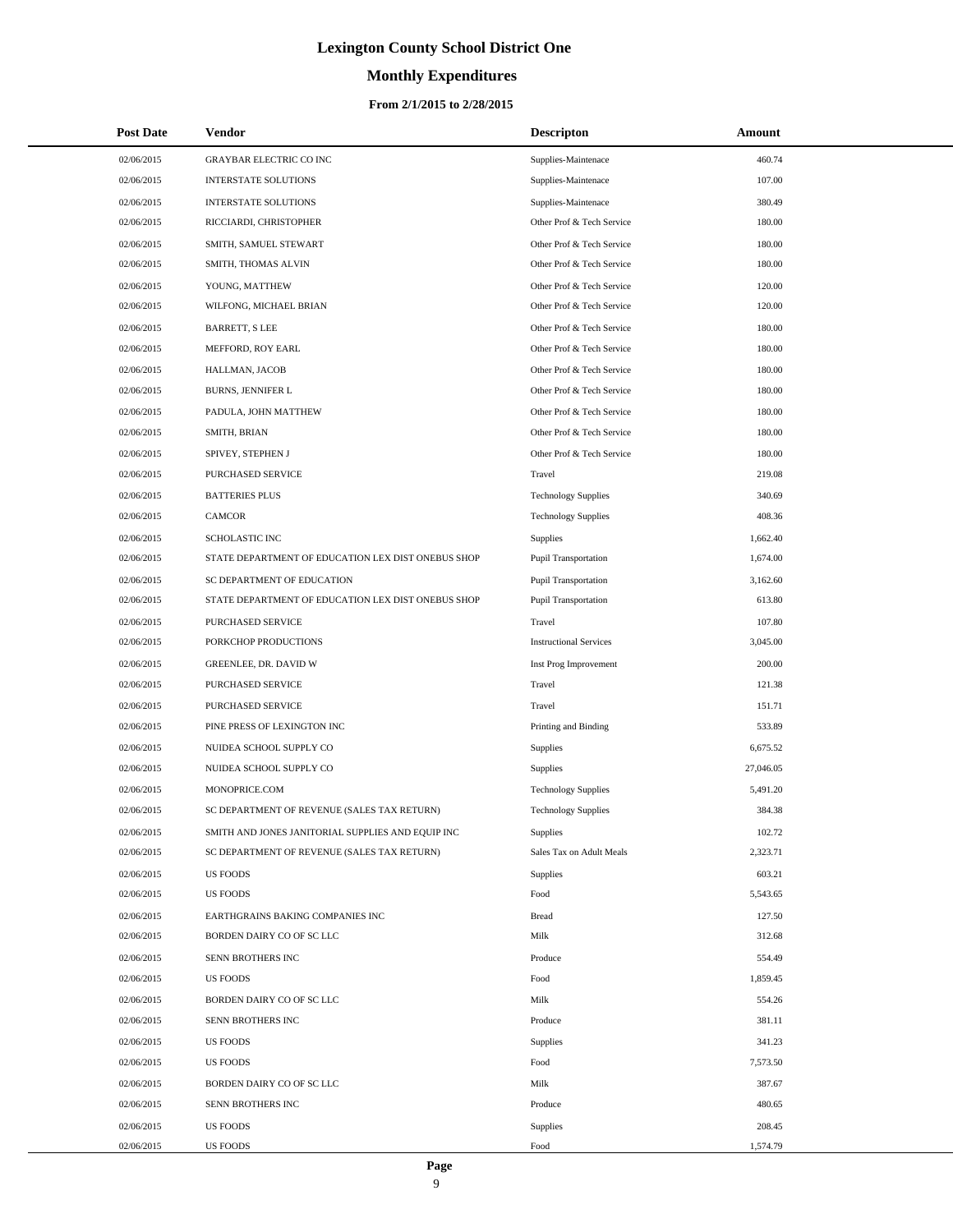# Lexington County School District One

## Monthly Expenditures

### From 2/1/2015 to 2/28/2015

| Post Date | Vendor | Descripton | Amount |
|---|---|---|---|
| 02/06/2015 | GRAYBAR ELECTRIC CO INC | Supplies-Maintenace | 460.74 |
| 02/06/2015 | INTERSTATE SOLUTIONS | Supplies-Maintenace | 107.00 |
| 02/06/2015 | INTERSTATE SOLUTIONS | Supplies-Maintenace | 380.49 |
| 02/06/2015 | RICCIARDI, CHRISTOPHER | Other Prof & Tech Service | 180.00 |
| 02/06/2015 | SMITH, SAMUEL STEWART | Other Prof & Tech Service | 180.00 |
| 02/06/2015 | SMITH, THOMAS ALVIN | Other Prof & Tech Service | 180.00 |
| 02/06/2015 | YOUNG, MATTHEW | Other Prof & Tech Service | 120.00 |
| 02/06/2015 | WILFONG, MICHAEL BRIAN | Other Prof & Tech Service | 120.00 |
| 02/06/2015 | BARRETT, S LEE | Other Prof & Tech Service | 180.00 |
| 02/06/2015 | MEFFORD, ROY EARL | Other Prof & Tech Service | 180.00 |
| 02/06/2015 | HALLMAN, JACOB | Other Prof & Tech Service | 180.00 |
| 02/06/2015 | BURNS, JENNIFER L | Other Prof & Tech Service | 180.00 |
| 02/06/2015 | PADULA, JOHN MATTHEW | Other Prof & Tech Service | 180.00 |
| 02/06/2015 | SMITH, BRIAN | Other Prof & Tech Service | 180.00 |
| 02/06/2015 | SPIVEY, STEPHEN J | Other Prof & Tech Service | 180.00 |
| 02/06/2015 | PURCHASED SERVICE | Travel | 219.08 |
| 02/06/2015 | BATTERIES PLUS | Technology Supplies | 340.69 |
| 02/06/2015 | CAMCOR | Technology Supplies | 408.36 |
| 02/06/2015 | SCHOLASTIC INC | Supplies | 1,662.40 |
| 02/06/2015 | STATE DEPARTMENT OF EDUCATION LEX DIST ONEBUS SHOP | Pupil Transportation | 1,674.00 |
| 02/06/2015 | SC DEPARTMENT OF EDUCATION | Pupil Transportation | 3,162.60 |
| 02/06/2015 | STATE DEPARTMENT OF EDUCATION LEX DIST ONEBUS SHOP | Pupil Transportation | 613.80 |
| 02/06/2015 | PURCHASED SERVICE | Travel | 107.80 |
| 02/06/2015 | PORKCHOP PRODUCTIONS | Instructional Services | 3,045.00 |
| 02/06/2015 | GREENLEE, DR. DAVID W | Inst Prog Improvement | 200.00 |
| 02/06/2015 | PURCHASED SERVICE | Travel | 121.38 |
| 02/06/2015 | PURCHASED SERVICE | Travel | 151.71 |
| 02/06/2015 | PINE PRESS OF LEXINGTON INC | Printing and Binding | 533.89 |
| 02/06/2015 | NUIDEA SCHOOL SUPPLY CO | Supplies | 6,675.52 |
| 02/06/2015 | NUIDEA SCHOOL SUPPLY CO | Supplies | 27,046.05 |
| 02/06/2015 | MONOPRICE.COM | Technology Supplies | 5,491.20 |
| 02/06/2015 | SC DEPARTMENT OF REVENUE (SALES TAX RETURN) | Technology Supplies | 384.38 |
| 02/06/2015 | SMITH AND JONES JANITORIAL SUPPLIES AND EQUIP INC | Supplies | 102.72 |
| 02/06/2015 | SC DEPARTMENT OF REVENUE (SALES TAX RETURN) | Sales Tax on Adult Meals | 2,323.71 |
| 02/06/2015 | US FOODS | Supplies | 603.21 |
| 02/06/2015 | US FOODS | Food | 5,543.65 |
| 02/06/2015 | EARTHGRAINS BAKING COMPANIES INC | Bread | 127.50 |
| 02/06/2015 | BORDEN DAIRY CO OF SC LLC | Milk | 312.68 |
| 02/06/2015 | SENN BROTHERS INC | Produce | 554.49 |
| 02/06/2015 | US FOODS | Food | 1,859.45 |
| 02/06/2015 | BORDEN DAIRY CO OF SC LLC | Milk | 554.26 |
| 02/06/2015 | SENN BROTHERS INC | Produce | 381.11 |
| 02/06/2015 | US FOODS | Supplies | 341.23 |
| 02/06/2015 | US FOODS | Food | 7,573.50 |
| 02/06/2015 | BORDEN DAIRY CO OF SC LLC | Milk | 387.67 |
| 02/06/2015 | SENN BROTHERS INC | Produce | 480.65 |
| 02/06/2015 | US FOODS | Supplies | 208.45 |
| 02/06/2015 | US FOODS | Food | 1,574.79 |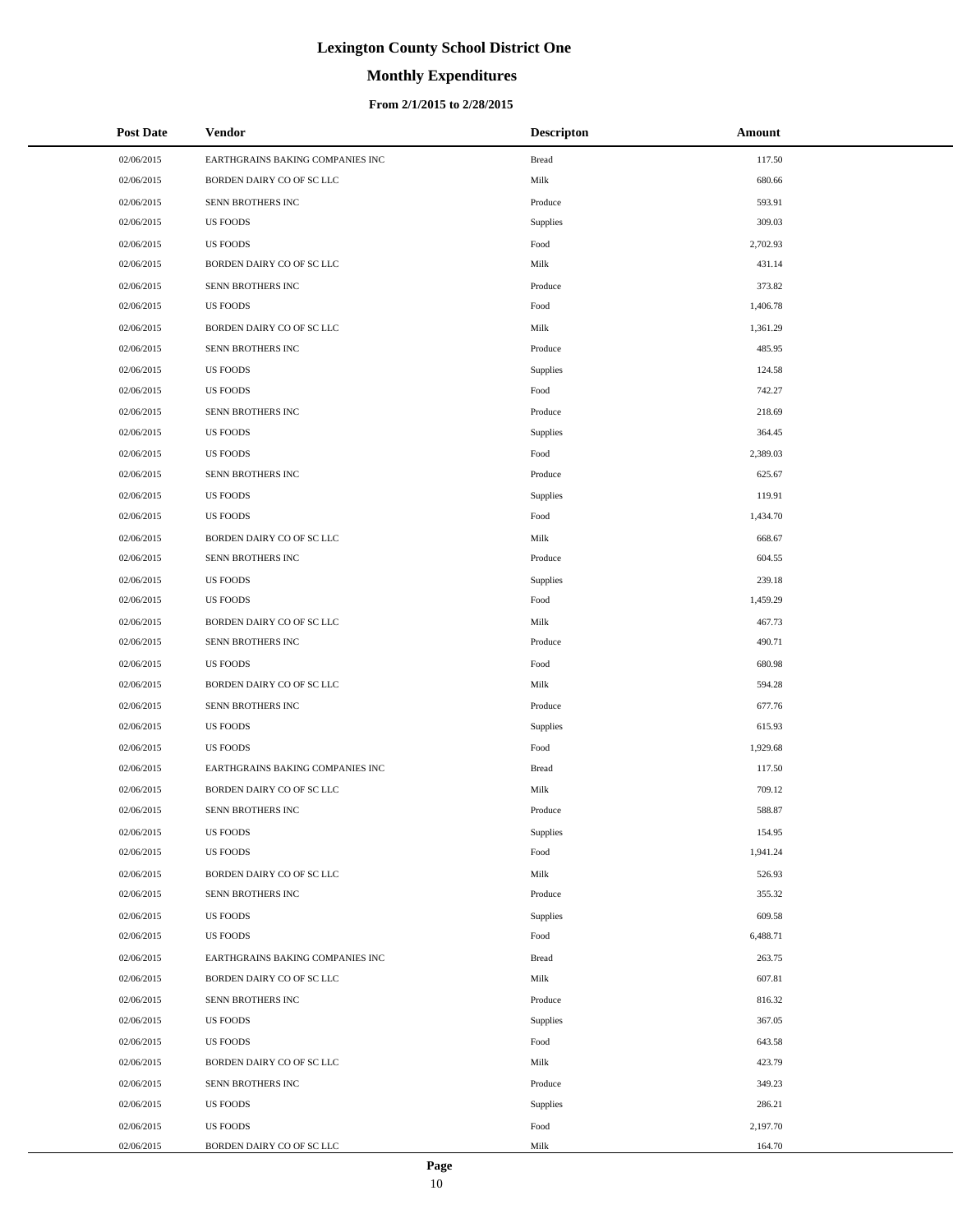# Lexington County School District One

## Monthly Expenditures

### From 2/1/2015 to 2/28/2015

| Post Date | Vendor | Descripton | Amount |
|---|---|---|---|
| 02/06/2015 | EARTHGRAINS BAKING COMPANIES INC | Bread | 117.50 |
| 02/06/2015 | BORDEN DAIRY CO OF SC LLC | Milk | 680.66 |
| 02/06/2015 | SENN BROTHERS INC | Produce | 593.91 |
| 02/06/2015 | US FOODS | Supplies | 309.03 |
| 02/06/2015 | US FOODS | Food | 2,702.93 |
| 02/06/2015 | BORDEN DAIRY CO OF SC LLC | Milk | 431.14 |
| 02/06/2015 | SENN BROTHERS INC | Produce | 373.82 |
| 02/06/2015 | US FOODS | Food | 1,406.78 |
| 02/06/2015 | BORDEN DAIRY CO OF SC LLC | Milk | 1,361.29 |
| 02/06/2015 | SENN BROTHERS INC | Produce | 485.95 |
| 02/06/2015 | US FOODS | Supplies | 124.58 |
| 02/06/2015 | US FOODS | Food | 742.27 |
| 02/06/2015 | SENN BROTHERS INC | Produce | 218.69 |
| 02/06/2015 | US FOODS | Supplies | 364.45 |
| 02/06/2015 | US FOODS | Food | 2,389.03 |
| 02/06/2015 | SENN BROTHERS INC | Produce | 625.67 |
| 02/06/2015 | US FOODS | Supplies | 119.91 |
| 02/06/2015 | US FOODS | Food | 1,434.70 |
| 02/06/2015 | BORDEN DAIRY CO OF SC LLC | Milk | 668.67 |
| 02/06/2015 | SENN BROTHERS INC | Produce | 604.55 |
| 02/06/2015 | US FOODS | Supplies | 239.18 |
| 02/06/2015 | US FOODS | Food | 1,459.29 |
| 02/06/2015 | BORDEN DAIRY CO OF SC LLC | Milk | 467.73 |
| 02/06/2015 | SENN BROTHERS INC | Produce | 490.71 |
| 02/06/2015 | US FOODS | Food | 680.98 |
| 02/06/2015 | BORDEN DAIRY CO OF SC LLC | Milk | 594.28 |
| 02/06/2015 | SENN BROTHERS INC | Produce | 677.76 |
| 02/06/2015 | US FOODS | Supplies | 615.93 |
| 02/06/2015 | US FOODS | Food | 1,929.68 |
| 02/06/2015 | EARTHGRAINS BAKING COMPANIES INC | Bread | 117.50 |
| 02/06/2015 | BORDEN DAIRY CO OF SC LLC | Milk | 709.12 |
| 02/06/2015 | SENN BROTHERS INC | Produce | 588.87 |
| 02/06/2015 | US FOODS | Supplies | 154.95 |
| 02/06/2015 | US FOODS | Food | 1,941.24 |
| 02/06/2015 | BORDEN DAIRY CO OF SC LLC | Milk | 526.93 |
| 02/06/2015 | SENN BROTHERS INC | Produce | 355.32 |
| 02/06/2015 | US FOODS | Supplies | 609.58 |
| 02/06/2015 | US FOODS | Food | 6,488.71 |
| 02/06/2015 | EARTHGRAINS BAKING COMPANIES INC | Bread | 263.75 |
| 02/06/2015 | BORDEN DAIRY CO OF SC LLC | Milk | 607.81 |
| 02/06/2015 | SENN BROTHERS INC | Produce | 816.32 |
| 02/06/2015 | US FOODS | Supplies | 367.05 |
| 02/06/2015 | US FOODS | Food | 643.58 |
| 02/06/2015 | BORDEN DAIRY CO OF SC LLC | Milk | 423.79 |
| 02/06/2015 | SENN BROTHERS INC | Produce | 349.23 |
| 02/06/2015 | US FOODS | Supplies | 286.21 |
| 02/06/2015 | US FOODS | Food | 2,197.70 |
| 02/06/2015 | BORDEN DAIRY CO OF SC LLC | Milk | 164.70 |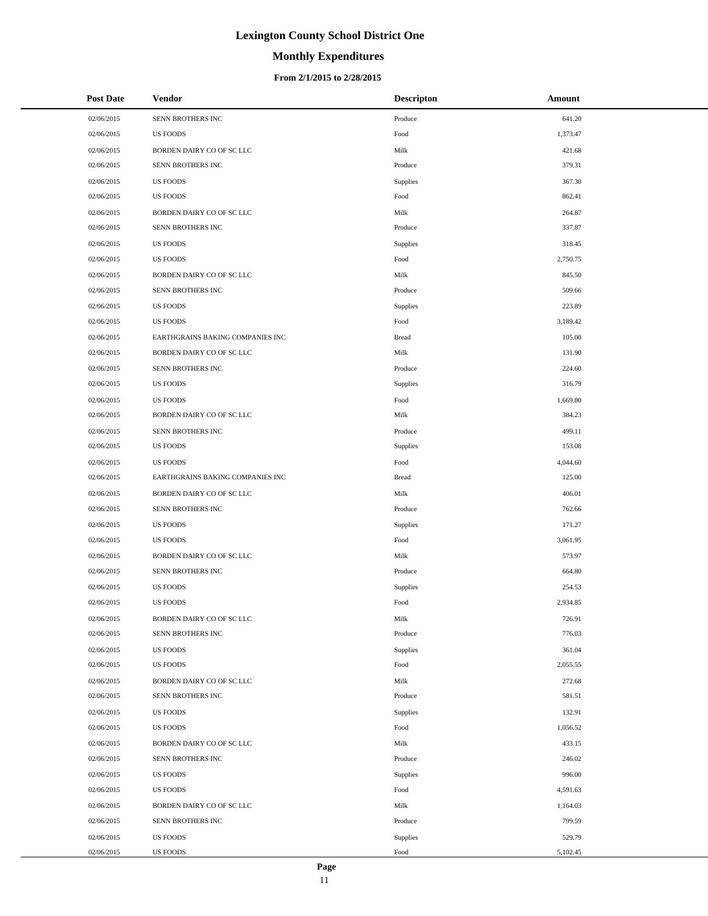# Lexington County School District One

## Monthly Expenditures

### From 2/1/2015 to 2/28/2015

| Post Date | Vendor | Descripton | Amount |
|---|---|---|---|
| 02/06/2015 | SENN BROTHERS INC | Produce | 641.20 |
| 02/06/2015 | US FOODS | Food | 1,373.47 |
| 02/06/2015 | BORDEN DAIRY CO OF SC LLC | Milk | 421.68 |
| 02/06/2015 | SENN BROTHERS INC | Produce | 379.31 |
| 02/06/2015 | US FOODS | Supplies | 367.30 |
| 02/06/2015 | US FOODS | Food | 862.41 |
| 02/06/2015 | BORDEN DAIRY CO OF SC LLC | Milk | 264.87 |
| 02/06/2015 | SENN BROTHERS INC | Produce | 337.87 |
| 02/06/2015 | US FOODS | Supplies | 318.45 |
| 02/06/2015 | US FOODS | Food | 2,750.75 |
| 02/06/2015 | BORDEN DAIRY CO OF SC LLC | Milk | 845.50 |
| 02/06/2015 | SENN BROTHERS INC | Produce | 509.66 |
| 02/06/2015 | US FOODS | Supplies | 223.89 |
| 02/06/2015 | US FOODS | Food | 3,189.42 |
| 02/06/2015 | EARTHGRAINS BAKING COMPANIES INC | Bread | 105.00 |
| 02/06/2015 | BORDEN DAIRY CO OF SC LLC | Milk | 131.90 |
| 02/06/2015 | SENN BROTHERS INC | Produce | 224.60 |
| 02/06/2015 | US FOODS | Supplies | 316.79 |
| 02/06/2015 | US FOODS | Food | 1,669.80 |
| 02/06/2015 | BORDEN DAIRY CO OF SC LLC | Milk | 384.23 |
| 02/06/2015 | SENN BROTHERS INC | Produce | 499.11 |
| 02/06/2015 | US FOODS | Supplies | 153.08 |
| 02/06/2015 | US FOODS | Food | 4,044.60 |
| 02/06/2015 | EARTHGRAINS BAKING COMPANIES INC | Bread | 125.00 |
| 02/06/2015 | BORDEN DAIRY CO OF SC LLC | Milk | 406.01 |
| 02/06/2015 | SENN BROTHERS INC | Produce | 762.66 |
| 02/06/2015 | US FOODS | Supplies | 171.27 |
| 02/06/2015 | US FOODS | Food | 3,061.95 |
| 02/06/2015 | BORDEN DAIRY CO OF SC LLC | Milk | 573.97 |
| 02/06/2015 | SENN BROTHERS INC | Produce | 664.80 |
| 02/06/2015 | US FOODS | Supplies | 254.53 |
| 02/06/2015 | US FOODS | Food | 2,934.85 |
| 02/06/2015 | BORDEN DAIRY CO OF SC LLC | Milk | 726.91 |
| 02/06/2015 | SENN BROTHERS INC | Produce | 776.03 |
| 02/06/2015 | US FOODS | Supplies | 361.04 |
| 02/06/2015 | US FOODS | Food | 2,055.55 |
| 02/06/2015 | BORDEN DAIRY CO OF SC LLC | Milk | 272.68 |
| 02/06/2015 | SENN BROTHERS INC | Produce | 581.51 |
| 02/06/2015 | US FOODS | Supplies | 132.91 |
| 02/06/2015 | US FOODS | Food | 1,056.52 |
| 02/06/2015 | BORDEN DAIRY CO OF SC LLC | Milk | 433.15 |
| 02/06/2015 | SENN BROTHERS INC | Produce | 246.02 |
| 02/06/2015 | US FOODS | Supplies | 996.00 |
| 02/06/2015 | US FOODS | Food | 4,591.63 |
| 02/06/2015 | BORDEN DAIRY CO OF SC LLC | Milk | 1,164.03 |
| 02/06/2015 | SENN BROTHERS INC | Produce | 799.59 |
| 02/06/2015 | US FOODS | Supplies | 529.79 |
| 02/06/2015 | US FOODS | Food | 5,102.45 |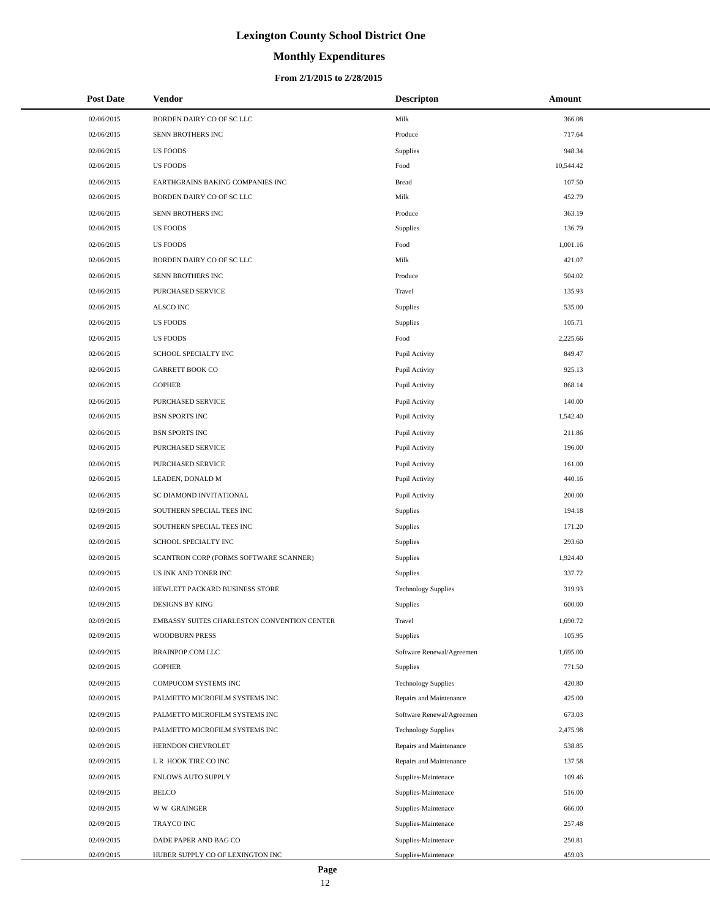# Lexington County School District One

## Monthly Expenditures

### From 2/1/2015 to 2/28/2015

| Post Date | Vendor | Descripton | Amount |
|---|---|---|---|
| 02/06/2015 | BORDEN DAIRY CO OF SC LLC | Milk | 366.08 |
| 02/06/2015 | SENN BROTHERS INC | Produce | 717.64 |
| 02/06/2015 | US FOODS | Supplies | 948.34 |
| 02/06/2015 | US FOODS | Food | 10,544.42 |
| 02/06/2015 | EARTHGRAINS BAKING COMPANIES INC | Bread | 107.50 |
| 02/06/2015 | BORDEN DAIRY CO OF SC LLC | Milk | 452.79 |
| 02/06/2015 | SENN BROTHERS INC | Produce | 363.19 |
| 02/06/2015 | US FOODS | Supplies | 136.79 |
| 02/06/2015 | US FOODS | Food | 1,001.16 |
| 02/06/2015 | BORDEN DAIRY CO OF SC LLC | Milk | 421.07 |
| 02/06/2015 | SENN BROTHERS INC | Produce | 504.02 |
| 02/06/2015 | PURCHASED SERVICE | Travel | 135.93 |
| 02/06/2015 | ALSCO INC | Supplies | 535.00 |
| 02/06/2015 | US FOODS | Supplies | 105.71 |
| 02/06/2015 | US FOODS | Food | 2,225.66 |
| 02/06/2015 | SCHOOL SPECIALTY INC | Pupil Activity | 849.47 |
| 02/06/2015 | GARRETT BOOK CO | Pupil Activity | 925.13 |
| 02/06/2015 | GOPHER | Pupil Activity | 868.14 |
| 02/06/2015 | PURCHASED SERVICE | Pupil Activity | 140.00 |
| 02/06/2015 | BSN SPORTS INC | Pupil Activity | 1,542.40 |
| 02/06/2015 | BSN SPORTS INC | Pupil Activity | 211.86 |
| 02/06/2015 | PURCHASED SERVICE | Pupil Activity | 196.00 |
| 02/06/2015 | PURCHASED SERVICE | Pupil Activity | 161.00 |
| 02/06/2015 | LEADEN, DONALD M | Pupil Activity | 440.16 |
| 02/06/2015 | SC DIAMOND INVITATIONAL | Pupil Activity | 200.00 |
| 02/09/2015 | SOUTHERN SPECIAL TEES INC | Supplies | 194.18 |
| 02/09/2015 | SOUTHERN SPECIAL TEES INC | Supplies | 171.20 |
| 02/09/2015 | SCHOOL SPECIALTY INC | Supplies | 293.60 |
| 02/09/2015 | SCANTRON CORP (FORMS SOFTWARE SCANNER) | Supplies | 1,924.40 |
| 02/09/2015 | US INK AND TONER INC | Supplies | 337.72 |
| 02/09/2015 | HEWLETT PACKARD BUSINESS STORE | Technology Supplies | 319.93 |
| 02/09/2015 | DESIGNS BY KING | Supplies | 600.00 |
| 02/09/2015 | EMBASSY SUITES CHARLESTON CONVENTION CENTER | Travel | 1,690.72 |
| 02/09/2015 | WOODBURN PRESS | Supplies | 105.95 |
| 02/09/2015 | BRAINPOP.COM LLC | Software Renewal/Agreemen | 1,695.00 |
| 02/09/2015 | GOPHER | Supplies | 771.50 |
| 02/09/2015 | COMPUCOM SYSTEMS INC | Technology Supplies | 420.80 |
| 02/09/2015 | PALMETTO MICROFILM SYSTEMS INC | Repairs and Maintenance | 425.00 |
| 02/09/2015 | PALMETTO MICROFILM SYSTEMS INC | Software Renewal/Agreemen | 673.03 |
| 02/09/2015 | PALMETTO MICROFILM SYSTEMS INC | Technology Supplies | 2,475.98 |
| 02/09/2015 | HERNDON CHEVROLET | Repairs and Maintenance | 538.85 |
| 02/09/2015 | L R HOOK TIRE CO INC | Repairs and Maintenance | 137.58 |
| 02/09/2015 | ENLOWS AUTO SUPPLY | Supplies-Maintenace | 109.46 |
| 02/09/2015 | BELCO | Supplies-Maintenace | 516.00 |
| 02/09/2015 | W W GRAINGER | Supplies-Maintenace | 666.00 |
| 02/09/2015 | TRAYCO INC | Supplies-Maintenace | 257.48 |
| 02/09/2015 | DADE PAPER AND BAG CO | Supplies-Maintenace | 250.81 |
| 02/09/2015 | HUBER SUPPLY CO OF LEXINGTON INC | Supplies-Maintenace | 459.03 |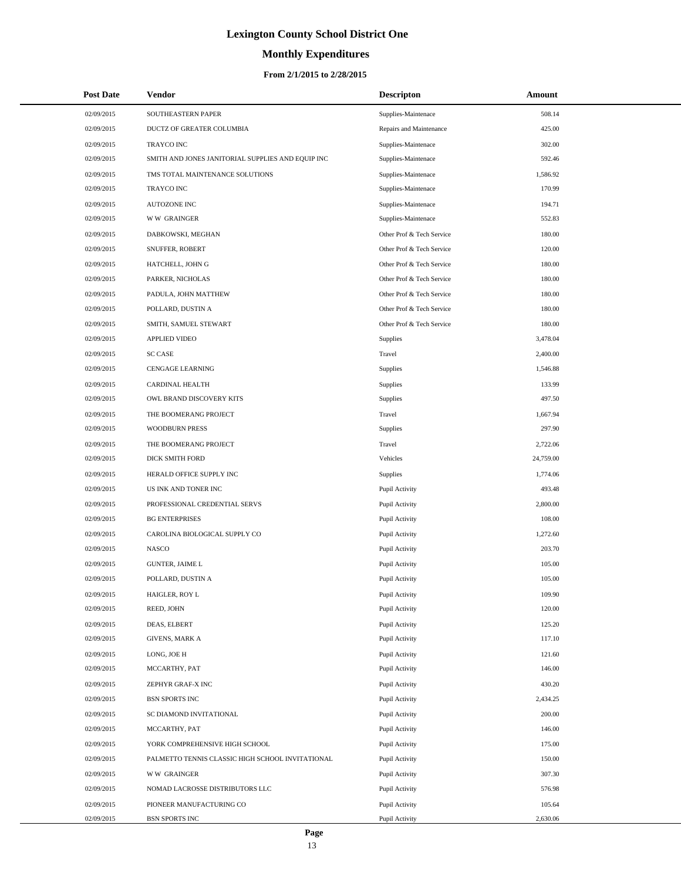# Lexington County School District One

## Monthly Expenditures

### From 2/1/2015 to 2/28/2015

| Post Date | Vendor | Descripton | Amount |
|---|---|---|---|
| 02/09/2015 | SOUTHEASTERN PAPER | Supplies-Maintenace | 508.14 |
| 02/09/2015 | DUCTZ OF GREATER COLUMBIA | Repairs and Maintenance | 425.00 |
| 02/09/2015 | TRAYCO INC | Supplies-Maintenace | 302.00 |
| 02/09/2015 | SMITH AND JONES JANITORIAL SUPPLIES AND EQUIP INC | Supplies-Maintenace | 592.46 |
| 02/09/2015 | TMS TOTAL MAINTENANCE SOLUTIONS | Supplies-Maintenace | 1,586.92 |
| 02/09/2015 | TRAYCO INC | Supplies-Maintenace | 170.99 |
| 02/09/2015 | AUTOZONE INC | Supplies-Maintenace | 194.71 |
| 02/09/2015 | W W GRAINGER | Supplies-Maintenace | 552.83 |
| 02/09/2015 | DABKOWSKI, MEGHAN | Other Prof & Tech Service | 180.00 |
| 02/09/2015 | SNUFFER, ROBERT | Other Prof & Tech Service | 120.00 |
| 02/09/2015 | HATCHELL, JOHN G | Other Prof & Tech Service | 180.00 |
| 02/09/2015 | PARKER, NICHOLAS | Other Prof & Tech Service | 180.00 |
| 02/09/2015 | PADULA, JOHN MATTHEW | Other Prof & Tech Service | 180.00 |
| 02/09/2015 | POLLARD, DUSTIN A | Other Prof & Tech Service | 180.00 |
| 02/09/2015 | SMITH, SAMUEL STEWART | Other Prof & Tech Service | 180.00 |
| 02/09/2015 | APPLIED VIDEO | Supplies | 3,478.04 |
| 02/09/2015 | SC CASE | Travel | 2,400.00 |
| 02/09/2015 | CENGAGE LEARNING | Supplies | 1,546.88 |
| 02/09/2015 | CARDINAL HEALTH | Supplies | 133.99 |
| 02/09/2015 | OWL BRAND DISCOVERY KITS | Supplies | 497.50 |
| 02/09/2015 | THE BOOMERANG PROJECT | Travel | 1,667.94 |
| 02/09/2015 | WOODBURN PRESS | Supplies | 297.90 |
| 02/09/2015 | THE BOOMERANG PROJECT | Travel | 2,722.06 |
| 02/09/2015 | DICK SMITH FORD | Vehicles | 24,759.00 |
| 02/09/2015 | HERALD OFFICE SUPPLY INC | Supplies | 1,774.06 |
| 02/09/2015 | US INK AND TONER INC | Pupil Activity | 493.48 |
| 02/09/2015 | PROFESSIONAL CREDENTIAL SERVS | Pupil Activity | 2,800.00 |
| 02/09/2015 | BG ENTERPRISES | Pupil Activity | 108.00 |
| 02/09/2015 | CAROLINA BIOLOGICAL SUPPLY CO | Pupil Activity | 1,272.60 |
| 02/09/2015 | NASCO | Pupil Activity | 203.70 |
| 02/09/2015 | GUNTER, JAIME L | Pupil Activity | 105.00 |
| 02/09/2015 | POLLARD, DUSTIN A | Pupil Activity | 105.00 |
| 02/09/2015 | HAIGLER, ROY L | Pupil Activity | 109.90 |
| 02/09/2015 | REED, JOHN | Pupil Activity | 120.00 |
| 02/09/2015 | DEAS, ELBERT | Pupil Activity | 125.20 |
| 02/09/2015 | GIVENS, MARK A | Pupil Activity | 117.10 |
| 02/09/2015 | LONG, JOE H | Pupil Activity | 121.60 |
| 02/09/2015 | MCCARTHY, PAT | Pupil Activity | 146.00 |
| 02/09/2015 | ZEPHYR GRAF-X INC | Pupil Activity | 430.20 |
| 02/09/2015 | BSN SPORTS INC | Pupil Activity | 2,434.25 |
| 02/09/2015 | SC DIAMOND INVITATIONAL | Pupil Activity | 200.00 |
| 02/09/2015 | MCCARTHY, PAT | Pupil Activity | 146.00 |
| 02/09/2015 | YORK COMPREHENSIVE HIGH SCHOOL | Pupil Activity | 175.00 |
| 02/09/2015 | PALMETTO TENNIS CLASSIC HIGH SCHOOL INVITATIONAL | Pupil Activity | 150.00 |
| 02/09/2015 | W W GRAINGER | Pupil Activity | 307.30 |
| 02/09/2015 | NOMAD LACROSSE DISTRIBUTORS LLC | Pupil Activity | 576.98 |
| 02/09/2015 | PIONEER MANUFACTURING CO | Pupil Activity | 105.64 |
| 02/09/2015 | BSN SPORTS INC | Pupil Activity | 2,630.06 |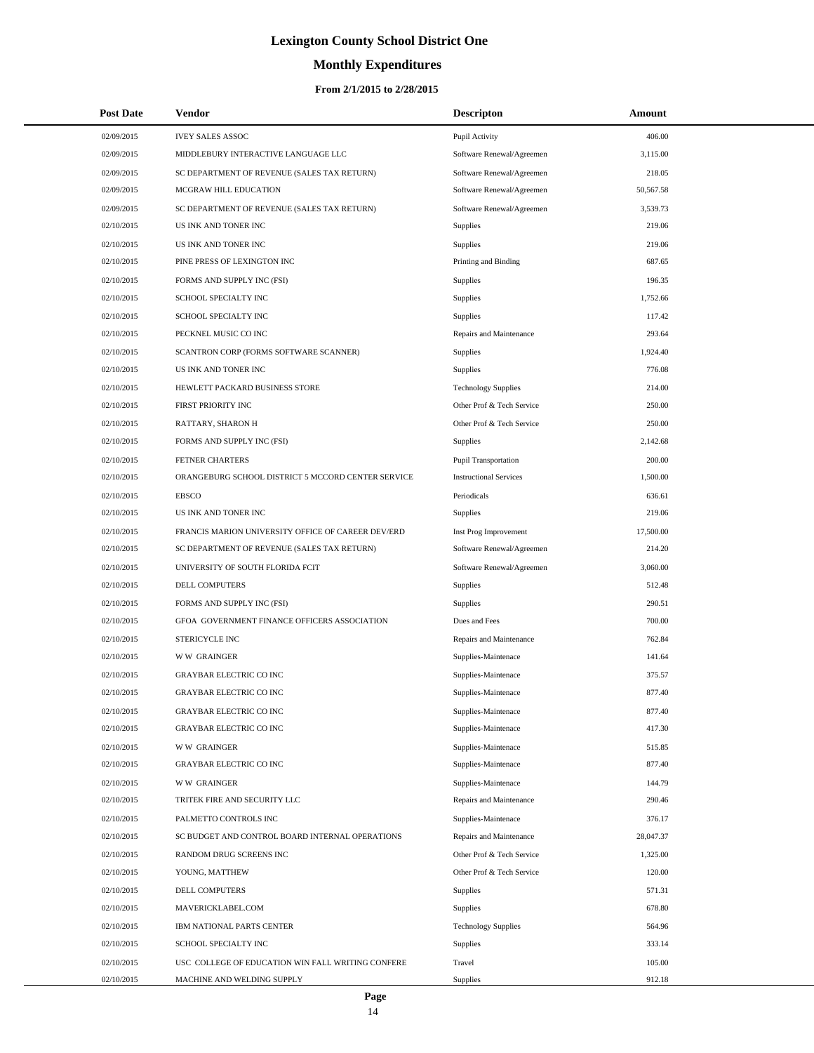# Lexington County School District One

## Monthly Expenditures

### From 2/1/2015 to 2/28/2015

| Post Date | Vendor | Descripton | Amount |
|---|---|---|---|
| 02/09/2015 | IVEY SALES ASSOC | Pupil Activity | 406.00 |
| 02/09/2015 | MIDDLEBURY INTERACTIVE LANGUAGE LLC | Software Renewal/Agreemen | 3,115.00 |
| 02/09/2015 | SC DEPARTMENT OF REVENUE (SALES TAX RETURN) | Software Renewal/Agreemen | 218.05 |
| 02/09/2015 | MCGRAW HILL EDUCATION | Software Renewal/Agreemen | 50,567.58 |
| 02/09/2015 | SC DEPARTMENT OF REVENUE (SALES TAX RETURN) | Software Renewal/Agreemen | 3,539.73 |
| 02/10/2015 | US INK AND TONER INC | Supplies | 219.06 |
| 02/10/2015 | US INK AND TONER INC | Supplies | 219.06 |
| 02/10/2015 | PINE PRESS OF LEXINGTON INC | Printing and Binding | 687.65 |
| 02/10/2015 | FORMS AND SUPPLY INC (FSI) | Supplies | 196.35 |
| 02/10/2015 | SCHOOL SPECIALTY INC | Supplies | 1,752.66 |
| 02/10/2015 | SCHOOL SPECIALTY INC | Supplies | 117.42 |
| 02/10/2015 | PECKNEL MUSIC CO INC | Repairs and Maintenance | 293.64 |
| 02/10/2015 | SCANTRON CORP (FORMS SOFTWARE SCANNER) | Supplies | 1,924.40 |
| 02/10/2015 | US INK AND TONER INC | Supplies | 776.08 |
| 02/10/2015 | HEWLETT PACKARD BUSINESS STORE | Technology Supplies | 214.00 |
| 02/10/2015 | FIRST PRIORITY INC | Other Prof & Tech Service | 250.00 |
| 02/10/2015 | RATTARY, SHARON H | Other Prof & Tech Service | 250.00 |
| 02/10/2015 | FORMS AND SUPPLY INC (FSI) | Supplies | 2,142.68 |
| 02/10/2015 | FETNER CHARTERS | Pupil Transportation | 200.00 |
| 02/10/2015 | ORANGEBURG SCHOOL DISTRICT 5 MCCORD CENTER SERVICE | Instructional Services | 1,500.00 |
| 02/10/2015 | EBSCO | Periodicals | 636.61 |
| 02/10/2015 | US INK AND TONER INC | Supplies | 219.06 |
| 02/10/2015 | FRANCIS MARION UNIVERSITY OFFICE OF CAREER DEV/ERD | Inst Prog Improvement | 17,500.00 |
| 02/10/2015 | SC DEPARTMENT OF REVENUE (SALES TAX RETURN) | Software Renewal/Agreemen | 214.20 |
| 02/10/2015 | UNIVERSITY OF SOUTH FLORIDA FCIT | Software Renewal/Agreemen | 3,060.00 |
| 02/10/2015 | DELL COMPUTERS | Supplies | 512.48 |
| 02/10/2015 | FORMS AND SUPPLY INC (FSI) | Supplies | 290.51 |
| 02/10/2015 | GFOA GOVERNMENT FINANCE OFFICERS ASSOCIATION | Dues and Fees | 700.00 |
| 02/10/2015 | STERICYCLE INC | Repairs and Maintenance | 762.84 |
| 02/10/2015 | W W GRAINGER | Supplies-Maintenace | 141.64 |
| 02/10/2015 | GRAYBAR ELECTRIC CO INC | Supplies-Maintenace | 375.57 |
| 02/10/2015 | GRAYBAR ELECTRIC CO INC | Supplies-Maintenace | 877.40 |
| 02/10/2015 | GRAYBAR ELECTRIC CO INC | Supplies-Maintenace | 877.40 |
| 02/10/2015 | GRAYBAR ELECTRIC CO INC | Supplies-Maintenace | 417.30 |
| 02/10/2015 | W W GRAINGER | Supplies-Maintenace | 515.85 |
| 02/10/2015 | GRAYBAR ELECTRIC CO INC | Supplies-Maintenace | 877.40 |
| 02/10/2015 | W W GRAINGER | Supplies-Maintenace | 144.79 |
| 02/10/2015 | TRITEK FIRE AND SECURITY LLC | Repairs and Maintenance | 290.46 |
| 02/10/2015 | PALMETTO CONTROLS INC | Supplies-Maintenace | 376.17 |
| 02/10/2015 | SC BUDGET AND CONTROL BOARD INTERNAL OPERATIONS | Repairs and Maintenance | 28,047.37 |
| 02/10/2015 | RANDOM DRUG SCREENS INC | Other Prof & Tech Service | 1,325.00 |
| 02/10/2015 | YOUNG, MATTHEW | Other Prof & Tech Service | 120.00 |
| 02/10/2015 | DELL COMPUTERS | Supplies | 571.31 |
| 02/10/2015 | MAVERICKLABEL.COM | Supplies | 678.80 |
| 02/10/2015 | IBM NATIONAL PARTS CENTER | Technology Supplies | 564.96 |
| 02/10/2015 | SCHOOL SPECIALTY INC | Supplies | 333.14 |
| 02/10/2015 | USC COLLEGE OF EDUCATION WIN FALL WRITING CONFERE | Travel | 105.00 |
| 02/10/2015 | MACHINE AND WELDING SUPPLY | Supplies | 912.18 |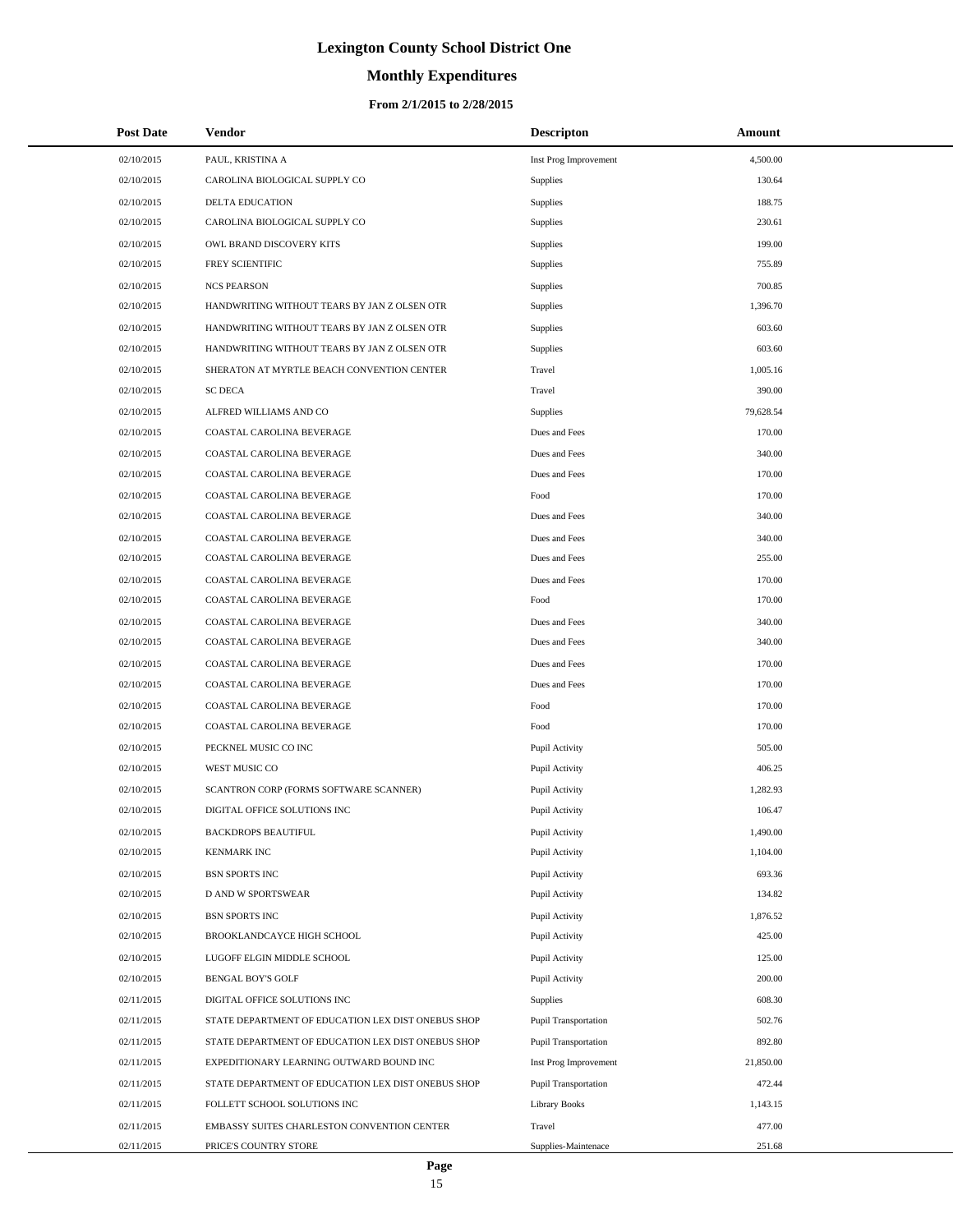# Lexington County School District One

## Monthly Expenditures

### From 2/1/2015 to 2/28/2015

| Post Date | Vendor | Descripton | Amount |
|---|---|---|---|
| 02/10/2015 | PAUL, KRISTINA A | Inst Prog Improvement | 4,500.00 |
| 02/10/2015 | CAROLINA BIOLOGICAL SUPPLY CO | Supplies | 130.64 |
| 02/10/2015 | DELTA EDUCATION | Supplies | 188.75 |
| 02/10/2015 | CAROLINA BIOLOGICAL SUPPLY CO | Supplies | 230.61 |
| 02/10/2015 | OWL BRAND DISCOVERY KITS | Supplies | 199.00 |
| 02/10/2015 | FREY SCIENTIFIC | Supplies | 755.89 |
| 02/10/2015 | NCS PEARSON | Supplies | 700.85 |
| 02/10/2015 | HANDWRITING WITHOUT TEARS BY JAN Z OLSEN OTR | Supplies | 1,396.70 |
| 02/10/2015 | HANDWRITING WITHOUT TEARS BY JAN Z OLSEN OTR | Supplies | 603.60 |
| 02/10/2015 | HANDWRITING WITHOUT TEARS BY JAN Z OLSEN OTR | Supplies | 603.60 |
| 02/10/2015 | SHERATON AT MYRTLE BEACH CONVENTION CENTER | Travel | 1,005.16 |
| 02/10/2015 | SC DECA | Travel | 390.00 |
| 02/10/2015 | ALFRED WILLIAMS AND CO | Supplies | 79,628.54 |
| 02/10/2015 | COASTAL CAROLINA BEVERAGE | Dues and Fees | 170.00 |
| 02/10/2015 | COASTAL CAROLINA BEVERAGE | Dues and Fees | 340.00 |
| 02/10/2015 | COASTAL CAROLINA BEVERAGE | Dues and Fees | 170.00 |
| 02/10/2015 | COASTAL CAROLINA BEVERAGE | Food | 170.00 |
| 02/10/2015 | COASTAL CAROLINA BEVERAGE | Dues and Fees | 340.00 |
| 02/10/2015 | COASTAL CAROLINA BEVERAGE | Dues and Fees | 340.00 |
| 02/10/2015 | COASTAL CAROLINA BEVERAGE | Dues and Fees | 255.00 |
| 02/10/2015 | COASTAL CAROLINA BEVERAGE | Dues and Fees | 170.00 |
| 02/10/2015 | COASTAL CAROLINA BEVERAGE | Food | 170.00 |
| 02/10/2015 | COASTAL CAROLINA BEVERAGE | Dues and Fees | 340.00 |
| 02/10/2015 | COASTAL CAROLINA BEVERAGE | Dues and Fees | 340.00 |
| 02/10/2015 | COASTAL CAROLINA BEVERAGE | Dues and Fees | 170.00 |
| 02/10/2015 | COASTAL CAROLINA BEVERAGE | Dues and Fees | 170.00 |
| 02/10/2015 | COASTAL CAROLINA BEVERAGE | Food | 170.00 |
| 02/10/2015 | COASTAL CAROLINA BEVERAGE | Food | 170.00 |
| 02/10/2015 | PECKNEL MUSIC CO INC | Pupil Activity | 505.00 |
| 02/10/2015 | WEST MUSIC CO | Pupil Activity | 406.25 |
| 02/10/2015 | SCANTRON CORP (FORMS SOFTWARE SCANNER) | Pupil Activity | 1,282.93 |
| 02/10/2015 | DIGITAL OFFICE SOLUTIONS INC | Pupil Activity | 106.47 |
| 02/10/2015 | BACKDROPS BEAUTIFUL | Pupil Activity | 1,490.00 |
| 02/10/2015 | KENMARK INC | Pupil Activity | 1,104.00 |
| 02/10/2015 | BSN SPORTS INC | Pupil Activity | 693.36 |
| 02/10/2015 | D AND W SPORTSWEAR | Pupil Activity | 134.82 |
| 02/10/2015 | BSN SPORTS INC | Pupil Activity | 1,876.52 |
| 02/10/2015 | BROOKLANDCAYCE HIGH SCHOOL | Pupil Activity | 425.00 |
| 02/10/2015 | LUGOFF ELGIN MIDDLE SCHOOL | Pupil Activity | 125.00 |
| 02/10/2015 | BENGAL BOY'S GOLF | Pupil Activity | 200.00 |
| 02/11/2015 | DIGITAL OFFICE SOLUTIONS INC | Supplies | 608.30 |
| 02/11/2015 | STATE DEPARTMENT OF EDUCATION LEX DIST ONEBUS SHOP | Pupil Transportation | 502.76 |
| 02/11/2015 | STATE DEPARTMENT OF EDUCATION LEX DIST ONEBUS SHOP | Pupil Transportation | 892.80 |
| 02/11/2015 | EXPEDITIONARY LEARNING OUTWARD BOUND INC | Inst Prog Improvement | 21,850.00 |
| 02/11/2015 | STATE DEPARTMENT OF EDUCATION LEX DIST ONEBUS SHOP | Pupil Transportation | 472.44 |
| 02/11/2015 | FOLLETT SCHOOL SOLUTIONS INC | Library Books | 1,143.15 |
| 02/11/2015 | EMBASSY SUITES CHARLESTON CONVENTION CENTER | Travel | 477.00 |
| 02/11/2015 | PRICE'S COUNTRY STORE | Supplies-Maintenace | 251.68 |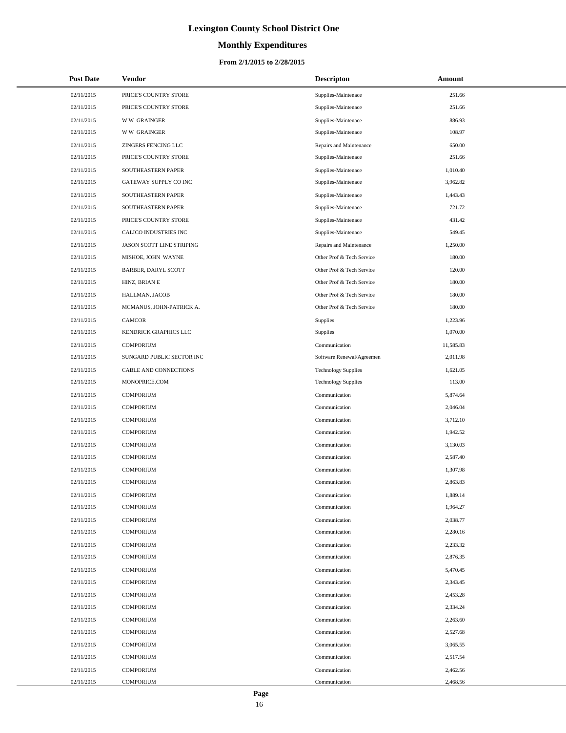# Lexington County School District One

## Monthly Expenditures

### From 2/1/2015 to 2/28/2015

| Post Date | Vendor | Descripton | Amount |
|---|---|---|---|
| 02/11/2015 | PRICE'S COUNTRY STORE | Supplies-Maintenace | 251.66 |
| 02/11/2015 | PRICE'S COUNTRY STORE | Supplies-Maintenace | 251.66 |
| 02/11/2015 | W W GRAINGER | Supplies-Maintenace | 886.93 |
| 02/11/2015 | W W GRAINGER | Supplies-Maintenace | 108.97 |
| 02/11/2015 | ZINGERS FENCING LLC | Repairs and Maintenance | 650.00 |
| 02/11/2015 | PRICE'S COUNTRY STORE | Supplies-Maintenace | 251.66 |
| 02/11/2015 | SOUTHEASTERN PAPER | Supplies-Maintenace | 1,010.40 |
| 02/11/2015 | GATEWAY SUPPLY CO INC | Supplies-Maintenace | 3,962.82 |
| 02/11/2015 | SOUTHEASTERN PAPER | Supplies-Maintenace | 1,443.43 |
| 02/11/2015 | SOUTHEASTERN PAPER | Supplies-Maintenace | 721.72 |
| 02/11/2015 | PRICE'S COUNTRY STORE | Supplies-Maintenace | 431.42 |
| 02/11/2015 | CALICO INDUSTRIES INC | Supplies-Maintenace | 549.45 |
| 02/11/2015 | JASON SCOTT LINE STRIPING | Repairs and Maintenance | 1,250.00 |
| 02/11/2015 | MISHOE, JOHN WAYNE | Other Prof & Tech Service | 180.00 |
| 02/11/2015 | BARBER, DARYL SCOTT | Other Prof & Tech Service | 120.00 |
| 02/11/2015 | HINZ, BRIAN E | Other Prof & Tech Service | 180.00 |
| 02/11/2015 | HALLMAN, JACOB | Other Prof & Tech Service | 180.00 |
| 02/11/2015 | MCMANUS, JOHN-PATRICK A. | Other Prof & Tech Service | 180.00 |
| 02/11/2015 | CAMCOR | Supplies | 1,223.96 |
| 02/11/2015 | KENDRICK GRAPHICS LLC | Supplies | 1,070.00 |
| 02/11/2015 | COMPORIUM | Communication | 11,585.83 |
| 02/11/2015 | SUNGARD PUBLIC SECTOR INC | Software Renewal/Agreemen | 2,011.98 |
| 02/11/2015 | CABLE AND CONNECTIONS | Technology Supplies | 1,621.05 |
| 02/11/2015 | MONOPRICE.COM | Technology Supplies | 113.00 |
| 02/11/2015 | COMPORIUM | Communication | 5,874.64 |
| 02/11/2015 | COMPORIUM | Communication | 2,046.04 |
| 02/11/2015 | COMPORIUM | Communication | 3,712.10 |
| 02/11/2015 | COMPORIUM | Communication | 1,942.52 |
| 02/11/2015 | COMPORIUM | Communication | 3,130.03 |
| 02/11/2015 | COMPORIUM | Communication | 2,587.40 |
| 02/11/2015 | COMPORIUM | Communication | 1,307.98 |
| 02/11/2015 | COMPORIUM | Communication | 2,863.83 |
| 02/11/2015 | COMPORIUM | Communication | 1,889.14 |
| 02/11/2015 | COMPORIUM | Communication | 1,964.27 |
| 02/11/2015 | COMPORIUM | Communication | 2,038.77 |
| 02/11/2015 | COMPORIUM | Communication | 2,280.16 |
| 02/11/2015 | COMPORIUM | Communication | 2,233.32 |
| 02/11/2015 | COMPORIUM | Communication | 2,876.35 |
| 02/11/2015 | COMPORIUM | Communication | 5,470.45 |
| 02/11/2015 | COMPORIUM | Communication | 2,343.45 |
| 02/11/2015 | COMPORIUM | Communication | 2,453.28 |
| 02/11/2015 | COMPORIUM | Communication | 2,334.24 |
| 02/11/2015 | COMPORIUM | Communication | 2,263.60 |
| 02/11/2015 | COMPORIUM | Communication | 2,527.68 |
| 02/11/2015 | COMPORIUM | Communication | 3,065.55 |
| 02/11/2015 | COMPORIUM | Communication | 2,517.54 |
| 02/11/2015 | COMPORIUM | Communication | 2,462.56 |
| 02/11/2015 | COMPORIUM | Communication | 2,468.56 |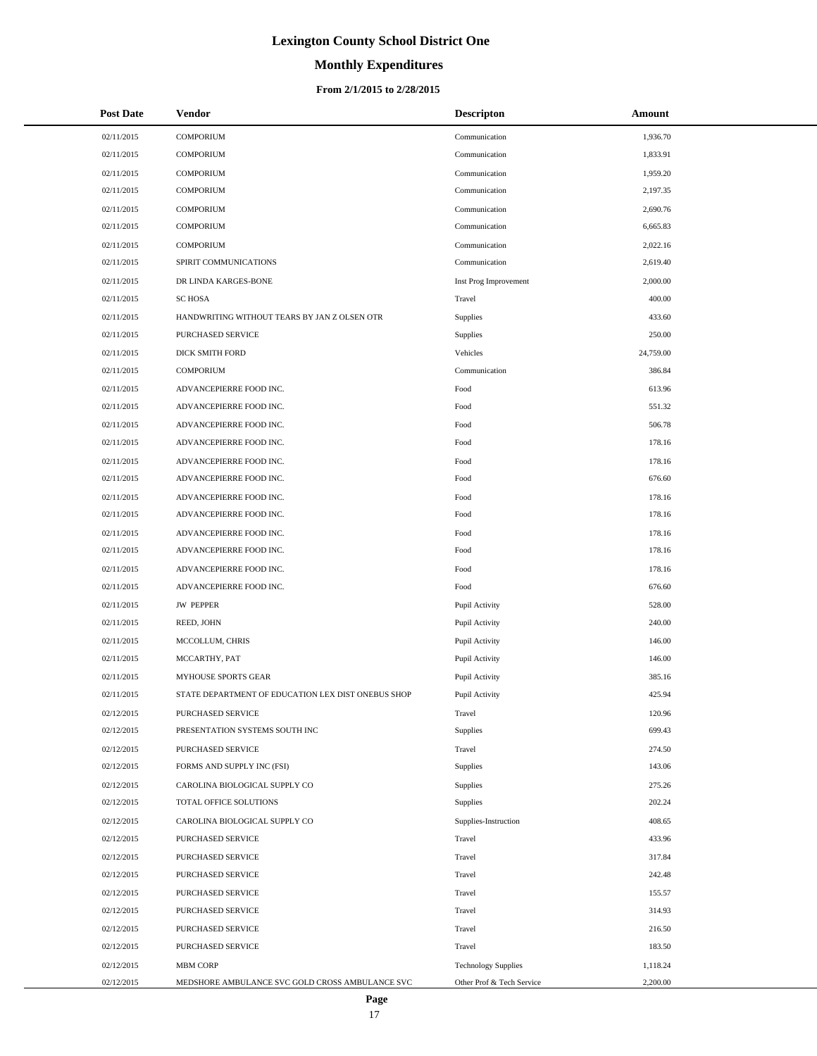# Lexington County School District One

## Monthly Expenditures

### From 2/1/2015 to 2/28/2015

| Post Date | Vendor | Descripton | Amount |
|---|---|---|---|
| 02/11/2015 | COMPORIUM | Communication | 1,936.70 |
| 02/11/2015 | COMPORIUM | Communication | 1,833.91 |
| 02/11/2015 | COMPORIUM | Communication | 1,959.20 |
| 02/11/2015 | COMPORIUM | Communication | 2,197.35 |
| 02/11/2015 | COMPORIUM | Communication | 2,690.76 |
| 02/11/2015 | COMPORIUM | Communication | 6,665.83 |
| 02/11/2015 | COMPORIUM | Communication | 2,022.16 |
| 02/11/2015 | SPIRIT COMMUNICATIONS | Communication | 2,619.40 |
| 02/11/2015 | DR LINDA KARGES-BONE | Inst Prog Improvement | 2,000.00 |
| 02/11/2015 | SC HOSA | Travel | 400.00 |
| 02/11/2015 | HANDWRITING WITHOUT TEARS BY JAN Z OLSEN OTR | Supplies | 433.60 |
| 02/11/2015 | PURCHASED SERVICE | Supplies | 250.00 |
| 02/11/2015 | DICK SMITH FORD | Vehicles | 24,759.00 |
| 02/11/2015 | COMPORIUM | Communication | 386.84 |
| 02/11/2015 | ADVANCEPIERRE FOOD INC. | Food | 613.96 |
| 02/11/2015 | ADVANCEPIERRE FOOD INC. | Food | 551.32 |
| 02/11/2015 | ADVANCEPIERRE FOOD INC. | Food | 506.78 |
| 02/11/2015 | ADVANCEPIERRE FOOD INC. | Food | 178.16 |
| 02/11/2015 | ADVANCEPIERRE FOOD INC. | Food | 178.16 |
| 02/11/2015 | ADVANCEPIERRE FOOD INC. | Food | 676.60 |
| 02/11/2015 | ADVANCEPIERRE FOOD INC. | Food | 178.16 |
| 02/11/2015 | ADVANCEPIERRE FOOD INC. | Food | 178.16 |
| 02/11/2015 | ADVANCEPIERRE FOOD INC. | Food | 178.16 |
| 02/11/2015 | ADVANCEPIERRE FOOD INC. | Food | 178.16 |
| 02/11/2015 | ADVANCEPIERRE FOOD INC. | Food | 178.16 |
| 02/11/2015 | ADVANCEPIERRE FOOD INC. | Food | 676.60 |
| 02/11/2015 | JW PEPPER | Pupil Activity | 528.00 |
| 02/11/2015 | REED, JOHN | Pupil Activity | 240.00 |
| 02/11/2015 | MCCOLLUM, CHRIS | Pupil Activity | 146.00 |
| 02/11/2015 | MCCARTHY, PAT | Pupil Activity | 146.00 |
| 02/11/2015 | MYHOUSE SPORTS GEAR | Pupil Activity | 385.16 |
| 02/11/2015 | STATE DEPARTMENT OF EDUCATION LEX DIST ONEBUS SHOP | Pupil Activity | 425.94 |
| 02/12/2015 | PURCHASED SERVICE | Travel | 120.96 |
| 02/12/2015 | PRESENTATION SYSTEMS SOUTH INC | Supplies | 699.43 |
| 02/12/2015 | PURCHASED SERVICE | Travel | 274.50 |
| 02/12/2015 | FORMS AND SUPPLY INC (FSI) | Supplies | 143.06 |
| 02/12/2015 | CAROLINA BIOLOGICAL SUPPLY CO | Supplies | 275.26 |
| 02/12/2015 | TOTAL OFFICE SOLUTIONS | Supplies | 202.24 |
| 02/12/2015 | CAROLINA BIOLOGICAL SUPPLY CO | Supplies-Instruction | 408.65 |
| 02/12/2015 | PURCHASED SERVICE | Travel | 433.96 |
| 02/12/2015 | PURCHASED SERVICE | Travel | 317.84 |
| 02/12/2015 | PURCHASED SERVICE | Travel | 242.48 |
| 02/12/2015 | PURCHASED SERVICE | Travel | 155.57 |
| 02/12/2015 | PURCHASED SERVICE | Travel | 314.93 |
| 02/12/2015 | PURCHASED SERVICE | Travel | 216.50 |
| 02/12/2015 | PURCHASED SERVICE | Travel | 183.50 |
| 02/12/2015 | MBM CORP | Technology Supplies | 1,118.24 |
| 02/12/2015 | MEDSHORE AMBULANCE SVC GOLD CROSS AMBULANCE SVC | Other Prof & Tech Service | 2,200.00 |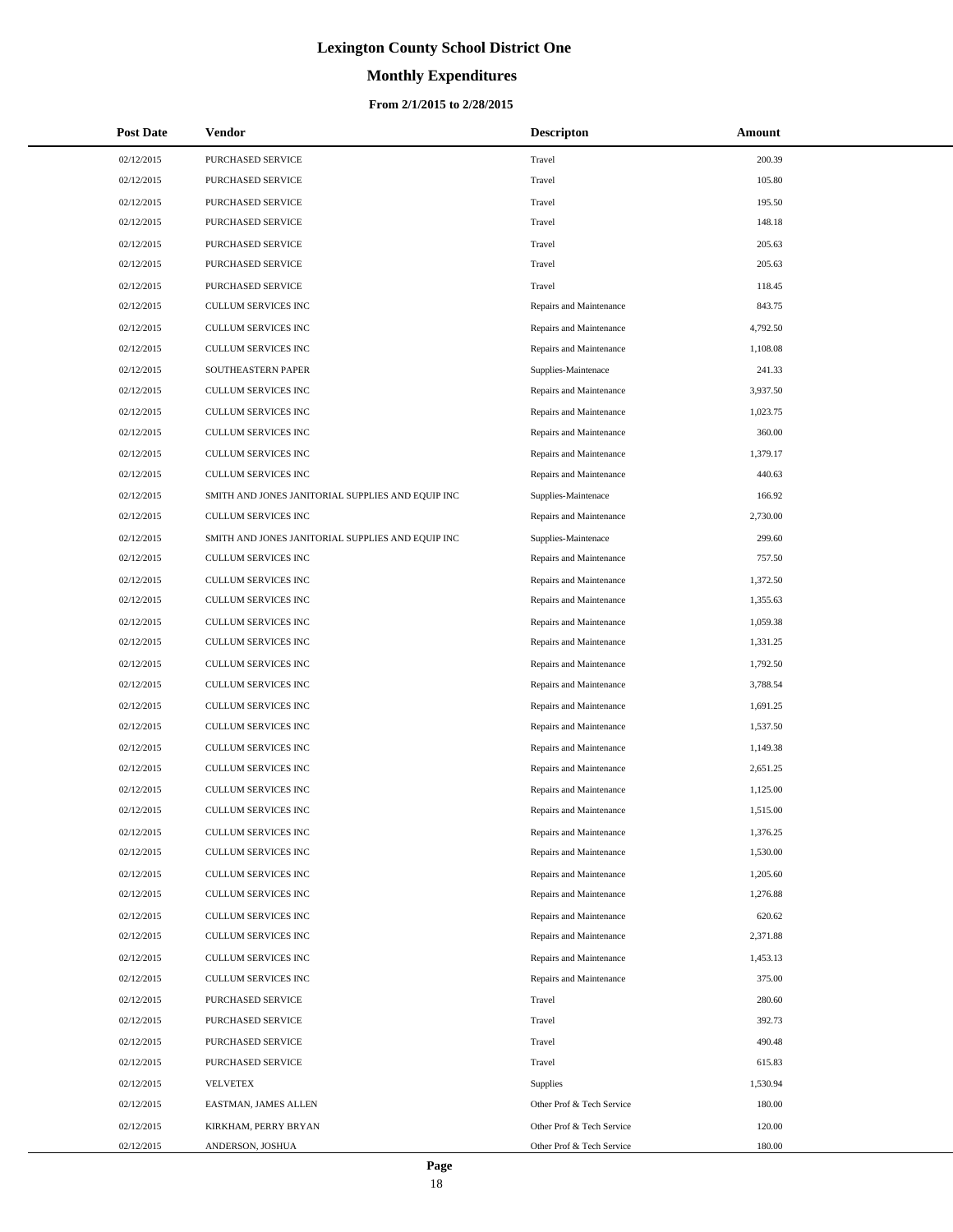# Lexington County School District One

## Monthly Expenditures

### From 2/1/2015 to 2/28/2015

| Post Date | Vendor | Descripton | Amount |
|---|---|---|---|
| 02/12/2015 | PURCHASED SERVICE | Travel | 200.39 |
| 02/12/2015 | PURCHASED SERVICE | Travel | 105.80 |
| 02/12/2015 | PURCHASED SERVICE | Travel | 195.50 |
| 02/12/2015 | PURCHASED SERVICE | Travel | 148.18 |
| 02/12/2015 | PURCHASED SERVICE | Travel | 205.63 |
| 02/12/2015 | PURCHASED SERVICE | Travel | 205.63 |
| 02/12/2015 | PURCHASED SERVICE | Travel | 118.45 |
| 02/12/2015 | CULLUM SERVICES INC | Repairs and Maintenance | 843.75 |
| 02/12/2015 | CULLUM SERVICES INC | Repairs and Maintenance | 4,792.50 |
| 02/12/2015 | CULLUM SERVICES INC | Repairs and Maintenance | 1,108.08 |
| 02/12/2015 | SOUTHEASTERN PAPER | Supplies-Maintenace | 241.33 |
| 02/12/2015 | CULLUM SERVICES INC | Repairs and Maintenance | 3,937.50 |
| 02/12/2015 | CULLUM SERVICES INC | Repairs and Maintenance | 1,023.75 |
| 02/12/2015 | CULLUM SERVICES INC | Repairs and Maintenance | 360.00 |
| 02/12/2015 | CULLUM SERVICES INC | Repairs and Maintenance | 1,379.17 |
| 02/12/2015 | CULLUM SERVICES INC | Repairs and Maintenance | 440.63 |
| 02/12/2015 | SMITH AND JONES JANITORIAL SUPPLIES AND EQUIP INC | Supplies-Maintenace | 166.92 |
| 02/12/2015 | CULLUM SERVICES INC | Repairs and Maintenance | 2,730.00 |
| 02/12/2015 | SMITH AND JONES JANITORIAL SUPPLIES AND EQUIP INC | Supplies-Maintenace | 299.60 |
| 02/12/2015 | CULLUM SERVICES INC | Repairs and Maintenance | 757.50 |
| 02/12/2015 | CULLUM SERVICES INC | Repairs and Maintenance | 1,372.50 |
| 02/12/2015 | CULLUM SERVICES INC | Repairs and Maintenance | 1,355.63 |
| 02/12/2015 | CULLUM SERVICES INC | Repairs and Maintenance | 1,059.38 |
| 02/12/2015 | CULLUM SERVICES INC | Repairs and Maintenance | 1,331.25 |
| 02/12/2015 | CULLUM SERVICES INC | Repairs and Maintenance | 1,792.50 |
| 02/12/2015 | CULLUM SERVICES INC | Repairs and Maintenance | 3,788.54 |
| 02/12/2015 | CULLUM SERVICES INC | Repairs and Maintenance | 1,691.25 |
| 02/12/2015 | CULLUM SERVICES INC | Repairs and Maintenance | 1,537.50 |
| 02/12/2015 | CULLUM SERVICES INC | Repairs and Maintenance | 1,149.38 |
| 02/12/2015 | CULLUM SERVICES INC | Repairs and Maintenance | 2,651.25 |
| 02/12/2015 | CULLUM SERVICES INC | Repairs and Maintenance | 1,125.00 |
| 02/12/2015 | CULLUM SERVICES INC | Repairs and Maintenance | 1,515.00 |
| 02/12/2015 | CULLUM SERVICES INC | Repairs and Maintenance | 1,376.25 |
| 02/12/2015 | CULLUM SERVICES INC | Repairs and Maintenance | 1,530.00 |
| 02/12/2015 | CULLUM SERVICES INC | Repairs and Maintenance | 1,205.60 |
| 02/12/2015 | CULLUM SERVICES INC | Repairs and Maintenance | 1,276.88 |
| 02/12/2015 | CULLUM SERVICES INC | Repairs and Maintenance | 620.62 |
| 02/12/2015 | CULLUM SERVICES INC | Repairs and Maintenance | 2,371.88 |
| 02/12/2015 | CULLUM SERVICES INC | Repairs and Maintenance | 1,453.13 |
| 02/12/2015 | CULLUM SERVICES INC | Repairs and Maintenance | 375.00 |
| 02/12/2015 | PURCHASED SERVICE | Travel | 280.60 |
| 02/12/2015 | PURCHASED SERVICE | Travel | 392.73 |
| 02/12/2015 | PURCHASED SERVICE | Travel | 490.48 |
| 02/12/2015 | PURCHASED SERVICE | Travel | 615.83 |
| 02/12/2015 | VELVETEX | Supplies | 1,530.94 |
| 02/12/2015 | EASTMAN, JAMES ALLEN | Other Prof & Tech Service | 180.00 |
| 02/12/2015 | KIRKHAM, PERRY BRYAN | Other Prof & Tech Service | 120.00 |
| 02/12/2015 | ANDERSON, JOSHUA | Other Prof & Tech Service | 180.00 |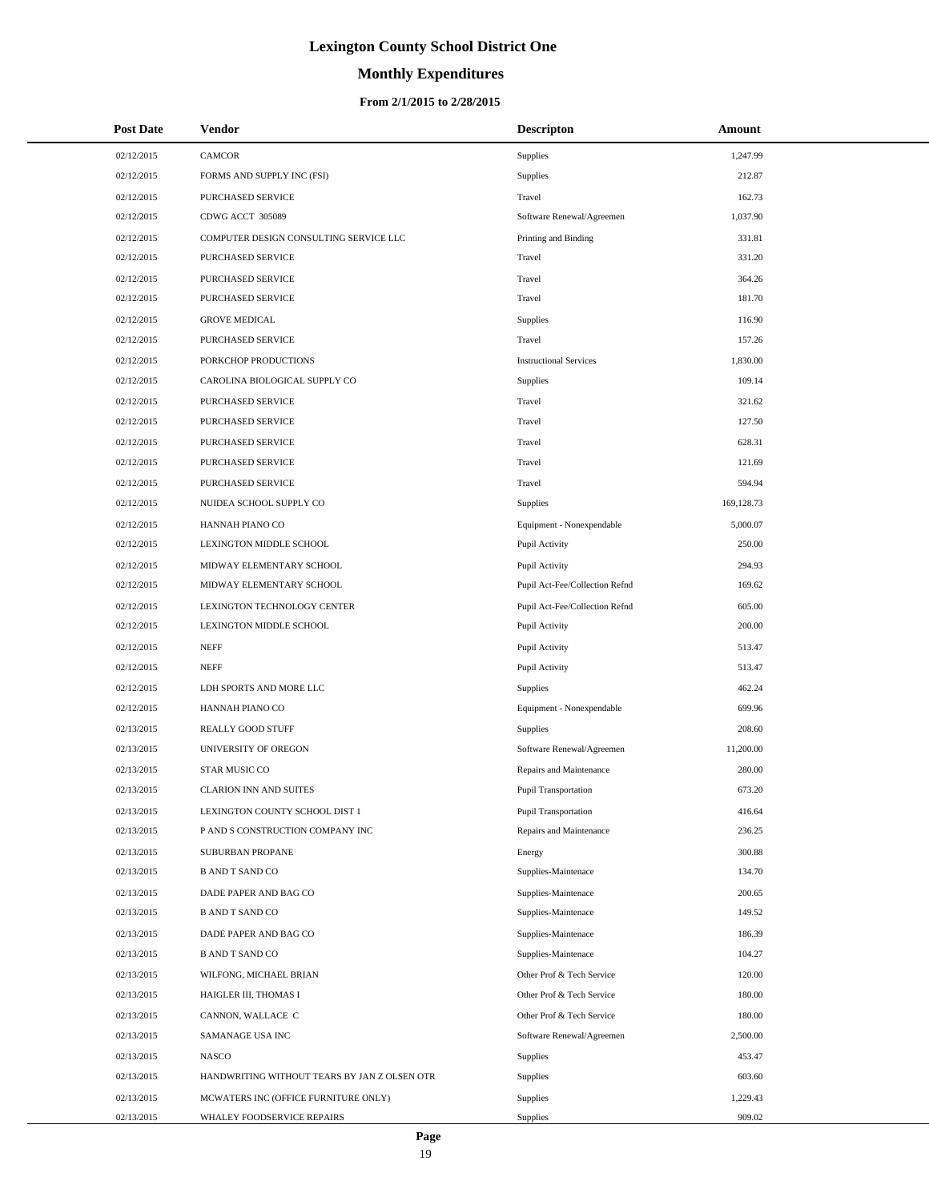# Lexington County School District One

## Monthly Expenditures

### From 2/1/2015 to 2/28/2015

| Post Date | Vendor | Descripton | Amount |
|---|---|---|---|
| 02/12/2015 | CAMCOR | Supplies | 1,247.99 |
| 02/12/2015 | FORMS AND SUPPLY INC (FSI) | Supplies | 212.87 |
| 02/12/2015 | PURCHASED SERVICE | Travel | 162.73 |
| 02/12/2015 | CDWG ACCT 305089 | Software Renewal/Agreemen | 1,037.90 |
| 02/12/2015 | COMPUTER DESIGN CONSULTING SERVICE LLC | Printing and Binding | 331.81 |
| 02/12/2015 | PURCHASED SERVICE | Travel | 331.20 |
| 02/12/2015 | PURCHASED SERVICE | Travel | 364.26 |
| 02/12/2015 | PURCHASED SERVICE | Travel | 181.70 |
| 02/12/2015 | GROVE MEDICAL | Supplies | 116.90 |
| 02/12/2015 | PURCHASED SERVICE | Travel | 157.26 |
| 02/12/2015 | PORKCHOP PRODUCTIONS | Instructional Services | 1,830.00 |
| 02/12/2015 | CAROLINA BIOLOGICAL SUPPLY CO | Supplies | 109.14 |
| 02/12/2015 | PURCHASED SERVICE | Travel | 321.62 |
| 02/12/2015 | PURCHASED SERVICE | Travel | 127.50 |
| 02/12/2015 | PURCHASED SERVICE | Travel | 628.31 |
| 02/12/2015 | PURCHASED SERVICE | Travel | 121.69 |
| 02/12/2015 | PURCHASED SERVICE | Travel | 594.94 |
| 02/12/2015 | NUIDEA SCHOOL SUPPLY CO | Supplies | 169,128.73 |
| 02/12/2015 | HANNAH PIANO CO | Equipment - Nonexpendable | 5,000.07 |
| 02/12/2015 | LEXINGTON MIDDLE SCHOOL | Pupil Activity | 250.00 |
| 02/12/2015 | MIDWAY ELEMENTARY SCHOOL | Pupil Activity | 294.93 |
| 02/12/2015 | MIDWAY ELEMENTARY SCHOOL | Pupil Act-Fee/Collection Refnd | 169.62 |
| 02/12/2015 | LEXINGTON TECHNOLOGY CENTER | Pupil Act-Fee/Collection Refnd | 605.00 |
| 02/12/2015 | LEXINGTON MIDDLE SCHOOL | Pupil Activity | 200.00 |
| 02/12/2015 | NEFF | Pupil Activity | 513.47 |
| 02/12/2015 | NEFF | Pupil Activity | 513.47 |
| 02/12/2015 | LDH SPORTS AND MORE LLC | Supplies | 462.24 |
| 02/12/2015 | HANNAH PIANO CO | Equipment - Nonexpendable | 699.96 |
| 02/13/2015 | REALLY GOOD STUFF | Supplies | 208.60 |
| 02/13/2015 | UNIVERSITY OF OREGON | Software Renewal/Agreemen | 11,200.00 |
| 02/13/2015 | STAR MUSIC CO | Repairs and Maintenance | 280.00 |
| 02/13/2015 | CLARION INN AND SUITES | Pupil Transportation | 673.20 |
| 02/13/2015 | LEXINGTON COUNTY SCHOOL DIST 1 | Pupil Transportation | 416.64 |
| 02/13/2015 | P AND S CONSTRUCTION COMPANY INC | Repairs and Maintenance | 236.25 |
| 02/13/2015 | SUBURBAN PROPANE | Energy | 300.88 |
| 02/13/2015 | B AND T SAND CO | Supplies-Maintenace | 134.70 |
| 02/13/2015 | DADE PAPER AND BAG CO | Supplies-Maintenace | 200.65 |
| 02/13/2015 | B AND T SAND CO | Supplies-Maintenace | 149.52 |
| 02/13/2015 | DADE PAPER AND BAG CO | Supplies-Maintenace | 186.39 |
| 02/13/2015 | B AND T SAND CO | Supplies-Maintenace | 104.27 |
| 02/13/2015 | WILFONG, MICHAEL BRIAN | Other Prof & Tech Service | 120.00 |
| 02/13/2015 | HAIGLER III, THOMAS I | Other Prof & Tech Service | 180.00 |
| 02/13/2015 | CANNON, WALLACE C | Other Prof & Tech Service | 180.00 |
| 02/13/2015 | SAMANAGE USA INC | Software Renewal/Agreemen | 2,500.00 |
| 02/13/2015 | NASCO | Supplies | 453.47 |
| 02/13/2015 | HANDWRITING WITHOUT TEARS BY JAN Z OLSEN OTR | Supplies | 603.60 |
| 02/13/2015 | MCWATERS INC (OFFICE FURNITURE ONLY) | Supplies | 1,229.43 |
| 02/13/2015 | WHALEY FOODSERVICE REPAIRS | Supplies | 909.02 |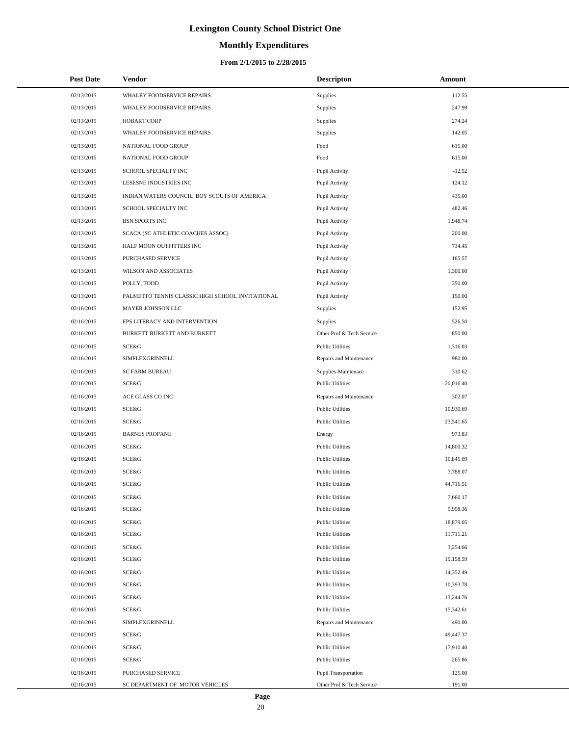# Lexington County School District One

## Monthly Expenditures

### From 2/1/2015 to 2/28/2015

| Post Date | Vendor | Descripton | Amount |
|---|---|---|---|
| 02/13/2015 | WHALEY FOODSERVICE REPAIRS | Supplies | 112.55 |
| 02/13/2015 | WHALEY FOODSERVICE REPAIRS | Supplies | 247.99 |
| 02/13/2015 | HOBART CORP | Supplies | 274.24 |
| 02/13/2015 | WHALEY FOODSERVICE REPAIRS | Supplies | 142.05 |
| 02/13/2015 | NATIONAL FOOD GROUP | Food | 615.00 |
| 02/13/2015 | NATIONAL FOOD GROUP | Food | 615.00 |
| 02/13/2015 | SCHOOL SPECIALTY INC | Pupil Activity | -12.52 |
| 02/13/2015 | LESESNE INDUSTRIES INC | Pupil Activity | 124.12 |
| 02/13/2015 | INDIAN WATERS COUNCIL BOY SCOUTS OF AMERICA | Pupil Activity | 435.00 |
| 02/13/2015 | SCHOOL SPECIALTY INC | Pupil Activity | 482.46 |
| 02/13/2015 | BSN SPORTS INC | Pupil Activity | 1,948.74 |
| 02/13/2015 | SCACA (SC ATHLETIC COACHES ASSOC) | Pupil Activity | 200.00 |
| 02/13/2015 | HALF MOON OUTFITTERS INC | Pupil Activity | 734.45 |
| 02/13/2015 | PURCHASED SERVICE | Pupil Activity | 165.57 |
| 02/13/2015 | WILSON AND ASSOCIATES | Pupil Activity | 1,300.00 |
| 02/13/2015 | POLLY, TODD | Pupil Activity | 350.00 |
| 02/13/2015 | PALMETTO TENNIS CLASSIC HIGH SCHOOL INVITATIONAL | Pupil Activity | 150.00 |
| 02/16/2015 | MAYER JOHNSON LLC | Supplies | 152.95 |
| 02/16/2015 | EPS LITERACY AND INTERVENTION | Supplies | 526.50 |
| 02/16/2015 | BURKETT BURKETT AND BURKETT | Other Prof & Tech Service | 850.00 |
| 02/16/2015 | SCE&G | Public Utilities | 1,316.03 |
| 02/16/2015 | SIMPLEXGRINNELL | Repairs and Maintenance | 980.00 |
| 02/16/2015 | SC FARM BUREAU | Supplies-Maintenace | 310.62 |
| 02/16/2015 | SCE&G | Public Utilities | 20,016.40 |
| 02/16/2015 | ACE GLASS CO INC | Repairs and Maintenance | 302.07 |
| 02/16/2015 | SCE&G | Public Utilities | 10,930.69 |
| 02/16/2015 | SCE&G | Public Utilities | 23,541.65 |
| 02/16/2015 | BARNES PROPANE | Energy | 973.83 |
| 02/16/2015 | SCE&G | Public Utilities | 14,800.32 |
| 02/16/2015 | SCE&G | Public Utilities | 10,845.09 |
| 02/16/2015 | SCE&G | Public Utilities | 7,788.07 |
| 02/16/2015 | SCE&G | Public Utilities | 44,716.51 |
| 02/16/2015 | SCE&G | Public Utilities | 7,660.17 |
| 02/16/2015 | SCE&G | Public Utilities | 9,958.36 |
| 02/16/2015 | SCE&G | Public Utilities | 18,879.05 |
| 02/16/2015 | SCE&G | Public Utilities | 11,711.21 |
| 02/16/2015 | SCE&G | Public Utilities | 3,254.66 |
| 02/16/2015 | SCE&G | Public Utilities | 19,158.59 |
| 02/16/2015 | SCE&G | Public Utilities | 14,352.49 |
| 02/16/2015 | SCE&G | Public Utilities | 10,393.78 |
| 02/16/2015 | SCE&G | Public Utilities | 13,244.76 |
| 02/16/2015 | SCE&G | Public Utilities | 15,342.61 |
| 02/16/2015 | SIMPLEXGRINNELL | Repairs and Maintenance | 490.00 |
| 02/16/2015 | SCE&G | Public Utilities | 49,447.37 |
| 02/16/2015 | SCE&G | Public Utilities | 17,910.40 |
| 02/16/2015 | SCE&G | Public Utilities | 265.86 |
| 02/16/2015 | PURCHASED SERVICE | Pupil Transportation | 125.00 |
| 02/16/2015 | SC DEPARTMENT OF MOTOR VEHICLES | Other Prof & Tech Service | 191.00 |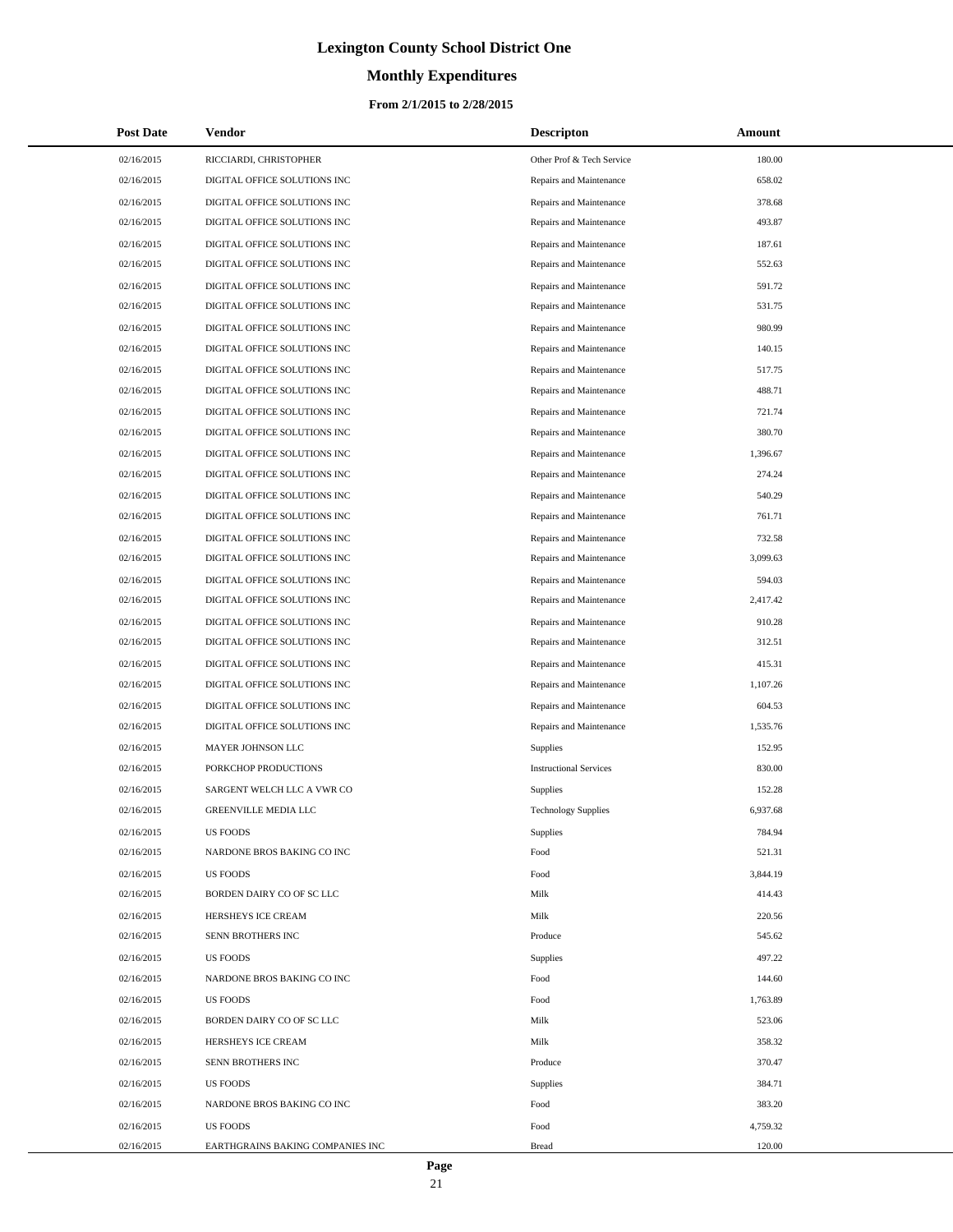# Lexington County School District One

## Monthly Expenditures

### From 2/1/2015 to 2/28/2015

| Post Date | Vendor | Descripton | Amount |
|---|---|---|---|
| 02/16/2015 | RICCIARDI, CHRISTOPHER | Other Prof & Tech Service | 180.00 |
| 02/16/2015 | DIGITAL OFFICE SOLUTIONS INC | Repairs and Maintenance | 658.02 |
| 02/16/2015 | DIGITAL OFFICE SOLUTIONS INC | Repairs and Maintenance | 378.68 |
| 02/16/2015 | DIGITAL OFFICE SOLUTIONS INC | Repairs and Maintenance | 493.87 |
| 02/16/2015 | DIGITAL OFFICE SOLUTIONS INC | Repairs and Maintenance | 187.61 |
| 02/16/2015 | DIGITAL OFFICE SOLUTIONS INC | Repairs and Maintenance | 552.63 |
| 02/16/2015 | DIGITAL OFFICE SOLUTIONS INC | Repairs and Maintenance | 591.72 |
| 02/16/2015 | DIGITAL OFFICE SOLUTIONS INC | Repairs and Maintenance | 531.75 |
| 02/16/2015 | DIGITAL OFFICE SOLUTIONS INC | Repairs and Maintenance | 980.99 |
| 02/16/2015 | DIGITAL OFFICE SOLUTIONS INC | Repairs and Maintenance | 140.15 |
| 02/16/2015 | DIGITAL OFFICE SOLUTIONS INC | Repairs and Maintenance | 517.75 |
| 02/16/2015 | DIGITAL OFFICE SOLUTIONS INC | Repairs and Maintenance | 488.71 |
| 02/16/2015 | DIGITAL OFFICE SOLUTIONS INC | Repairs and Maintenance | 721.74 |
| 02/16/2015 | DIGITAL OFFICE SOLUTIONS INC | Repairs and Maintenance | 380.70 |
| 02/16/2015 | DIGITAL OFFICE SOLUTIONS INC | Repairs and Maintenance | 1,396.67 |
| 02/16/2015 | DIGITAL OFFICE SOLUTIONS INC | Repairs and Maintenance | 274.24 |
| 02/16/2015 | DIGITAL OFFICE SOLUTIONS INC | Repairs and Maintenance | 540.29 |
| 02/16/2015 | DIGITAL OFFICE SOLUTIONS INC | Repairs and Maintenance | 761.71 |
| 02/16/2015 | DIGITAL OFFICE SOLUTIONS INC | Repairs and Maintenance | 732.58 |
| 02/16/2015 | DIGITAL OFFICE SOLUTIONS INC | Repairs and Maintenance | 3,099.63 |
| 02/16/2015 | DIGITAL OFFICE SOLUTIONS INC | Repairs and Maintenance | 594.03 |
| 02/16/2015 | DIGITAL OFFICE SOLUTIONS INC | Repairs and Maintenance | 2,417.42 |
| 02/16/2015 | DIGITAL OFFICE SOLUTIONS INC | Repairs and Maintenance | 910.28 |
| 02/16/2015 | DIGITAL OFFICE SOLUTIONS INC | Repairs and Maintenance | 312.51 |
| 02/16/2015 | DIGITAL OFFICE SOLUTIONS INC | Repairs and Maintenance | 415.31 |
| 02/16/2015 | DIGITAL OFFICE SOLUTIONS INC | Repairs and Maintenance | 1,107.26 |
| 02/16/2015 | DIGITAL OFFICE SOLUTIONS INC | Repairs and Maintenance | 604.53 |
| 02/16/2015 | DIGITAL OFFICE SOLUTIONS INC | Repairs and Maintenance | 1,535.76 |
| 02/16/2015 | MAYER JOHNSON LLC | Supplies | 152.95 |
| 02/16/2015 | PORKCHOP PRODUCTIONS | Instructional Services | 830.00 |
| 02/16/2015 | SARGENT WELCH LLC A VWR CO | Supplies | 152.28 |
| 02/16/2015 | GREENVILLE MEDIA LLC | Technology Supplies | 6,937.68 |
| 02/16/2015 | US FOODS | Supplies | 784.94 |
| 02/16/2015 | NARDONE BROS BAKING CO INC | Food | 521.31 |
| 02/16/2015 | US FOODS | Food | 3,844.19 |
| 02/16/2015 | BORDEN DAIRY CO OF SC LLC | Milk | 414.43 |
| 02/16/2015 | HERSHEYS ICE CREAM | Milk | 220.56 |
| 02/16/2015 | SENN BROTHERS INC | Produce | 545.62 |
| 02/16/2015 | US FOODS | Supplies | 497.22 |
| 02/16/2015 | NARDONE BROS BAKING CO INC | Food | 144.60 |
| 02/16/2015 | US FOODS | Food | 1,763.89 |
| 02/16/2015 | BORDEN DAIRY CO OF SC LLC | Milk | 523.06 |
| 02/16/2015 | HERSHEYS ICE CREAM | Milk | 358.32 |
| 02/16/2015 | SENN BROTHERS INC | Produce | 370.47 |
| 02/16/2015 | US FOODS | Supplies | 384.71 |
| 02/16/2015 | NARDONE BROS BAKING CO INC | Food | 383.20 |
| 02/16/2015 | US FOODS | Food | 4,759.32 |
| 02/16/2015 | EARTHGRAINS BAKING COMPANIES INC | Bread | 120.00 |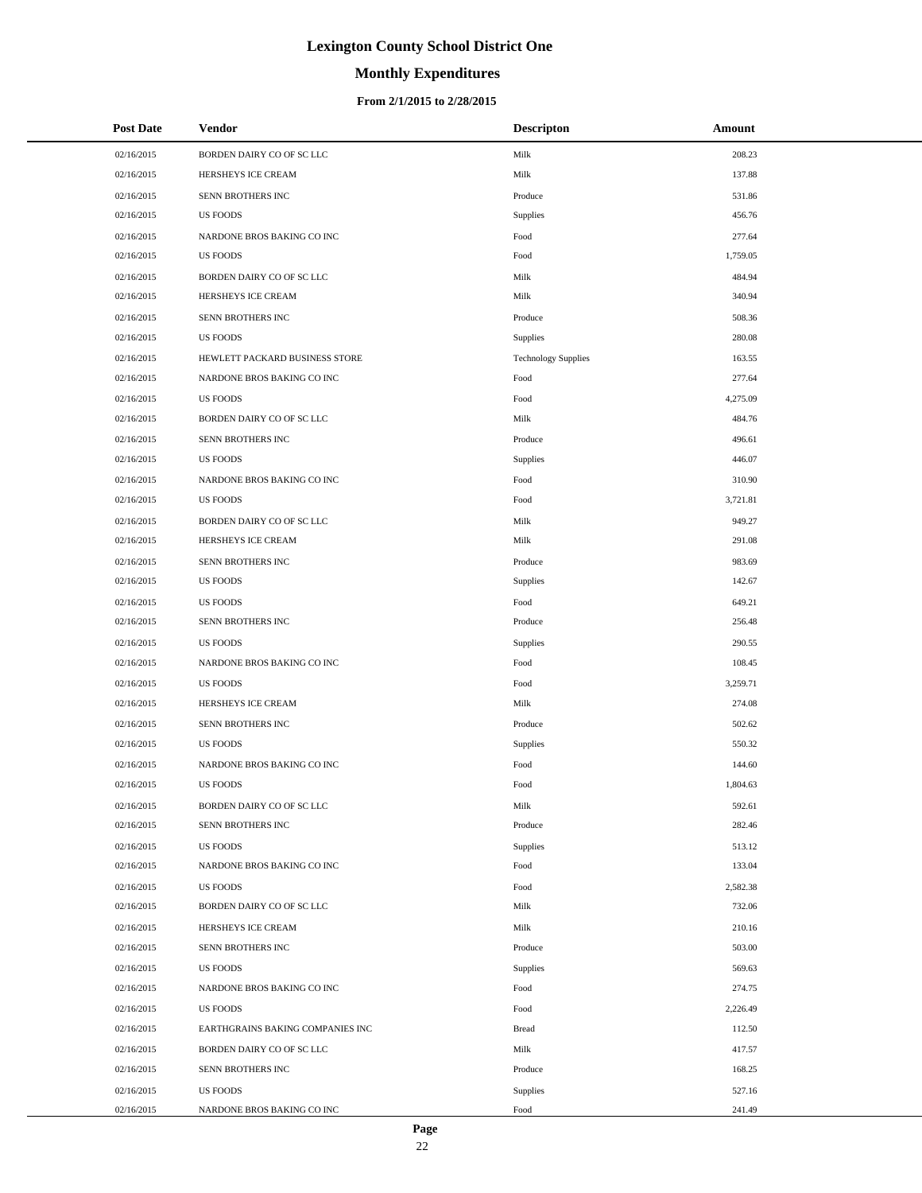# Lexington County School District One

## Monthly Expenditures

### From 2/1/2015 to 2/28/2015

| Post Date | Vendor | Descripton | Amount |
|---|---|---|---|
| 02/16/2015 | BORDEN DAIRY CO OF SC LLC | Milk | 208.23 |
| 02/16/2015 | HERSHEYS ICE CREAM | Milk | 137.88 |
| 02/16/2015 | SENN BROTHERS INC | Produce | 531.86 |
| 02/16/2015 | US FOODS | Supplies | 456.76 |
| 02/16/2015 | NARDONE BROS BAKING CO INC | Food | 277.64 |
| 02/16/2015 | US FOODS | Food | 1,759.05 |
| 02/16/2015 | BORDEN DAIRY CO OF SC LLC | Milk | 484.94 |
| 02/16/2015 | HERSHEYS ICE CREAM | Milk | 340.94 |
| 02/16/2015 | SENN BROTHERS INC | Produce | 508.36 |
| 02/16/2015 | US FOODS | Supplies | 280.08 |
| 02/16/2015 | HEWLETT PACKARD BUSINESS STORE | Technology Supplies | 163.55 |
| 02/16/2015 | NARDONE BROS BAKING CO INC | Food | 277.64 |
| 02/16/2015 | US FOODS | Food | 4,275.09 |
| 02/16/2015 | BORDEN DAIRY CO OF SC LLC | Milk | 484.76 |
| 02/16/2015 | SENN BROTHERS INC | Produce | 496.61 |
| 02/16/2015 | US FOODS | Supplies | 446.07 |
| 02/16/2015 | NARDONE BROS BAKING CO INC | Food | 310.90 |
| 02/16/2015 | US FOODS | Food | 3,721.81 |
| 02/16/2015 | BORDEN DAIRY CO OF SC LLC | Milk | 949.27 |
| 02/16/2015 | HERSHEYS ICE CREAM | Milk | 291.08 |
| 02/16/2015 | SENN BROTHERS INC | Produce | 983.69 |
| 02/16/2015 | US FOODS | Supplies | 142.67 |
| 02/16/2015 | US FOODS | Food | 649.21 |
| 02/16/2015 | SENN BROTHERS INC | Produce | 256.48 |
| 02/16/2015 | US FOODS | Supplies | 290.55 |
| 02/16/2015 | NARDONE BROS BAKING CO INC | Food | 108.45 |
| 02/16/2015 | US FOODS | Food | 3,259.71 |
| 02/16/2015 | HERSHEYS ICE CREAM | Milk | 274.08 |
| 02/16/2015 | SENN BROTHERS INC | Produce | 502.62 |
| 02/16/2015 | US FOODS | Supplies | 550.32 |
| 02/16/2015 | NARDONE BROS BAKING CO INC | Food | 144.60 |
| 02/16/2015 | US FOODS | Food | 1,804.63 |
| 02/16/2015 | BORDEN DAIRY CO OF SC LLC | Milk | 592.61 |
| 02/16/2015 | SENN BROTHERS INC | Produce | 282.46 |
| 02/16/2015 | US FOODS | Supplies | 513.12 |
| 02/16/2015 | NARDONE BROS BAKING CO INC | Food | 133.04 |
| 02/16/2015 | US FOODS | Food | 2,582.38 |
| 02/16/2015 | BORDEN DAIRY CO OF SC LLC | Milk | 732.06 |
| 02/16/2015 | HERSHEYS ICE CREAM | Milk | 210.16 |
| 02/16/2015 | SENN BROTHERS INC | Produce | 503.00 |
| 02/16/2015 | US FOODS | Supplies | 569.63 |
| 02/16/2015 | NARDONE BROS BAKING CO INC | Food | 274.75 |
| 02/16/2015 | US FOODS | Food | 2,226.49 |
| 02/16/2015 | EARTHGRAINS BAKING COMPANIES INC | Bread | 112.50 |
| 02/16/2015 | BORDEN DAIRY CO OF SC LLC | Milk | 417.57 |
| 02/16/2015 | SENN BROTHERS INC | Produce | 168.25 |
| 02/16/2015 | US FOODS | Supplies | 527.16 |
| 02/16/2015 | NARDONE BROS BAKING CO INC | Food | 241.49 |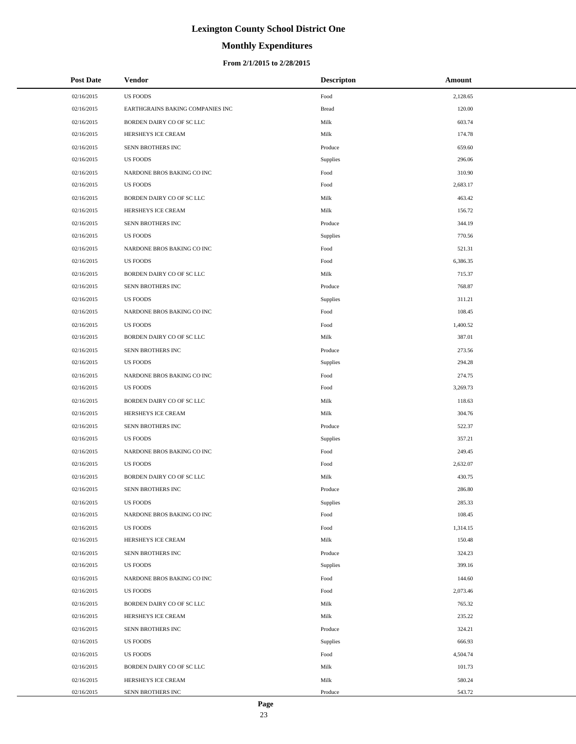# Lexington County School District One

## Monthly Expenditures

### From 2/1/2015 to 2/28/2015

| Post Date | Vendor | Descripton | Amount |
|---|---|---|---|
| 02/16/2015 | US FOODS | Food | 2,128.65 |
| 02/16/2015 | EARTHGRAINS BAKING COMPANIES INC | Bread | 120.00 |
| 02/16/2015 | BORDEN DAIRY CO OF SC LLC | Milk | 603.74 |
| 02/16/2015 | HERSHEYS ICE CREAM | Milk | 174.78 |
| 02/16/2015 | SENN BROTHERS INC | Produce | 659.60 |
| 02/16/2015 | US FOODS | Supplies | 296.06 |
| 02/16/2015 | NARDONE BROS BAKING CO INC | Food | 310.90 |
| 02/16/2015 | US FOODS | Food | 2,683.17 |
| 02/16/2015 | BORDEN DAIRY CO OF SC LLC | Milk | 463.42 |
| 02/16/2015 | HERSHEYS ICE CREAM | Milk | 156.72 |
| 02/16/2015 | SENN BROTHERS INC | Produce | 344.19 |
| 02/16/2015 | US FOODS | Supplies | 770.56 |
| 02/16/2015 | NARDONE BROS BAKING CO INC | Food | 521.31 |
| 02/16/2015 | US FOODS | Food | 6,386.35 |
| 02/16/2015 | BORDEN DAIRY CO OF SC LLC | Milk | 715.37 |
| 02/16/2015 | SENN BROTHERS INC | Produce | 768.87 |
| 02/16/2015 | US FOODS | Supplies | 311.21 |
| 02/16/2015 | NARDONE BROS BAKING CO INC | Food | 108.45 |
| 02/16/2015 | US FOODS | Food | 1,400.52 |
| 02/16/2015 | BORDEN DAIRY CO OF SC LLC | Milk | 387.01 |
| 02/16/2015 | SENN BROTHERS INC | Produce | 273.56 |
| 02/16/2015 | US FOODS | Supplies | 294.28 |
| 02/16/2015 | NARDONE BROS BAKING CO INC | Food | 274.75 |
| 02/16/2015 | US FOODS | Food | 3,269.73 |
| 02/16/2015 | BORDEN DAIRY CO OF SC LLC | Milk | 118.63 |
| 02/16/2015 | HERSHEYS ICE CREAM | Milk | 304.76 |
| 02/16/2015 | SENN BROTHERS INC | Produce | 522.37 |
| 02/16/2015 | US FOODS | Supplies | 357.21 |
| 02/16/2015 | NARDONE BROS BAKING CO INC | Food | 249.45 |
| 02/16/2015 | US FOODS | Food | 2,632.07 |
| 02/16/2015 | BORDEN DAIRY CO OF SC LLC | Milk | 430.75 |
| 02/16/2015 | SENN BROTHERS INC | Produce | 286.80 |
| 02/16/2015 | US FOODS | Supplies | 285.33 |
| 02/16/2015 | NARDONE BROS BAKING CO INC | Food | 108.45 |
| 02/16/2015 | US FOODS | Food | 1,314.15 |
| 02/16/2015 | HERSHEYS ICE CREAM | Milk | 150.48 |
| 02/16/2015 | SENN BROTHERS INC | Produce | 324.23 |
| 02/16/2015 | US FOODS | Supplies | 399.16 |
| 02/16/2015 | NARDONE BROS BAKING CO INC | Food | 144.60 |
| 02/16/2015 | US FOODS | Food | 2,073.46 |
| 02/16/2015 | BORDEN DAIRY CO OF SC LLC | Milk | 765.32 |
| 02/16/2015 | HERSHEYS ICE CREAM | Milk | 235.22 |
| 02/16/2015 | SENN BROTHERS INC | Produce | 324.21 |
| 02/16/2015 | US FOODS | Supplies | 666.93 |
| 02/16/2015 | US FOODS | Food | 4,504.74 |
| 02/16/2015 | BORDEN DAIRY CO OF SC LLC | Milk | 101.73 |
| 02/16/2015 | HERSHEYS ICE CREAM | Milk | 580.24 |
| 02/16/2015 | SENN BROTHERS INC | Produce | 543.72 |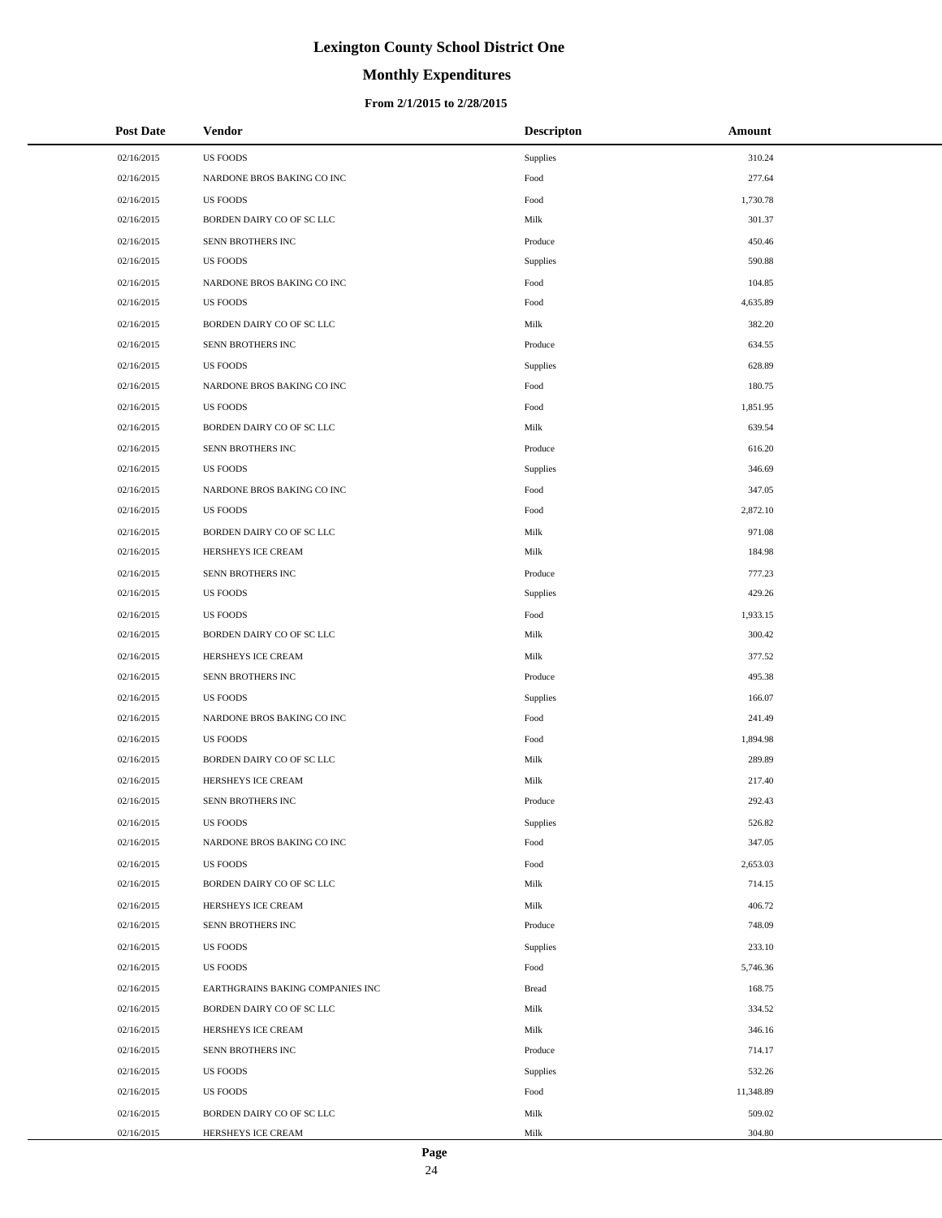# Lexington County School District One

## Monthly Expenditures

### From 2/1/2015 to 2/28/2015

| Post Date | Vendor | Descripton | Amount |
|---|---|---|---|
| 02/16/2015 | US FOODS | Supplies | 310.24 |
| 02/16/2015 | NARDONE BROS BAKING CO INC | Food | 277.64 |
| 02/16/2015 | US FOODS | Food | 1,730.78 |
| 02/16/2015 | BORDEN DAIRY CO OF SC LLC | Milk | 301.37 |
| 02/16/2015 | SENN BROTHERS INC | Produce | 450.46 |
| 02/16/2015 | US FOODS | Supplies | 590.88 |
| 02/16/2015 | NARDONE BROS BAKING CO INC | Food | 104.85 |
| 02/16/2015 | US FOODS | Food | 4,635.89 |
| 02/16/2015 | BORDEN DAIRY CO OF SC LLC | Milk | 382.20 |
| 02/16/2015 | SENN BROTHERS INC | Produce | 634.55 |
| 02/16/2015 | US FOODS | Supplies | 628.89 |
| 02/16/2015 | NARDONE BROS BAKING CO INC | Food | 180.75 |
| 02/16/2015 | US FOODS | Food | 1,851.95 |
| 02/16/2015 | BORDEN DAIRY CO OF SC LLC | Milk | 639.54 |
| 02/16/2015 | SENN BROTHERS INC | Produce | 616.20 |
| 02/16/2015 | US FOODS | Supplies | 346.69 |
| 02/16/2015 | NARDONE BROS BAKING CO INC | Food | 347.05 |
| 02/16/2015 | US FOODS | Food | 2,872.10 |
| 02/16/2015 | BORDEN DAIRY CO OF SC LLC | Milk | 971.08 |
| 02/16/2015 | HERSHEYS ICE CREAM | Milk | 184.98 |
| 02/16/2015 | SENN BROTHERS INC | Produce | 777.23 |
| 02/16/2015 | US FOODS | Supplies | 429.26 |
| 02/16/2015 | US FOODS | Food | 1,933.15 |
| 02/16/2015 | BORDEN DAIRY CO OF SC LLC | Milk | 300.42 |
| 02/16/2015 | HERSHEYS ICE CREAM | Milk | 377.52 |
| 02/16/2015 | SENN BROTHERS INC | Produce | 495.38 |
| 02/16/2015 | US FOODS | Supplies | 166.07 |
| 02/16/2015 | NARDONE BROS BAKING CO INC | Food | 241.49 |
| 02/16/2015 | US FOODS | Food | 1,894.98 |
| 02/16/2015 | BORDEN DAIRY CO OF SC LLC | Milk | 289.89 |
| 02/16/2015 | HERSHEYS ICE CREAM | Milk | 217.40 |
| 02/16/2015 | SENN BROTHERS INC | Produce | 292.43 |
| 02/16/2015 | US FOODS | Supplies | 526.82 |
| 02/16/2015 | NARDONE BROS BAKING CO INC | Food | 347.05 |
| 02/16/2015 | US FOODS | Food | 2,653.03 |
| 02/16/2015 | BORDEN DAIRY CO OF SC LLC | Milk | 714.15 |
| 02/16/2015 | HERSHEYS ICE CREAM | Milk | 406.72 |
| 02/16/2015 | SENN BROTHERS INC | Produce | 748.09 |
| 02/16/2015 | US FOODS | Supplies | 233.10 |
| 02/16/2015 | US FOODS | Food | 5,746.36 |
| 02/16/2015 | EARTHGRAINS BAKING COMPANIES INC | Bread | 168.75 |
| 02/16/2015 | BORDEN DAIRY CO OF SC LLC | Milk | 334.52 |
| 02/16/2015 | HERSHEYS ICE CREAM | Milk | 346.16 |
| 02/16/2015 | SENN BROTHERS INC | Produce | 714.17 |
| 02/16/2015 | US FOODS | Supplies | 532.26 |
| 02/16/2015 | US FOODS | Food | 11,348.89 |
| 02/16/2015 | BORDEN DAIRY CO OF SC LLC | Milk | 509.02 |
| 02/16/2015 | HERSHEYS ICE CREAM | Milk | 304.80 |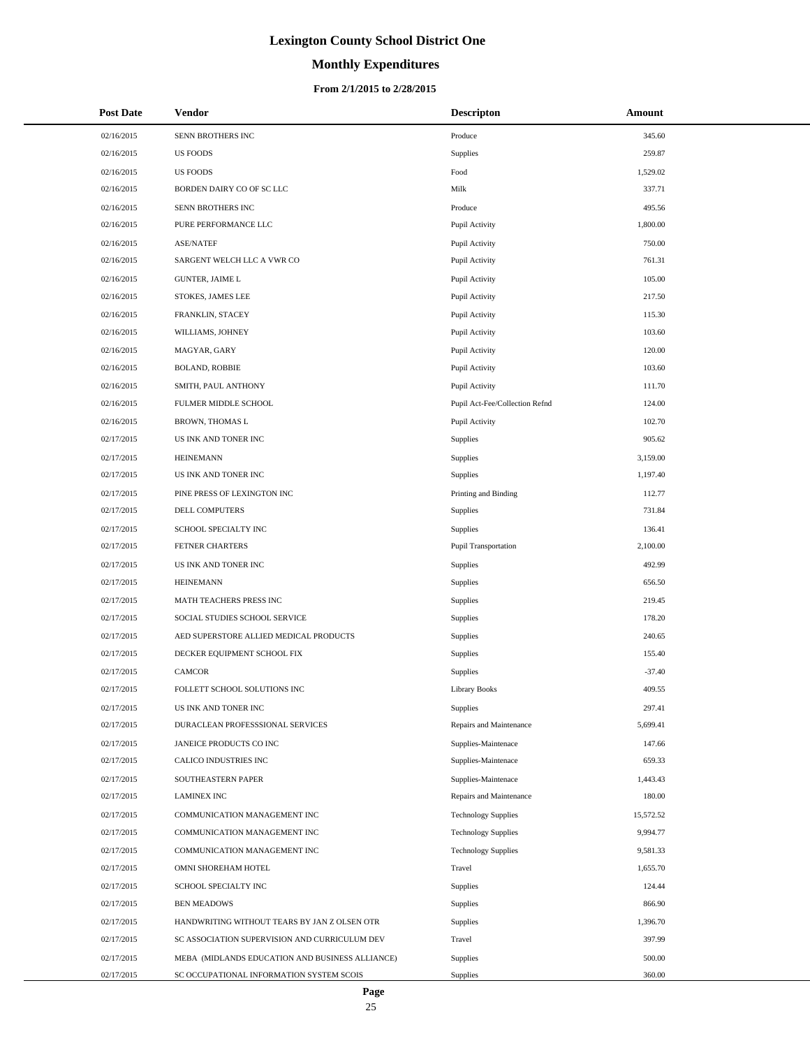# Lexington County School District One

## Monthly Expenditures

### From 2/1/2015 to 2/28/2015

| Post Date | Vendor | Descripton | Amount |
|---|---|---|---|
| 02/16/2015 | SENN BROTHERS INC | Produce | 345.60 |
| 02/16/2015 | US FOODS | Supplies | 259.87 |
| 02/16/2015 | US FOODS | Food | 1,529.02 |
| 02/16/2015 | BORDEN DAIRY CO OF SC LLC | Milk | 337.71 |
| 02/16/2015 | SENN BROTHERS INC | Produce | 495.56 |
| 02/16/2015 | PURE PERFORMANCE LLC | Pupil Activity | 1,800.00 |
| 02/16/2015 | ASE/NATEF | Pupil Activity | 750.00 |
| 02/16/2015 | SARGENT WELCH LLC A VWR CO | Pupil Activity | 761.31 |
| 02/16/2015 | GUNTER, JAIME L | Pupil Activity | 105.00 |
| 02/16/2015 | STOKES, JAMES LEE | Pupil Activity | 217.50 |
| 02/16/2015 | FRANKLIN, STACEY | Pupil Activity | 115.30 |
| 02/16/2015 | WILLIAMS, JOHNEY | Pupil Activity | 103.60 |
| 02/16/2015 | MAGYAR, GARY | Pupil Activity | 120.00 |
| 02/16/2015 | BOLAND, ROBBIE | Pupil Activity | 103.60 |
| 02/16/2015 | SMITH, PAUL ANTHONY | Pupil Activity | 111.70 |
| 02/16/2015 | FULMER MIDDLE SCHOOL | Pupil Act-Fee/Collection Refnd | 124.00 |
| 02/16/2015 | BROWN, THOMAS L | Pupil Activity | 102.70 |
| 02/17/2015 | US INK AND TONER INC | Supplies | 905.62 |
| 02/17/2015 | HEINEMANN | Supplies | 3,159.00 |
| 02/17/2015 | US INK AND TONER INC | Supplies | 1,197.40 |
| 02/17/2015 | PINE PRESS OF LEXINGTON INC | Printing and Binding | 112.77 |
| 02/17/2015 | DELL COMPUTERS | Supplies | 731.84 |
| 02/17/2015 | SCHOOL SPECIALTY INC | Supplies | 136.41 |
| 02/17/2015 | FETNER CHARTERS | Pupil Transportation | 2,100.00 |
| 02/17/2015 | US INK AND TONER INC | Supplies | 492.99 |
| 02/17/2015 | HEINEMANN | Supplies | 656.50 |
| 02/17/2015 | MATH TEACHERS PRESS INC | Supplies | 219.45 |
| 02/17/2015 | SOCIAL STUDIES SCHOOL SERVICE | Supplies | 178.20 |
| 02/17/2015 | AED SUPERSTORE ALLIED MEDICAL PRODUCTS | Supplies | 240.65 |
| 02/17/2015 | DECKER EQUIPMENT SCHOOL FIX | Supplies | 155.40 |
| 02/17/2015 | CAMCOR | Supplies | -37.40 |
| 02/17/2015 | FOLLETT SCHOOL SOLUTIONS INC | Library Books | 409.55 |
| 02/17/2015 | US INK AND TONER INC | Supplies | 297.41 |
| 02/17/2015 | DURACLEAN PROFESSSIONAL SERVICES | Repairs and Maintenance | 5,699.41 |
| 02/17/2015 | JANEICE PRODUCTS CO INC | Supplies-Maintenace | 147.66 |
| 02/17/2015 | CALICO INDUSTRIES INC | Supplies-Maintenace | 659.33 |
| 02/17/2015 | SOUTHEASTERN PAPER | Supplies-Maintenace | 1,443.43 |
| 02/17/2015 | LAMINEX INC | Repairs and Maintenance | 180.00 |
| 02/17/2015 | COMMUNICATION MANAGEMENT INC | Technology Supplies | 15,572.52 |
| 02/17/2015 | COMMUNICATION MANAGEMENT INC | Technology Supplies | 9,994.77 |
| 02/17/2015 | COMMUNICATION MANAGEMENT INC | Technology Supplies | 9,581.33 |
| 02/17/2015 | OMNI SHOREHAM HOTEL | Travel | 1,655.70 |
| 02/17/2015 | SCHOOL SPECIALTY INC | Supplies | 124.44 |
| 02/17/2015 | BEN MEADOWS | Supplies | 866.90 |
| 02/17/2015 | HANDWRITING WITHOUT TEARS BY JAN Z OLSEN OTR | Supplies | 1,396.70 |
| 02/17/2015 | SC ASSOCIATION SUPERVISION AND CURRICULUM DEV | Travel | 397.99 |
| 02/17/2015 | MEBA (MIDLANDS EDUCATION AND BUSINESS ALLIANCE) | Supplies | 500.00 |
| 02/17/2015 | SC OCCUPATIONAL INFORMATION SYSTEM SCOIS | Supplies | 360.00 |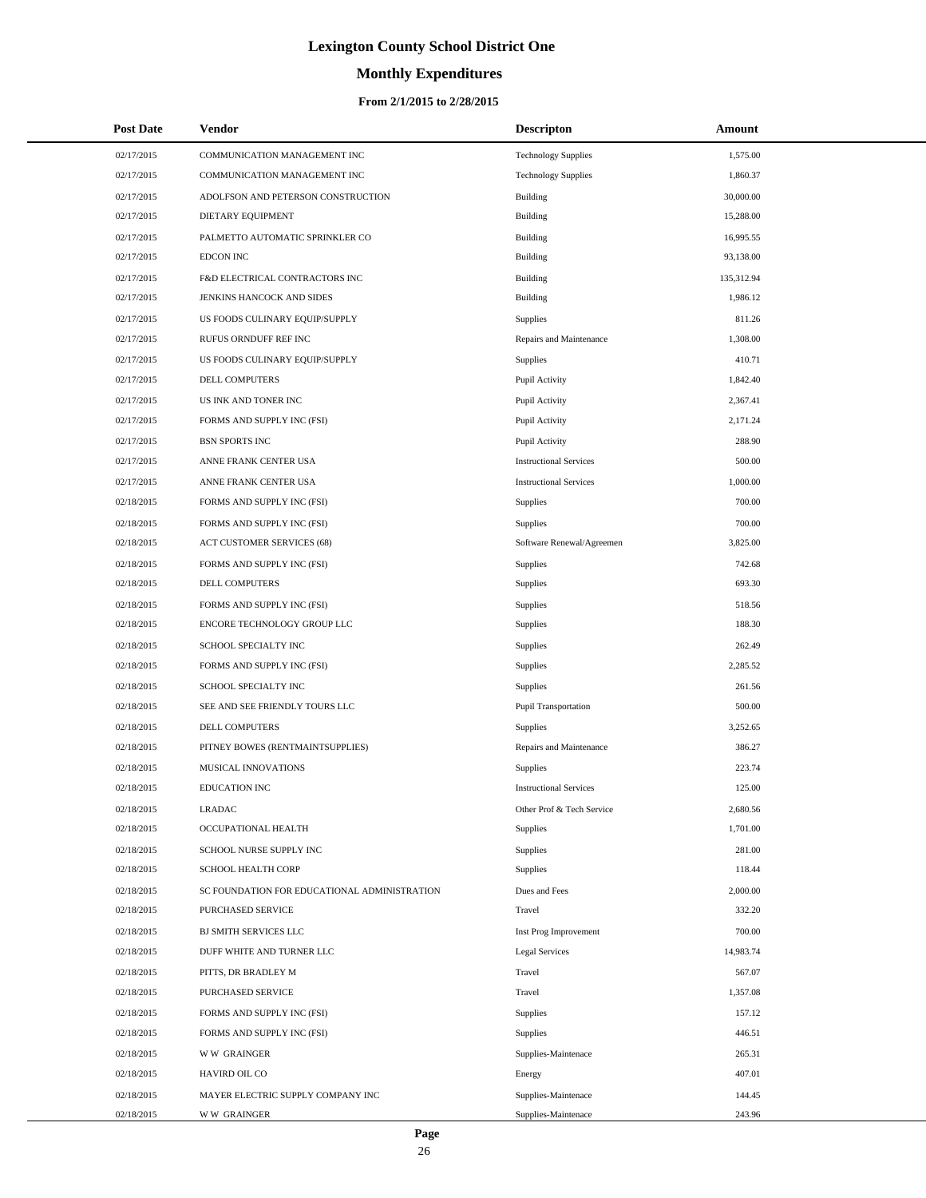# Lexington County School District One

## Monthly Expenditures

### From 2/1/2015 to 2/28/2015

| Post Date | Vendor | Descripton | Amount |
|---|---|---|---|
| 02/17/2015 | COMMUNICATION MANAGEMENT INC | Technology Supplies | 1,575.00 |
| 02/17/2015 | COMMUNICATION MANAGEMENT INC | Technology Supplies | 1,860.37 |
| 02/17/2015 | ADOLFSON AND PETERSON CONSTRUCTION | Building | 30,000.00 |
| 02/17/2015 | DIETARY EQUIPMENT | Building | 15,288.00 |
| 02/17/2015 | PALMETTO AUTOMATIC SPRINKLER CO | Building | 16,995.55 |
| 02/17/2015 | EDCON INC | Building | 93,138.00 |
| 02/17/2015 | F&D ELECTRICAL CONTRACTORS INC | Building | 135,312.94 |
| 02/17/2015 | JENKINS HANCOCK AND SIDES | Building | 1,986.12 |
| 02/17/2015 | US FOODS CULINARY EQUIP/SUPPLY | Supplies | 811.26 |
| 02/17/2015 | RUFUS ORNDUFF REF INC | Repairs and Maintenance | 1,308.00 |
| 02/17/2015 | US FOODS CULINARY EQUIP/SUPPLY | Supplies | 410.71 |
| 02/17/2015 | DELL COMPUTERS | Pupil Activity | 1,842.40 |
| 02/17/2015 | US INK AND TONER INC | Pupil Activity | 2,367.41 |
| 02/17/2015 | FORMS AND SUPPLY INC (FSI) | Pupil Activity | 2,171.24 |
| 02/17/2015 | BSN SPORTS INC | Pupil Activity | 288.90 |
| 02/17/2015 | ANNE FRANK CENTER USA | Instructional Services | 500.00 |
| 02/17/2015 | ANNE FRANK CENTER USA | Instructional Services | 1,000.00 |
| 02/18/2015 | FORMS AND SUPPLY INC (FSI) | Supplies | 700.00 |
| 02/18/2015 | FORMS AND SUPPLY INC (FSI) | Supplies | 700.00 |
| 02/18/2015 | ACT CUSTOMER SERVICES (68) | Software Renewal/Agreemen | 3,825.00 |
| 02/18/2015 | FORMS AND SUPPLY INC (FSI) | Supplies | 742.68 |
| 02/18/2015 | DELL COMPUTERS | Supplies | 693.30 |
| 02/18/2015 | FORMS AND SUPPLY INC (FSI) | Supplies | 518.56 |
| 02/18/2015 | ENCORE TECHNOLOGY GROUP LLC | Supplies | 188.30 |
| 02/18/2015 | SCHOOL SPECIALTY INC | Supplies | 262.49 |
| 02/18/2015 | FORMS AND SUPPLY INC (FSI) | Supplies | 2,285.52 |
| 02/18/2015 | SCHOOL SPECIALTY INC | Supplies | 261.56 |
| 02/18/2015 | SEE AND SEE FRIENDLY TOURS LLC | Pupil Transportation | 500.00 |
| 02/18/2015 | DELL COMPUTERS | Supplies | 3,252.65 |
| 02/18/2015 | PITNEY BOWES (RENTMAINTSUPPLIES) | Repairs and Maintenance | 386.27 |
| 02/18/2015 | MUSICAL INNOVATIONS | Supplies | 223.74 |
| 02/18/2015 | EDUCATION INC | Instructional Services | 125.00 |
| 02/18/2015 | LRADAC | Other Prof & Tech Service | 2,680.56 |
| 02/18/2015 | OCCUPATIONAL HEALTH | Supplies | 1,701.00 |
| 02/18/2015 | SCHOOL NURSE SUPPLY INC | Supplies | 281.00 |
| 02/18/2015 | SCHOOL HEALTH CORP | Supplies | 118.44 |
| 02/18/2015 | SC FOUNDATION FOR EDUCATIONAL ADMINISTRATION | Dues and Fees | 2,000.00 |
| 02/18/2015 | PURCHASED SERVICE | Travel | 332.20 |
| 02/18/2015 | BJ SMITH SERVICES LLC | Inst Prog Improvement | 700.00 |
| 02/18/2015 | DUFF WHITE AND TURNER LLC | Legal Services | 14,983.74 |
| 02/18/2015 | PITTS, DR BRADLEY M | Travel | 567.07 |
| 02/18/2015 | PURCHASED SERVICE | Travel | 1,357.08 |
| 02/18/2015 | FORMS AND SUPPLY INC (FSI) | Supplies | 157.12 |
| 02/18/2015 | FORMS AND SUPPLY INC (FSI) | Supplies | 446.51 |
| 02/18/2015 | W W GRAINGER | Supplies-Maintenace | 265.31 |
| 02/18/2015 | HAVIRD OIL CO | Energy | 407.01 |
| 02/18/2015 | MAYER ELECTRIC SUPPLY COMPANY INC | Supplies-Maintenace | 144.45 |
| 02/18/2015 | W W GRAINGER | Supplies-Maintenace | 243.96 |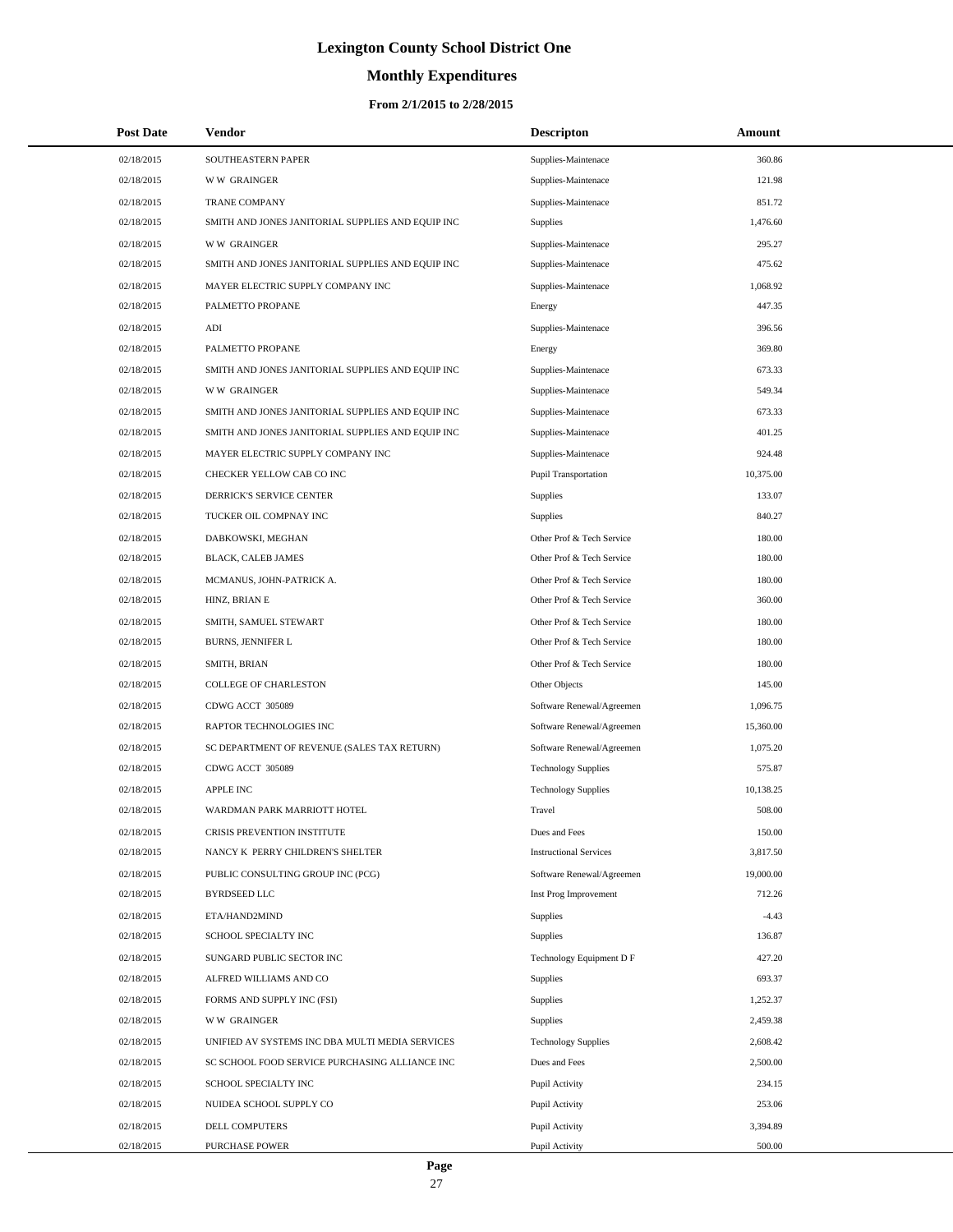# Lexington County School District One

## Monthly Expenditures

### From 2/1/2015 to 2/28/2015

| Post Date | Vendor | Descripton | Amount |
|---|---|---|---|
| 02/18/2015 | SOUTHEASTERN PAPER | Supplies-Maintenace | 360.86 |
| 02/18/2015 | W W GRAINGER | Supplies-Maintenace | 121.98 |
| 02/18/2015 | TRANE COMPANY | Supplies-Maintenace | 851.72 |
| 02/18/2015 | SMITH AND JONES JANITORIAL SUPPLIES AND EQUIP INC | Supplies | 1,476.60 |
| 02/18/2015 | W W GRAINGER | Supplies-Maintenace | 295.27 |
| 02/18/2015 | SMITH AND JONES JANITORIAL SUPPLIES AND EQUIP INC | Supplies-Maintenace | 475.62 |
| 02/18/2015 | MAYER ELECTRIC SUPPLY COMPANY INC | Supplies-Maintenace | 1,068.92 |
| 02/18/2015 | PALMETTO PROPANE | Energy | 447.35 |
| 02/18/2015 | ADI | Supplies-Maintenace | 396.56 |
| 02/18/2015 | PALMETTO PROPANE | Energy | 369.80 |
| 02/18/2015 | SMITH AND JONES JANITORIAL SUPPLIES AND EQUIP INC | Supplies-Maintenace | 673.33 |
| 02/18/2015 | W W GRAINGER | Supplies-Maintenace | 549.34 |
| 02/18/2015 | SMITH AND JONES JANITORIAL SUPPLIES AND EQUIP INC | Supplies-Maintenace | 673.33 |
| 02/18/2015 | SMITH AND JONES JANITORIAL SUPPLIES AND EQUIP INC | Supplies-Maintenace | 401.25 |
| 02/18/2015 | MAYER ELECTRIC SUPPLY COMPANY INC | Supplies-Maintenace | 924.48 |
| 02/18/2015 | CHECKER YELLOW CAB CO INC | Pupil Transportation | 10,375.00 |
| 02/18/2015 | DERRICK'S SERVICE CENTER | Supplies | 133.07 |
| 02/18/2015 | TUCKER OIL COMPNAY INC | Supplies | 840.27 |
| 02/18/2015 | DABKOWSKI, MEGHAN | Other Prof & Tech Service | 180.00 |
| 02/18/2015 | BLACK, CALEB JAMES | Other Prof & Tech Service | 180.00 |
| 02/18/2015 | MCMANUS, JOHN-PATRICK A. | Other Prof & Tech Service | 180.00 |
| 02/18/2015 | HINZ, BRIAN E | Other Prof & Tech Service | 360.00 |
| 02/18/2015 | SMITH, SAMUEL STEWART | Other Prof & Tech Service | 180.00 |
| 02/18/2015 | BURNS, JENNIFER L | Other Prof & Tech Service | 180.00 |
| 02/18/2015 | SMITH, BRIAN | Other Prof & Tech Service | 180.00 |
| 02/18/2015 | COLLEGE OF CHARLESTON | Other Objects | 145.00 |
| 02/18/2015 | CDWG ACCT 305089 | Software Renewal/Agreemen | 1,096.75 |
| 02/18/2015 | RAPTOR TECHNOLOGIES INC | Software Renewal/Agreemen | 15,360.00 |
| 02/18/2015 | SC DEPARTMENT OF REVENUE (SALES TAX RETURN) | Software Renewal/Agreemen | 1,075.20 |
| 02/18/2015 | CDWG ACCT 305089 | Technology Supplies | 575.87 |
| 02/18/2015 | APPLE INC | Technology Supplies | 10,138.25 |
| 02/18/2015 | WARDMAN PARK MARRIOTT HOTEL | Travel | 508.00 |
| 02/18/2015 | CRISIS PREVENTION INSTITUTE | Dues and Fees | 150.00 |
| 02/18/2015 | NANCY K PERRY CHILDREN'S SHELTER | Instructional Services | 3,817.50 |
| 02/18/2015 | PUBLIC CONSULTING GROUP INC (PCG) | Software Renewal/Agreemen | 19,000.00 |
| 02/18/2015 | BYRDSEED LLC | Inst Prog Improvement | 712.26 |
| 02/18/2015 | ETA/HAND2MIND | Supplies | -4.43 |
| 02/18/2015 | SCHOOL SPECIALTY INC | Supplies | 136.87 |
| 02/18/2015 | SUNGARD PUBLIC SECTOR INC | Technology Equipment D F | 427.20 |
| 02/18/2015 | ALFRED WILLIAMS AND CO | Supplies | 693.37 |
| 02/18/2015 | FORMS AND SUPPLY INC (FSI) | Supplies | 1,252.37 |
| 02/18/2015 | W W GRAINGER | Supplies | 2,459.38 |
| 02/18/2015 | UNIFIED AV SYSTEMS INC DBA MULTI MEDIA SERVICES | Technology Supplies | 2,608.42 |
| 02/18/2015 | SC SCHOOL FOOD SERVICE PURCHASING ALLIANCE INC | Dues and Fees | 2,500.00 |
| 02/18/2015 | SCHOOL SPECIALTY INC | Pupil Activity | 234.15 |
| 02/18/2015 | NUIDEA SCHOOL SUPPLY CO | Pupil Activity | 253.06 |
| 02/18/2015 | DELL COMPUTERS | Pupil Activity | 3,394.89 |
| 02/18/2015 | PURCHASE POWER | Pupil Activity | 500.00 |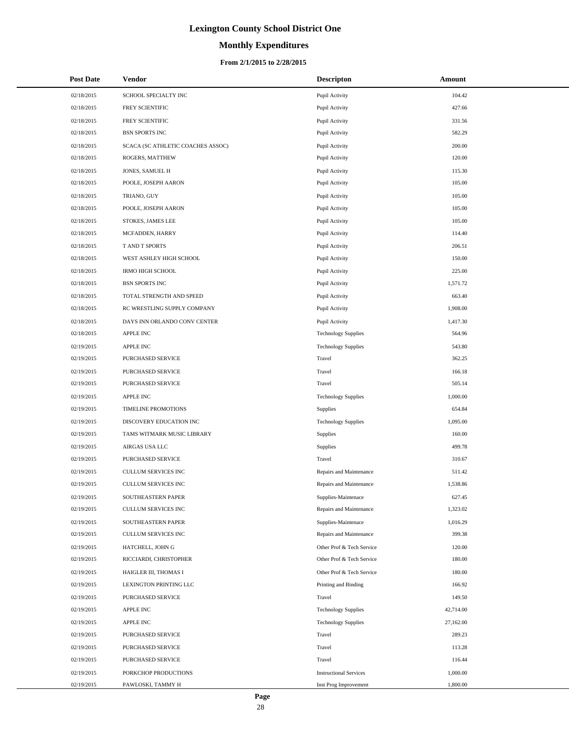# Lexington County School District One

## Monthly Expenditures

### From 2/1/2015 to 2/28/2015

| Post Date | Vendor | Descripton | Amount |
|---|---|---|---|
| 02/18/2015 | SCHOOL SPECIALTY INC | Pupil Activity | 104.42 |
| 02/18/2015 | FREY SCIENTIFIC | Pupil Activity | 427.66 |
| 02/18/2015 | FREY SCIENTIFIC | Pupil Activity | 331.56 |
| 02/18/2015 | BSN SPORTS INC | Pupil Activity | 582.29 |
| 02/18/2015 | SCACA (SC ATHLETIC COACHES ASSOC) | Pupil Activity | 200.00 |
| 02/18/2015 | ROGERS, MATTHEW | Pupil Activity | 120.00 |
| 02/18/2015 | JONES, SAMUEL H | Pupil Activity | 115.30 |
| 02/18/2015 | POOLE, JOSEPH AARON | Pupil Activity | 105.00 |
| 02/18/2015 | TRIANO, GUY | Pupil Activity | 105.00 |
| 02/18/2015 | POOLE, JOSEPH AARON | Pupil Activity | 105.00 |
| 02/18/2015 | STOKES, JAMES LEE | Pupil Activity | 105.00 |
| 02/18/2015 | MCFADDEN, HARRY | Pupil Activity | 114.40 |
| 02/18/2015 | T AND T SPORTS | Pupil Activity | 206.51 |
| 02/18/2015 | WEST ASHLEY HIGH SCHOOL | Pupil Activity | 150.00 |
| 02/18/2015 | IRMO HIGH SCHOOL | Pupil Activity | 225.00 |
| 02/18/2015 | BSN SPORTS INC | Pupil Activity | 1,571.72 |
| 02/18/2015 | TOTAL STRENGTH AND SPEED | Pupil Activity | 663.40 |
| 02/18/2015 | RC WRESTLING SUPPLY COMPANY | Pupil Activity | 1,908.00 |
| 02/18/2015 | DAYS INN ORLANDO CONV CENTER | Pupil Activity | 1,417.30 |
| 02/18/2015 | APPLE INC | Technology Supplies | 564.96 |
| 02/19/2015 | APPLE INC | Technology Supplies | 543.80 |
| 02/19/2015 | PURCHASED SERVICE | Travel | 362.25 |
| 02/19/2015 | PURCHASED SERVICE | Travel | 166.18 |
| 02/19/2015 | PURCHASED SERVICE | Travel | 505.14 |
| 02/19/2015 | APPLE INC | Technology Supplies | 1,000.00 |
| 02/19/2015 | TIMELINE PROMOTIONS | Supplies | 654.84 |
| 02/19/2015 | DISCOVERY EDUCATION INC | Technology Supplies | 1,095.00 |
| 02/19/2015 | TAMS WITMARK MUSIC LIBRARY | Supplies | 160.00 |
| 02/19/2015 | AIRGAS USA LLC | Supplies | 499.78 |
| 02/19/2015 | PURCHASED SERVICE | Travel | 310.67 |
| 02/19/2015 | CULLUM SERVICES INC | Repairs and Maintenance | 511.42 |
| 02/19/2015 | CULLUM SERVICES INC | Repairs and Maintenance | 1,538.86 |
| 02/19/2015 | SOUTHEASTERN PAPER | Supplies-Maintenace | 627.45 |
| 02/19/2015 | CULLUM SERVICES INC | Repairs and Maintenance | 1,323.02 |
| 02/19/2015 | SOUTHEASTERN PAPER | Supplies-Maintenace | 1,016.29 |
| 02/19/2015 | CULLUM SERVICES INC | Repairs and Maintenance | 399.38 |
| 02/19/2015 | HATCHELL, JOHN G | Other Prof & Tech Service | 120.00 |
| 02/19/2015 | RICCIARDI, CHRISTOPHER | Other Prof & Tech Service | 180.00 |
| 02/19/2015 | HAIGLER III, THOMAS I | Other Prof & Tech Service | 180.00 |
| 02/19/2015 | LEXINGTON PRINTING LLC | Printing and Binding | 166.92 |
| 02/19/2015 | PURCHASED SERVICE | Travel | 149.50 |
| 02/19/2015 | APPLE INC | Technology Supplies | 42,714.00 |
| 02/19/2015 | APPLE INC | Technology Supplies | 27,162.00 |
| 02/19/2015 | PURCHASED SERVICE | Travel | 289.23 |
| 02/19/2015 | PURCHASED SERVICE | Travel | 113.28 |
| 02/19/2015 | PURCHASED SERVICE | Travel | 116.44 |
| 02/19/2015 | PORKCHOP PRODUCTIONS | Instructional Services | 1,000.00 |
| 02/19/2015 | PAWLOSKI, TAMMY H | Inst Prog Improvement | 1,800.00 |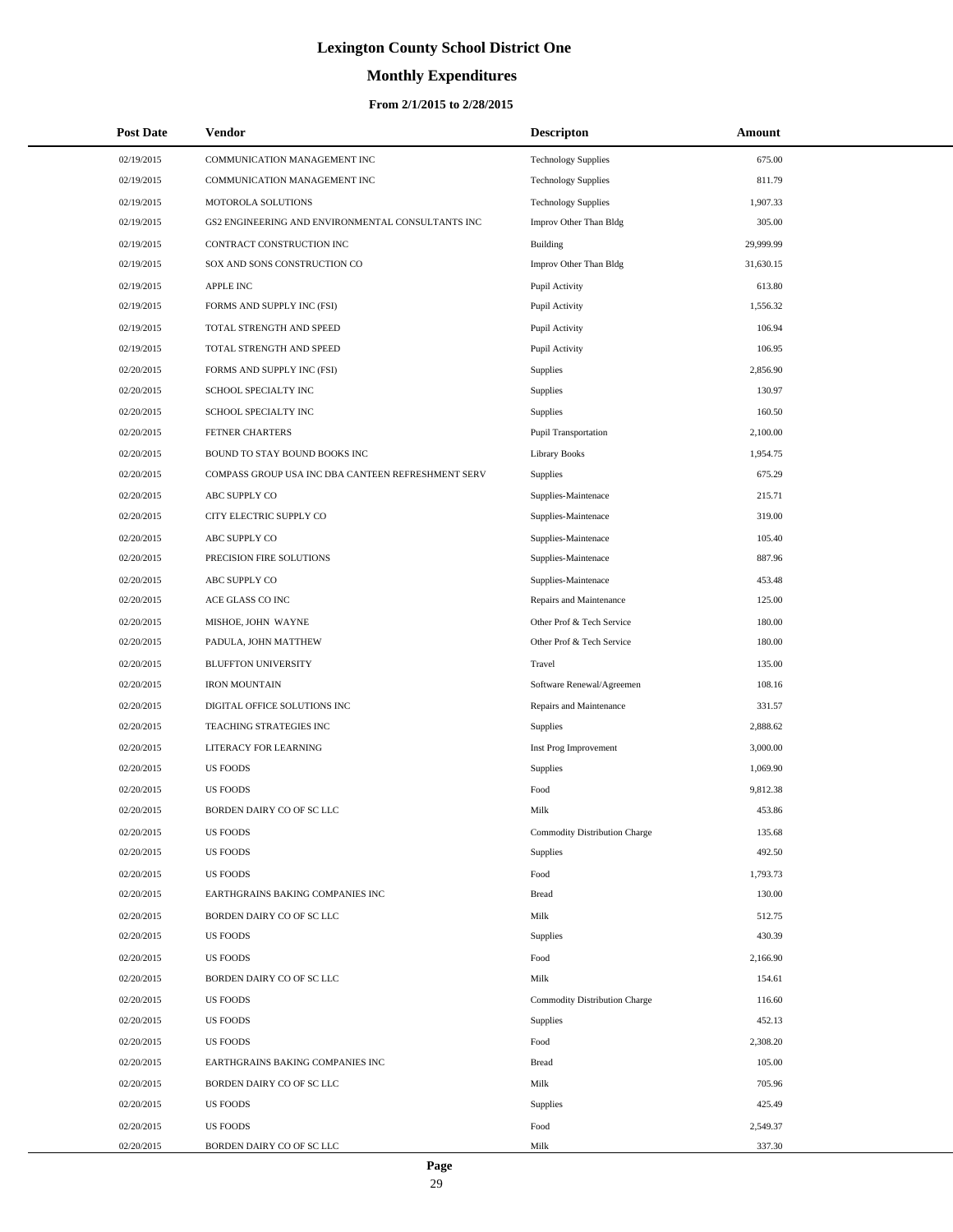# Lexington County School District One

## Monthly Expenditures

### From 2/1/2015 to 2/28/2015

| Post Date | Vendor | Descripton | Amount |
|---|---|---|---|
| 02/19/2015 | COMMUNICATION MANAGEMENT INC | Technology Supplies | 675.00 |
| 02/19/2015 | COMMUNICATION MANAGEMENT INC | Technology Supplies | 811.79 |
| 02/19/2015 | MOTOROLA SOLUTIONS | Technology Supplies | 1,907.33 |
| 02/19/2015 | GS2 ENGINEERING AND ENVIRONMENTAL CONSULTANTS INC | Improv Other Than Bldg | 305.00 |
| 02/19/2015 | CONTRACT CONSTRUCTION INC | Building | 29,999.99 |
| 02/19/2015 | SOX AND SONS CONSTRUCTION CO | Improv Other Than Bldg | 31,630.15 |
| 02/19/2015 | APPLE INC | Pupil Activity | 613.80 |
| 02/19/2015 | FORMS AND SUPPLY INC (FSI) | Pupil Activity | 1,556.32 |
| 02/19/2015 | TOTAL STRENGTH AND SPEED | Pupil Activity | 106.94 |
| 02/19/2015 | TOTAL STRENGTH AND SPEED | Pupil Activity | 106.95 |
| 02/20/2015 | FORMS AND SUPPLY INC (FSI) | Supplies | 2,856.90 |
| 02/20/2015 | SCHOOL SPECIALTY INC | Supplies | 130.97 |
| 02/20/2015 | SCHOOL SPECIALTY INC | Supplies | 160.50 |
| 02/20/2015 | FETNER CHARTERS | Pupil Transportation | 2,100.00 |
| 02/20/2015 | BOUND TO STAY BOUND BOOKS INC | Library Books | 1,954.75 |
| 02/20/2015 | COMPASS GROUP USA INC DBA CANTEEN REFRESHMENT SERV | Supplies | 675.29 |
| 02/20/2015 | ABC SUPPLY CO | Supplies-Maintenace | 215.71 |
| 02/20/2015 | CITY ELECTRIC SUPPLY CO | Supplies-Maintenace | 319.00 |
| 02/20/2015 | ABC SUPPLY CO | Supplies-Maintenace | 105.40 |
| 02/20/2015 | PRECISION FIRE SOLUTIONS | Supplies-Maintenace | 887.96 |
| 02/20/2015 | ABC SUPPLY CO | Supplies-Maintenace | 453.48 |
| 02/20/2015 | ACE GLASS CO INC | Repairs and Maintenance | 125.00 |
| 02/20/2015 | MISHOE, JOHN WAYNE | Other Prof & Tech Service | 180.00 |
| 02/20/2015 | PADULA, JOHN MATTHEW | Other Prof & Tech Service | 180.00 |
| 02/20/2015 | BLUFFTON UNIVERSITY | Travel | 135.00 |
| 02/20/2015 | IRON MOUNTAIN | Software Renewal/Agreemen | 108.16 |
| 02/20/2015 | DIGITAL OFFICE SOLUTIONS INC | Repairs and Maintenance | 331.57 |
| 02/20/2015 | TEACHING STRATEGIES INC | Supplies | 2,888.62 |
| 02/20/2015 | LITERACY FOR LEARNING | Inst Prog Improvement | 3,000.00 |
| 02/20/2015 | US FOODS | Supplies | 1,069.90 |
| 02/20/2015 | US FOODS | Food | 9,812.38 |
| 02/20/2015 | BORDEN DAIRY CO OF SC LLC | Milk | 453.86 |
| 02/20/2015 | US FOODS | Commodity Distribution Charge | 135.68 |
| 02/20/2015 | US FOODS | Supplies | 492.50 |
| 02/20/2015 | US FOODS | Food | 1,793.73 |
| 02/20/2015 | EARTHGRAINS BAKING COMPANIES INC | Bread | 130.00 |
| 02/20/2015 | BORDEN DAIRY CO OF SC LLC | Milk | 512.75 |
| 02/20/2015 | US FOODS | Supplies | 430.39 |
| 02/20/2015 | US FOODS | Food | 2,166.90 |
| 02/20/2015 | BORDEN DAIRY CO OF SC LLC | Milk | 154.61 |
| 02/20/2015 | US FOODS | Commodity Distribution Charge | 116.60 |
| 02/20/2015 | US FOODS | Supplies | 452.13 |
| 02/20/2015 | US FOODS | Food | 2,308.20 |
| 02/20/2015 | EARTHGRAINS BAKING COMPANIES INC | Bread | 105.00 |
| 02/20/2015 | BORDEN DAIRY CO OF SC LLC | Milk | 705.96 |
| 02/20/2015 | US FOODS | Supplies | 425.49 |
| 02/20/2015 | US FOODS | Food | 2,549.37 |
| 02/20/2015 | BORDEN DAIRY CO OF SC LLC | Milk | 337.30 |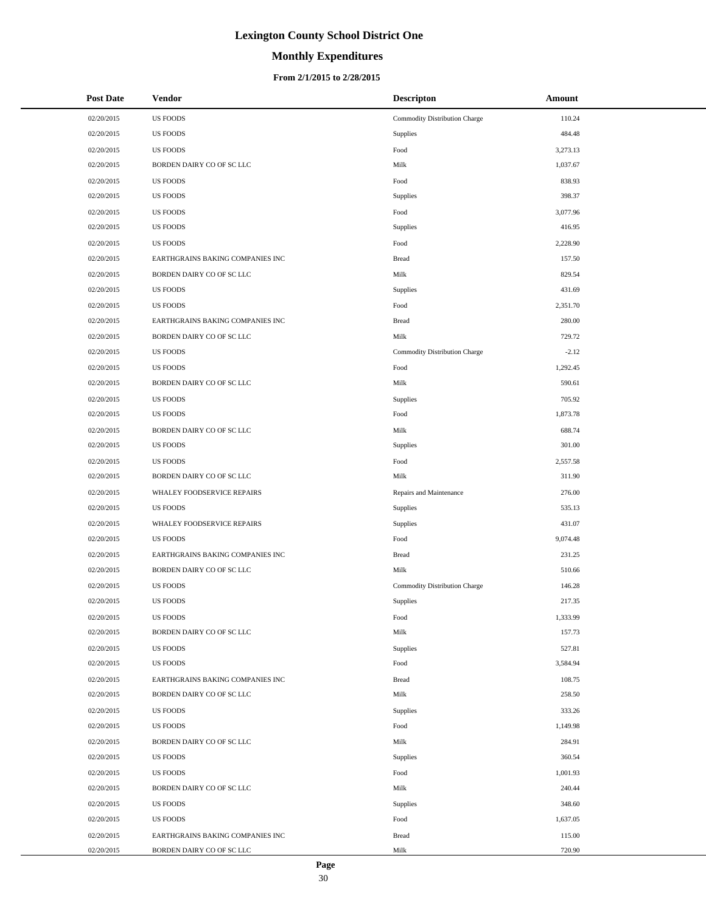# Lexington County School District One

## Monthly Expenditures

### From 2/1/2015 to 2/28/2015

| Post Date | Vendor | Descripton | Amount |
|---|---|---|---|
| 02/20/2015 | US FOODS | Commodity Distribution Charge | 110.24 |
| 02/20/2015 | US FOODS | Supplies | 484.48 |
| 02/20/2015 | US FOODS | Food | 3,273.13 |
| 02/20/2015 | BORDEN DAIRY CO OF SC LLC | Milk | 1,037.67 |
| 02/20/2015 | US FOODS | Food | 838.93 |
| 02/20/2015 | US FOODS | Supplies | 398.37 |
| 02/20/2015 | US FOODS | Food | 3,077.96 |
| 02/20/2015 | US FOODS | Supplies | 416.95 |
| 02/20/2015 | US FOODS | Food | 2,228.90 |
| 02/20/2015 | EARTHGRAINS BAKING COMPANIES INC | Bread | 157.50 |
| 02/20/2015 | BORDEN DAIRY CO OF SC LLC | Milk | 829.54 |
| 02/20/2015 | US FOODS | Supplies | 431.69 |
| 02/20/2015 | US FOODS | Food | 2,351.70 |
| 02/20/2015 | EARTHGRAINS BAKING COMPANIES INC | Bread | 280.00 |
| 02/20/2015 | BORDEN DAIRY CO OF SC LLC | Milk | 729.72 |
| 02/20/2015 | US FOODS | Commodity Distribution Charge | -2.12 |
| 02/20/2015 | US FOODS | Food | 1,292.45 |
| 02/20/2015 | BORDEN DAIRY CO OF SC LLC | Milk | 590.61 |
| 02/20/2015 | US FOODS | Supplies | 705.92 |
| 02/20/2015 | US FOODS | Food | 1,873.78 |
| 02/20/2015 | BORDEN DAIRY CO OF SC LLC | Milk | 688.74 |
| 02/20/2015 | US FOODS | Supplies | 301.00 |
| 02/20/2015 | US FOODS | Food | 2,557.58 |
| 02/20/2015 | BORDEN DAIRY CO OF SC LLC | Milk | 311.90 |
| 02/20/2015 | WHALEY FOODSERVICE REPAIRS | Repairs and Maintenance | 276.00 |
| 02/20/2015 | US FOODS | Supplies | 535.13 |
| 02/20/2015 | WHALEY FOODSERVICE REPAIRS | Supplies | 431.07 |
| 02/20/2015 | US FOODS | Food | 9,074.48 |
| 02/20/2015 | EARTHGRAINS BAKING COMPANIES INC | Bread | 231.25 |
| 02/20/2015 | BORDEN DAIRY CO OF SC LLC | Milk | 510.66 |
| 02/20/2015 | US FOODS | Commodity Distribution Charge | 146.28 |
| 02/20/2015 | US FOODS | Supplies | 217.35 |
| 02/20/2015 | US FOODS | Food | 1,333.99 |
| 02/20/2015 | BORDEN DAIRY CO OF SC LLC | Milk | 157.73 |
| 02/20/2015 | US FOODS | Supplies | 527.81 |
| 02/20/2015 | US FOODS | Food | 3,584.94 |
| 02/20/2015 | EARTHGRAINS BAKING COMPANIES INC | Bread | 108.75 |
| 02/20/2015 | BORDEN DAIRY CO OF SC LLC | Milk | 258.50 |
| 02/20/2015 | US FOODS | Supplies | 333.26 |
| 02/20/2015 | US FOODS | Food | 1,149.98 |
| 02/20/2015 | BORDEN DAIRY CO OF SC LLC | Milk | 284.91 |
| 02/20/2015 | US FOODS | Supplies | 360.54 |
| 02/20/2015 | US FOODS | Food | 1,001.93 |
| 02/20/2015 | BORDEN DAIRY CO OF SC LLC | Milk | 240.44 |
| 02/20/2015 | US FOODS | Supplies | 348.60 |
| 02/20/2015 | US FOODS | Food | 1,637.05 |
| 02/20/2015 | EARTHGRAINS BAKING COMPANIES INC | Bread | 115.00 |
| 02/20/2015 | BORDEN DAIRY CO OF SC LLC | Milk | 720.90 |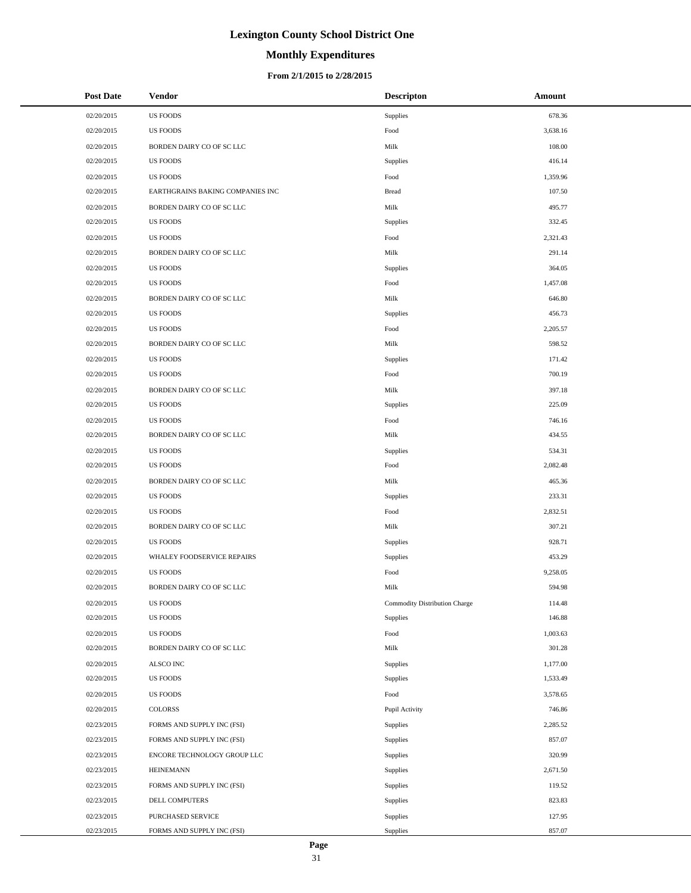# Lexington County School District One

## Monthly Expenditures

### From 2/1/2015 to 2/28/2015

| Post Date | Vendor | Descripton | Amount |
|---|---|---|---|
| 02/20/2015 | US FOODS | Supplies | 678.36 |
| 02/20/2015 | US FOODS | Food | 3,638.16 |
| 02/20/2015 | BORDEN DAIRY CO OF SC LLC | Milk | 108.00 |
| 02/20/2015 | US FOODS | Supplies | 416.14 |
| 02/20/2015 | US FOODS | Food | 1,359.96 |
| 02/20/2015 | EARTHGRAINS BAKING COMPANIES INC | Bread | 107.50 |
| 02/20/2015 | BORDEN DAIRY CO OF SC LLC | Milk | 495.77 |
| 02/20/2015 | US FOODS | Supplies | 332.45 |
| 02/20/2015 | US FOODS | Food | 2,321.43 |
| 02/20/2015 | BORDEN DAIRY CO OF SC LLC | Milk | 291.14 |
| 02/20/2015 | US FOODS | Supplies | 364.05 |
| 02/20/2015 | US FOODS | Food | 1,457.08 |
| 02/20/2015 | BORDEN DAIRY CO OF SC LLC | Milk | 646.80 |
| 02/20/2015 | US FOODS | Supplies | 456.73 |
| 02/20/2015 | US FOODS | Food | 2,205.57 |
| 02/20/2015 | BORDEN DAIRY CO OF SC LLC | Milk | 598.52 |
| 02/20/2015 | US FOODS | Supplies | 171.42 |
| 02/20/2015 | US FOODS | Food | 700.19 |
| 02/20/2015 | BORDEN DAIRY CO OF SC LLC | Milk | 397.18 |
| 02/20/2015 | US FOODS | Supplies | 225.09 |
| 02/20/2015 | US FOODS | Food | 746.16 |
| 02/20/2015 | BORDEN DAIRY CO OF SC LLC | Milk | 434.55 |
| 02/20/2015 | US FOODS | Supplies | 534.31 |
| 02/20/2015 | US FOODS | Food | 2,082.48 |
| 02/20/2015 | BORDEN DAIRY CO OF SC LLC | Milk | 465.36 |
| 02/20/2015 | US FOODS | Supplies | 233.31 |
| 02/20/2015 | US FOODS | Food | 2,832.51 |
| 02/20/2015 | BORDEN DAIRY CO OF SC LLC | Milk | 307.21 |
| 02/20/2015 | US FOODS | Supplies | 928.71 |
| 02/20/2015 | WHALEY FOODSERVICE REPAIRS | Supplies | 453.29 |
| 02/20/2015 | US FOODS | Food | 9,258.05 |
| 02/20/2015 | BORDEN DAIRY CO OF SC LLC | Milk | 594.98 |
| 02/20/2015 | US FOODS | Commodity Distribution Charge | 114.48 |
| 02/20/2015 | US FOODS | Supplies | 146.88 |
| 02/20/2015 | US FOODS | Food | 1,003.63 |
| 02/20/2015 | BORDEN DAIRY CO OF SC LLC | Milk | 301.28 |
| 02/20/2015 | ALSCO INC | Supplies | 1,177.00 |
| 02/20/2015 | US FOODS | Supplies | 1,533.49 |
| 02/20/2015 | US FOODS | Food | 3,578.65 |
| 02/20/2015 | COLORSS | Pupil Activity | 746.86 |
| 02/23/2015 | FORMS AND SUPPLY INC (FSI) | Supplies | 2,285.52 |
| 02/23/2015 | FORMS AND SUPPLY INC (FSI) | Supplies | 857.07 |
| 02/23/2015 | ENCORE TECHNOLOGY GROUP LLC | Supplies | 320.99 |
| 02/23/2015 | HEINEMANN | Supplies | 2,671.50 |
| 02/23/2015 | FORMS AND SUPPLY INC (FSI) | Supplies | 119.52 |
| 02/23/2015 | DELL COMPUTERS | Supplies | 823.83 |
| 02/23/2015 | PURCHASED SERVICE | Supplies | 127.95 |
| 02/23/2015 | FORMS AND SUPPLY INC (FSI) | Supplies | 857.07 |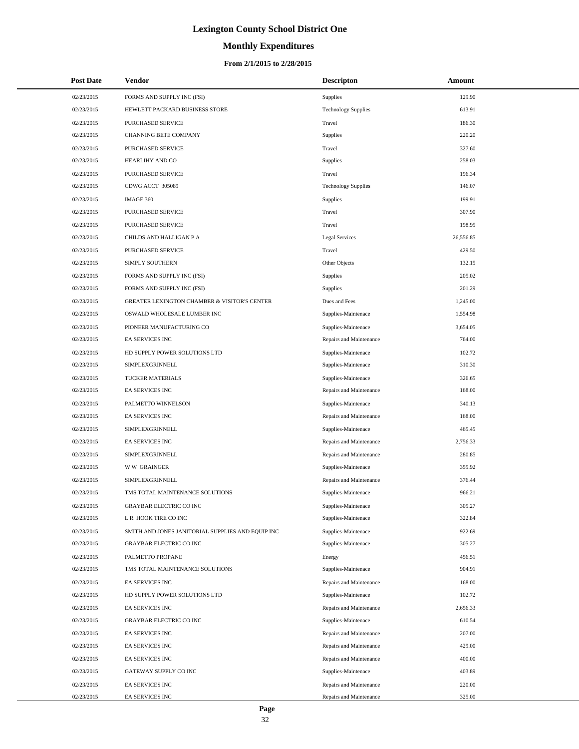# Lexington County School District One

## Monthly Expenditures

### From 2/1/2015 to 2/28/2015

| Post Date | Vendor | Descripton | Amount |
|---|---|---|---|
| 02/23/2015 | FORMS AND SUPPLY INC (FSI) | Supplies | 129.90 |
| 02/23/2015 | HEWLETT PACKARD BUSINESS STORE | Technology Supplies | 613.91 |
| 02/23/2015 | PURCHASED SERVICE | Travel | 186.30 |
| 02/23/2015 | CHANNING BETE COMPANY | Supplies | 220.20 |
| 02/23/2015 | PURCHASED SERVICE | Travel | 327.60 |
| 02/23/2015 | HEARLIHY AND CO | Supplies | 258.03 |
| 02/23/2015 | PURCHASED SERVICE | Travel | 196.34 |
| 02/23/2015 | CDWG ACCT 305089 | Technology Supplies | 146.07 |
| 02/23/2015 | IMAGE 360 | Supplies | 199.91 |
| 02/23/2015 | PURCHASED SERVICE | Travel | 307.90 |
| 02/23/2015 | PURCHASED SERVICE | Travel | 198.95 |
| 02/23/2015 | CHILDS AND HALLIGAN P A | Legal Services | 26,556.85 |
| 02/23/2015 | PURCHASED SERVICE | Travel | 429.50 |
| 02/23/2015 | SIMPLY SOUTHERN | Other Objects | 132.15 |
| 02/23/2015 | FORMS AND SUPPLY INC (FSI) | Supplies | 205.02 |
| 02/23/2015 | FORMS AND SUPPLY INC (FSI) | Supplies | 201.29 |
| 02/23/2015 | GREATER LEXINGTON CHAMBER & VISITOR'S CENTER | Dues and Fees | 1,245.00 |
| 02/23/2015 | OSWALD WHOLESALE LUMBER INC | Supplies-Maintenace | 1,554.98 |
| 02/23/2015 | PIONEER MANUFACTURING CO | Supplies-Maintenace | 3,654.05 |
| 02/23/2015 | EA SERVICES INC | Repairs and Maintenance | 764.00 |
| 02/23/2015 | HD SUPPLY POWER SOLUTIONS LTD | Supplies-Maintenace | 102.72 |
| 02/23/2015 | SIMPLEXGRINNELL | Supplies-Maintenace | 310.30 |
| 02/23/2015 | TUCKER MATERIALS | Supplies-Maintenace | 326.65 |
| 02/23/2015 | EA SERVICES INC | Repairs and Maintenance | 168.00 |
| 02/23/2015 | PALMETTO WINNELSON | Supplies-Maintenace | 340.13 |
| 02/23/2015 | EA SERVICES INC | Repairs and Maintenance | 168.00 |
| 02/23/2015 | SIMPLEXGRINNELL | Supplies-Maintenace | 465.45 |
| 02/23/2015 | EA SERVICES INC | Repairs and Maintenance | 2,756.33 |
| 02/23/2015 | SIMPLEXGRINNELL | Repairs and Maintenance | 280.85 |
| 02/23/2015 | W W GRAINGER | Supplies-Maintenace | 355.92 |
| 02/23/2015 | SIMPLEXGRINNELL | Repairs and Maintenance | 376.44 |
| 02/23/2015 | TMS TOTAL MAINTENANCE SOLUTIONS | Supplies-Maintenace | 966.21 |
| 02/23/2015 | GRAYBAR ELECTRIC CO INC | Supplies-Maintenace | 305.27 |
| 02/23/2015 | L R HOOK TIRE CO INC | Supplies-Maintenace | 322.84 |
| 02/23/2015 | SMITH AND JONES JANITORIAL SUPPLIES AND EQUIP INC | Supplies-Maintenace | 922.69 |
| 02/23/2015 | GRAYBAR ELECTRIC CO INC | Supplies-Maintenace | 305.27 |
| 02/23/2015 | PALMETTO PROPANE | Energy | 456.51 |
| 02/23/2015 | TMS TOTAL MAINTENANCE SOLUTIONS | Supplies-Maintenace | 904.91 |
| 02/23/2015 | EA SERVICES INC | Repairs and Maintenance | 168.00 |
| 02/23/2015 | HD SUPPLY POWER SOLUTIONS LTD | Supplies-Maintenace | 102.72 |
| 02/23/2015 | EA SERVICES INC | Repairs and Maintenance | 2,656.33 |
| 02/23/2015 | GRAYBAR ELECTRIC CO INC | Supplies-Maintenace | 610.54 |
| 02/23/2015 | EA SERVICES INC | Repairs and Maintenance | 207.00 |
| 02/23/2015 | EA SERVICES INC | Repairs and Maintenance | 429.00 |
| 02/23/2015 | EA SERVICES INC | Repairs and Maintenance | 400.00 |
| 02/23/2015 | GATEWAY SUPPLY CO INC | Supplies-Maintenace | 403.89 |
| 02/23/2015 | EA SERVICES INC | Repairs and Maintenance | 220.00 |
| 02/23/2015 | EA SERVICES INC | Repairs and Maintenance | 325.00 |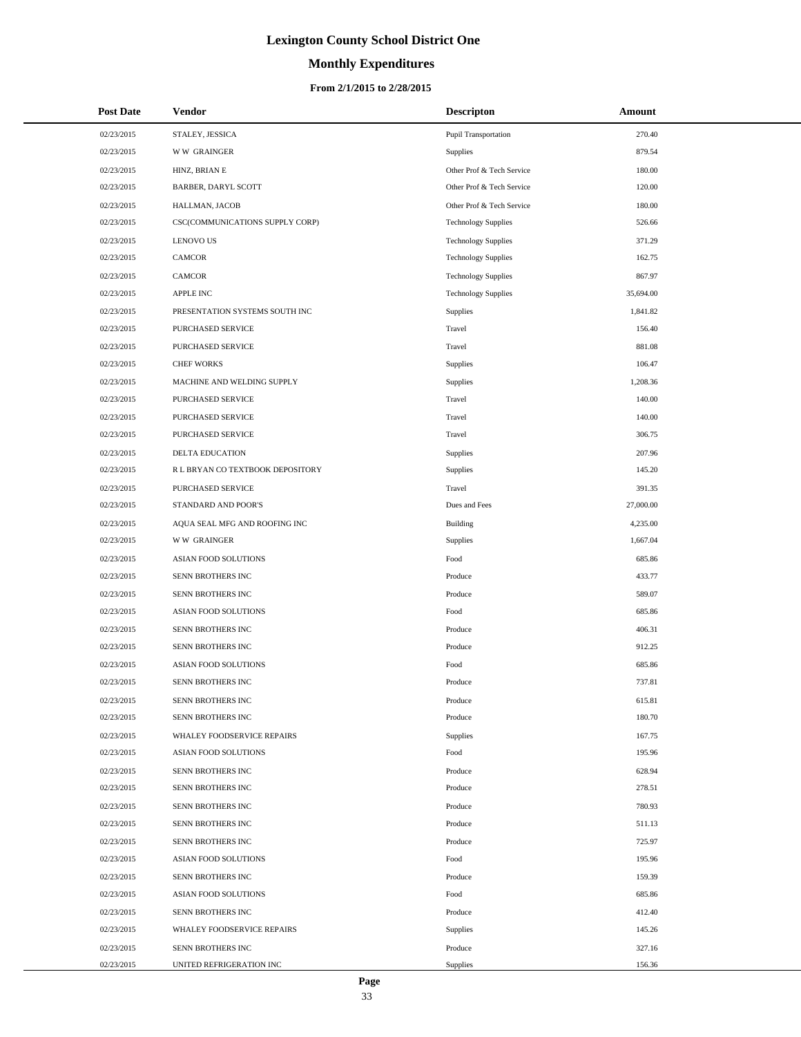# Lexington County School District One

## Monthly Expenditures

### From 2/1/2015 to 2/28/2015

| Post Date | Vendor | Descripton | Amount |
|---|---|---|---|
| 02/23/2015 | STALEY, JESSICA | Pupil Transportation | 270.40 |
| 02/23/2015 | W W GRAINGER | Supplies | 879.54 |
| 02/23/2015 | HINZ, BRIAN E | Other Prof & Tech Service | 180.00 |
| 02/23/2015 | BARBER, DARYL SCOTT | Other Prof & Tech Service | 120.00 |
| 02/23/2015 | HALLMAN, JACOB | Other Prof & Tech Service | 180.00 |
| 02/23/2015 | CSC(COMMUNICATIONS SUPPLY CORP) | Technology Supplies | 526.66 |
| 02/23/2015 | LENOVO US | Technology Supplies | 371.29 |
| 02/23/2015 | CAMCOR | Technology Supplies | 162.75 |
| 02/23/2015 | CAMCOR | Technology Supplies | 867.97 |
| 02/23/2015 | APPLE INC | Technology Supplies | 35,694.00 |
| 02/23/2015 | PRESENTATION SYSTEMS SOUTH INC | Supplies | 1,841.82 |
| 02/23/2015 | PURCHASED SERVICE | Travel | 156.40 |
| 02/23/2015 | PURCHASED SERVICE | Travel | 881.08 |
| 02/23/2015 | CHEF WORKS | Supplies | 106.47 |
| 02/23/2015 | MACHINE AND WELDING SUPPLY | Supplies | 1,208.36 |
| 02/23/2015 | PURCHASED SERVICE | Travel | 140.00 |
| 02/23/2015 | PURCHASED SERVICE | Travel | 140.00 |
| 02/23/2015 | PURCHASED SERVICE | Travel | 306.75 |
| 02/23/2015 | DELTA EDUCATION | Supplies | 207.96 |
| 02/23/2015 | R L BRYAN CO TEXTBOOK DEPOSITORY | Supplies | 145.20 |
| 02/23/2015 | PURCHASED SERVICE | Travel | 391.35 |
| 02/23/2015 | STANDARD AND POOR'S | Dues and Fees | 27,000.00 |
| 02/23/2015 | AQUA SEAL MFG AND ROOFING INC | Building | 4,235.00 |
| 02/23/2015 | W W GRAINGER | Supplies | 1,667.04 |
| 02/23/2015 | ASIAN FOOD SOLUTIONS | Food | 685.86 |
| 02/23/2015 | SENN BROTHERS INC | Produce | 433.77 |
| 02/23/2015 | SENN BROTHERS INC | Produce | 589.07 |
| 02/23/2015 | ASIAN FOOD SOLUTIONS | Food | 685.86 |
| 02/23/2015 | SENN BROTHERS INC | Produce | 406.31 |
| 02/23/2015 | SENN BROTHERS INC | Produce | 912.25 |
| 02/23/2015 | ASIAN FOOD SOLUTIONS | Food | 685.86 |
| 02/23/2015 | SENN BROTHERS INC | Produce | 737.81 |
| 02/23/2015 | SENN BROTHERS INC | Produce | 615.81 |
| 02/23/2015 | SENN BROTHERS INC | Produce | 180.70 |
| 02/23/2015 | WHALEY FOODSERVICE REPAIRS | Supplies | 167.75 |
| 02/23/2015 | ASIAN FOOD SOLUTIONS | Food | 195.96 |
| 02/23/2015 | SENN BROTHERS INC | Produce | 628.94 |
| 02/23/2015 | SENN BROTHERS INC | Produce | 278.51 |
| 02/23/2015 | SENN BROTHERS INC | Produce | 780.93 |
| 02/23/2015 | SENN BROTHERS INC | Produce | 511.13 |
| 02/23/2015 | SENN BROTHERS INC | Produce | 725.97 |
| 02/23/2015 | ASIAN FOOD SOLUTIONS | Food | 195.96 |
| 02/23/2015 | SENN BROTHERS INC | Produce | 159.39 |
| 02/23/2015 | ASIAN FOOD SOLUTIONS | Food | 685.86 |
| 02/23/2015 | SENN BROTHERS INC | Produce | 412.40 |
| 02/23/2015 | WHALEY FOODSERVICE REPAIRS | Supplies | 145.26 |
| 02/23/2015 | SENN BROTHERS INC | Produce | 327.16 |
| 02/23/2015 | UNITED REFRIGERATION INC | Supplies | 156.36 |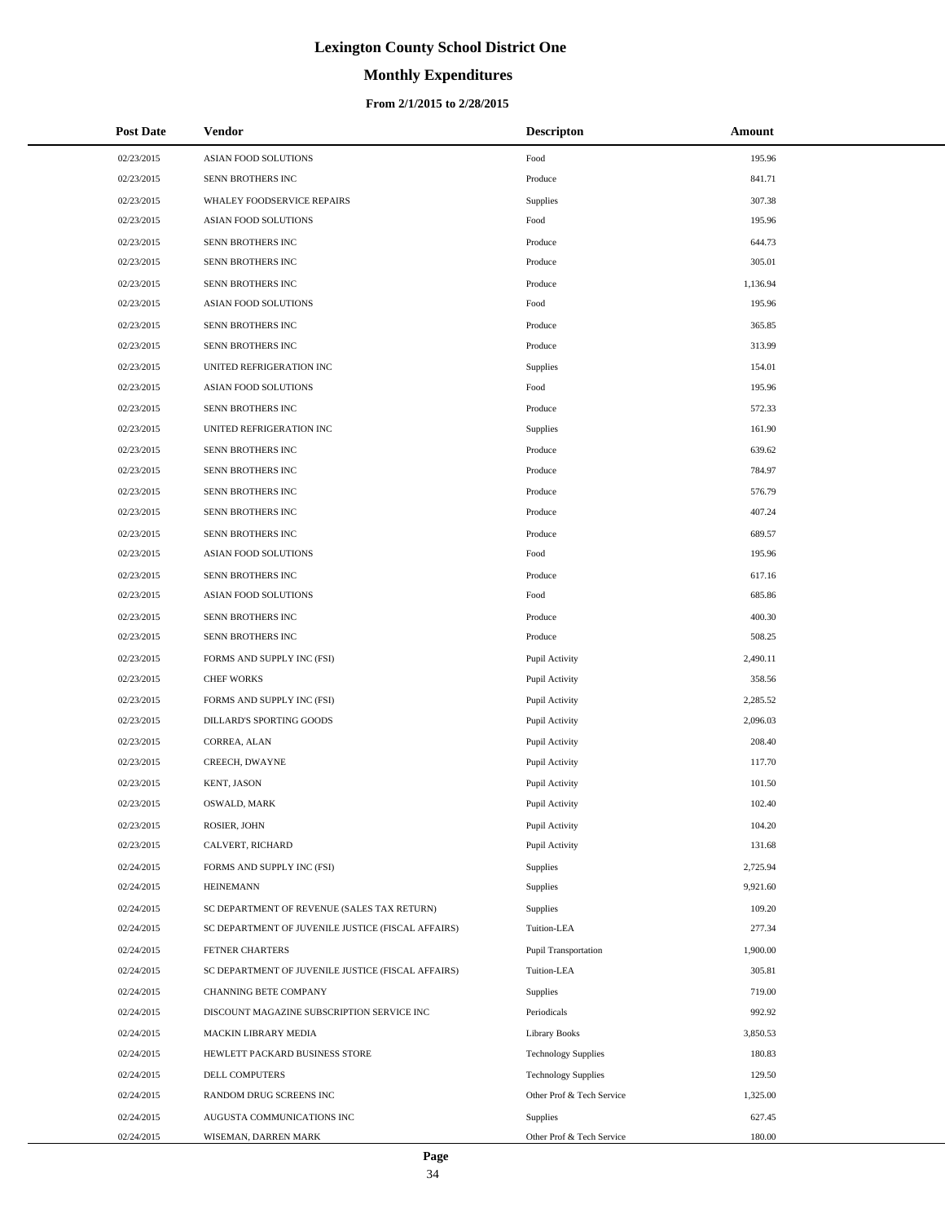# Lexington County School District One

## Monthly Expenditures

### From 2/1/2015 to 2/28/2015

| Post Date | Vendor | Descripton | Amount |
|---|---|---|---|
| 02/23/2015 | ASIAN FOOD SOLUTIONS | Food | 195.96 |
| 02/23/2015 | SENN BROTHERS INC | Produce | 841.71 |
| 02/23/2015 | WHALEY FOODSERVICE REPAIRS | Supplies | 307.38 |
| 02/23/2015 | ASIAN FOOD SOLUTIONS | Food | 195.96 |
| 02/23/2015 | SENN BROTHERS INC | Produce | 644.73 |
| 02/23/2015 | SENN BROTHERS INC | Produce | 305.01 |
| 02/23/2015 | SENN BROTHERS INC | Produce | 1,136.94 |
| 02/23/2015 | ASIAN FOOD SOLUTIONS | Food | 195.96 |
| 02/23/2015 | SENN BROTHERS INC | Produce | 365.85 |
| 02/23/2015 | SENN BROTHERS INC | Produce | 313.99 |
| 02/23/2015 | UNITED REFRIGERATION INC | Supplies | 154.01 |
| 02/23/2015 | ASIAN FOOD SOLUTIONS | Food | 195.96 |
| 02/23/2015 | SENN BROTHERS INC | Produce | 572.33 |
| 02/23/2015 | UNITED REFRIGERATION INC | Supplies | 161.90 |
| 02/23/2015 | SENN BROTHERS INC | Produce | 639.62 |
| 02/23/2015 | SENN BROTHERS INC | Produce | 784.97 |
| 02/23/2015 | SENN BROTHERS INC | Produce | 576.79 |
| 02/23/2015 | SENN BROTHERS INC | Produce | 407.24 |
| 02/23/2015 | SENN BROTHERS INC | Produce | 689.57 |
| 02/23/2015 | ASIAN FOOD SOLUTIONS | Food | 195.96 |
| 02/23/2015 | SENN BROTHERS INC | Produce | 617.16 |
| 02/23/2015 | ASIAN FOOD SOLUTIONS | Food | 685.86 |
| 02/23/2015 | SENN BROTHERS INC | Produce | 400.30 |
| 02/23/2015 | SENN BROTHERS INC | Produce | 508.25 |
| 02/23/2015 | FORMS AND SUPPLY INC (FSI) | Pupil Activity | 2,490.11 |
| 02/23/2015 | CHEF WORKS | Pupil Activity | 358.56 |
| 02/23/2015 | FORMS AND SUPPLY INC (FSI) | Pupil Activity | 2,285.52 |
| 02/23/2015 | DILLARD'S SPORTING GOODS | Pupil Activity | 2,096.03 |
| 02/23/2015 | CORREA, ALAN | Pupil Activity | 208.40 |
| 02/23/2015 | CREECH, DWAYNE | Pupil Activity | 117.70 |
| 02/23/2015 | KENT, JASON | Pupil Activity | 101.50 |
| 02/23/2015 | OSWALD, MARK | Pupil Activity | 102.40 |
| 02/23/2015 | ROSIER, JOHN | Pupil Activity | 104.20 |
| 02/23/2015 | CALVERT, RICHARD | Pupil Activity | 131.68 |
| 02/24/2015 | FORMS AND SUPPLY INC (FSI) | Supplies | 2,725.94 |
| 02/24/2015 | HEINEMANN | Supplies | 9,921.60 |
| 02/24/2015 | SC DEPARTMENT OF REVENUE (SALES TAX RETURN) | Supplies | 109.20 |
| 02/24/2015 | SC DEPARTMENT OF JUVENILE JUSTICE (FISCAL AFFAIRS) | Tuition-LEA | 277.34 |
| 02/24/2015 | FETNER CHARTERS | Pupil Transportation | 1,900.00 |
| 02/24/2015 | SC DEPARTMENT OF JUVENILE JUSTICE (FISCAL AFFAIRS) | Tuition-LEA | 305.81 |
| 02/24/2015 | CHANNING BETE COMPANY | Supplies | 719.00 |
| 02/24/2015 | DISCOUNT MAGAZINE SUBSCRIPTION SERVICE INC | Periodicals | 992.92 |
| 02/24/2015 | MACKIN LIBRARY MEDIA | Library Books | 3,850.53 |
| 02/24/2015 | HEWLETT PACKARD BUSINESS STORE | Technology Supplies | 180.83 |
| 02/24/2015 | DELL COMPUTERS | Technology Supplies | 129.50 |
| 02/24/2015 | RANDOM DRUG SCREENS INC | Other Prof & Tech Service | 1,325.00 |
| 02/24/2015 | AUGUSTA COMMUNICATIONS INC | Supplies | 627.45 |
| 02/24/2015 | WISEMAN, DARREN MARK | Other Prof & Tech Service | 180.00 |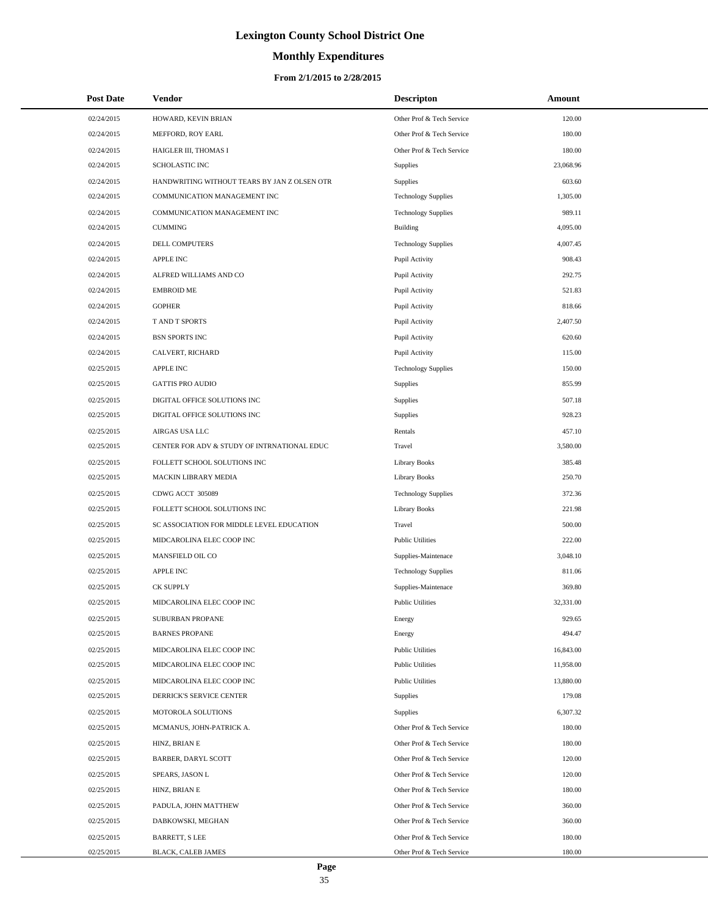# Lexington County School District One

## Monthly Expenditures

### From 2/1/2015 to 2/28/2015

| Post Date | Vendor | Descripton | Amount |
|---|---|---|---|
| 02/24/2015 | HOWARD, KEVIN BRIAN | Other Prof & Tech Service | 120.00 |
| 02/24/2015 | MEFFORD, ROY EARL | Other Prof & Tech Service | 180.00 |
| 02/24/2015 | HAIGLER III, THOMAS I | Other Prof & Tech Service | 180.00 |
| 02/24/2015 | SCHOLASTIC INC | Supplies | 23,068.96 |
| 02/24/2015 | HANDWRITING WITHOUT TEARS BY JAN Z OLSEN OTR | Supplies | 603.60 |
| 02/24/2015 | COMMUNICATION MANAGEMENT INC | Technology Supplies | 1,305.00 |
| 02/24/2015 | COMMUNICATION MANAGEMENT INC | Technology Supplies | 989.11 |
| 02/24/2015 | CUMMING | Building | 4,095.00 |
| 02/24/2015 | DELL COMPUTERS | Technology Supplies | 4,007.45 |
| 02/24/2015 | APPLE INC | Pupil Activity | 908.43 |
| 02/24/2015 | ALFRED WILLIAMS AND CO | Pupil Activity | 292.75 |
| 02/24/2015 | EMBROID ME | Pupil Activity | 521.83 |
| 02/24/2015 | GOPHER | Pupil Activity | 818.66 |
| 02/24/2015 | T AND T SPORTS | Pupil Activity | 2,407.50 |
| 02/24/2015 | BSN SPORTS INC | Pupil Activity | 620.60 |
| 02/24/2015 | CALVERT, RICHARD | Pupil Activity | 115.00 |
| 02/25/2015 | APPLE INC | Technology Supplies | 150.00 |
| 02/25/2015 | GATTIS PRO AUDIO | Supplies | 855.99 |
| 02/25/2015 | DIGITAL OFFICE SOLUTIONS INC | Supplies | 507.18 |
| 02/25/2015 | DIGITAL OFFICE SOLUTIONS INC | Supplies | 928.23 |
| 02/25/2015 | AIRGAS USA LLC | Rentals | 457.10 |
| 02/25/2015 | CENTER FOR ADV & STUDY OF INTRNATIONAL EDUC | Travel | 3,580.00 |
| 02/25/2015 | FOLLETT SCHOOL SOLUTIONS INC | Library Books | 385.48 |
| 02/25/2015 | MACKIN LIBRARY MEDIA | Library Books | 250.70 |
| 02/25/2015 | CDWG ACCT 305089 | Technology Supplies | 372.36 |
| 02/25/2015 | FOLLETT SCHOOL SOLUTIONS INC | Library Books | 221.98 |
| 02/25/2015 | SC ASSOCIATION FOR MIDDLE LEVEL EDUCATION | Travel | 500.00 |
| 02/25/2015 | MIDCAROLINA ELEC COOP INC | Public Utilities | 222.00 |
| 02/25/2015 | MANSFIELD OIL CO | Supplies-Maintenace | 3,048.10 |
| 02/25/2015 | APPLE INC | Technology Supplies | 811.06 |
| 02/25/2015 | CK SUPPLY | Supplies-Maintenace | 369.80 |
| 02/25/2015 | MIDCAROLINA ELEC COOP INC | Public Utilities | 32,331.00 |
| 02/25/2015 | SUBURBAN PROPANE | Energy | 929.65 |
| 02/25/2015 | BARNES PROPANE | Energy | 494.47 |
| 02/25/2015 | MIDCAROLINA ELEC COOP INC | Public Utilities | 16,843.00 |
| 02/25/2015 | MIDCAROLINA ELEC COOP INC | Public Utilities | 11,958.00 |
| 02/25/2015 | MIDCAROLINA ELEC COOP INC | Public Utilities | 13,880.00 |
| 02/25/2015 | DERRICK'S SERVICE CENTER | Supplies | 179.08 |
| 02/25/2015 | MOTOROLA SOLUTIONS | Supplies | 6,307.32 |
| 02/25/2015 | MCMANUS, JOHN-PATRICK A. | Other Prof & Tech Service | 180.00 |
| 02/25/2015 | HINZ, BRIAN E | Other Prof & Tech Service | 180.00 |
| 02/25/2015 | BARBER, DARYL SCOTT | Other Prof & Tech Service | 120.00 |
| 02/25/2015 | SPEARS, JASON L | Other Prof & Tech Service | 120.00 |
| 02/25/2015 | HINZ, BRIAN E | Other Prof & Tech Service | 180.00 |
| 02/25/2015 | PADULA, JOHN MATTHEW | Other Prof & Tech Service | 360.00 |
| 02/25/2015 | DABKOWSKI, MEGHAN | Other Prof & Tech Service | 360.00 |
| 02/25/2015 | BARRETT, S LEE | Other Prof & Tech Service | 180.00 |
| 02/25/2015 | BLACK, CALEB JAMES | Other Prof & Tech Service | 180.00 |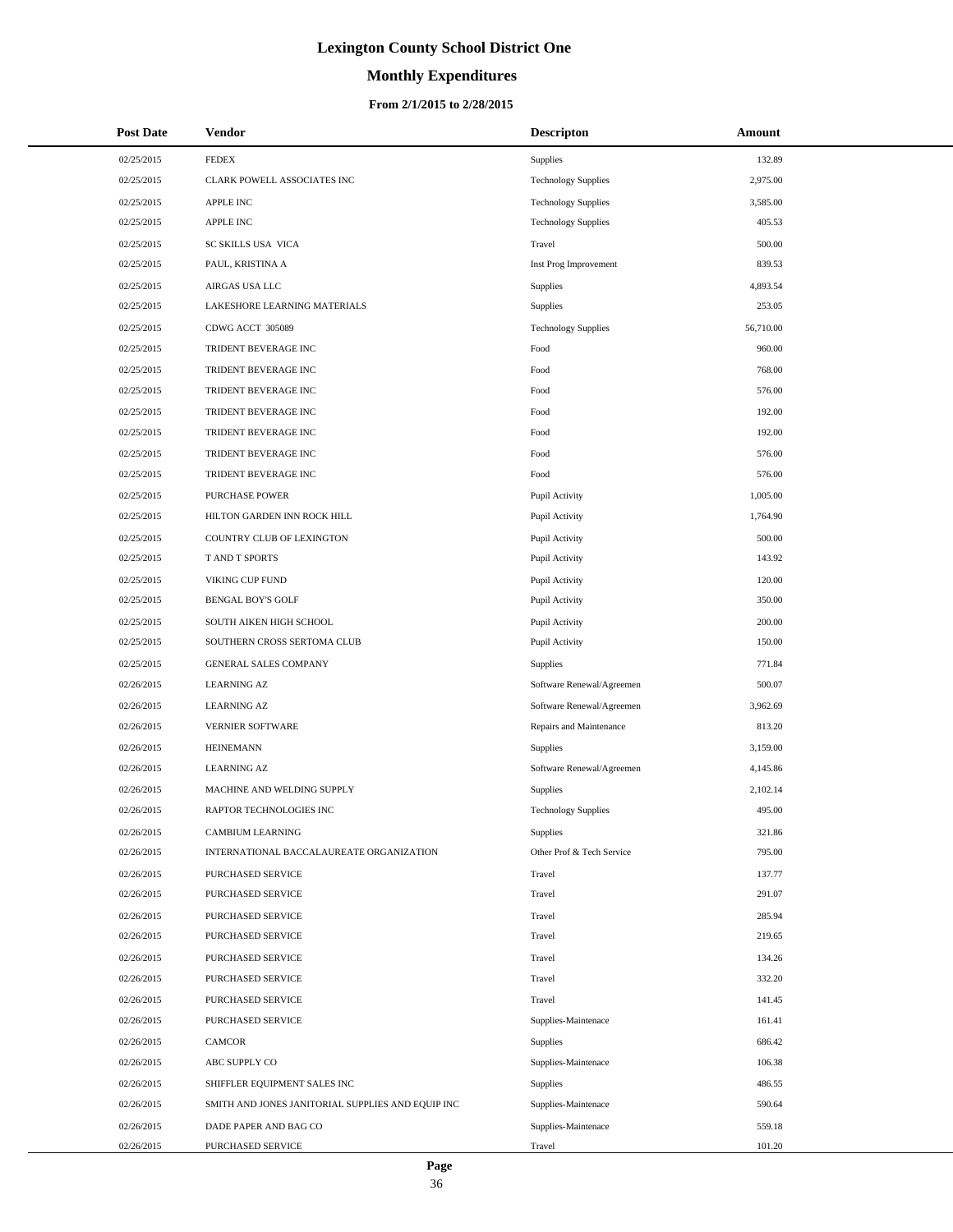# Lexington County School District One

## Monthly Expenditures

### From 2/1/2015 to 2/28/2015

| Post Date | Vendor | Descripton | Amount |
|---|---|---|---|
| 02/25/2015 | FEDEX | Supplies | 132.89 |
| 02/25/2015 | CLARK POWELL ASSOCIATES INC | Technology Supplies | 2,975.00 |
| 02/25/2015 | APPLE INC | Technology Supplies | 3,585.00 |
| 02/25/2015 | APPLE INC | Technology Supplies | 405.53 |
| 02/25/2015 | SC SKILLS USA VICA | Travel | 500.00 |
| 02/25/2015 | PAUL, KRISTINA A | Inst Prog Improvement | 839.53 |
| 02/25/2015 | AIRGAS USA LLC | Supplies | 4,893.54 |
| 02/25/2015 | LAKESHORE LEARNING MATERIALS | Supplies | 253.05 |
| 02/25/2015 | CDWG ACCT 305089 | Technology Supplies | 56,710.00 |
| 02/25/2015 | TRIDENT BEVERAGE INC | Food | 960.00 |
| 02/25/2015 | TRIDENT BEVERAGE INC | Food | 768.00 |
| 02/25/2015 | TRIDENT BEVERAGE INC | Food | 576.00 |
| 02/25/2015 | TRIDENT BEVERAGE INC | Food | 192.00 |
| 02/25/2015 | TRIDENT BEVERAGE INC | Food | 192.00 |
| 02/25/2015 | TRIDENT BEVERAGE INC | Food | 576.00 |
| 02/25/2015 | TRIDENT BEVERAGE INC | Food | 576.00 |
| 02/25/2015 | PURCHASE POWER | Pupil Activity | 1,005.00 |
| 02/25/2015 | HILTON GARDEN INN ROCK HILL | Pupil Activity | 1,764.90 |
| 02/25/2015 | COUNTRY CLUB OF LEXINGTON | Pupil Activity | 500.00 |
| 02/25/2015 | T AND T SPORTS | Pupil Activity | 143.92 |
| 02/25/2015 | VIKING CUP FUND | Pupil Activity | 120.00 |
| 02/25/2015 | BENGAL BOY'S GOLF | Pupil Activity | 350.00 |
| 02/25/2015 | SOUTH AIKEN HIGH SCHOOL | Pupil Activity | 200.00 |
| 02/25/2015 | SOUTHERN CROSS SERTOMA CLUB | Pupil Activity | 150.00 |
| 02/25/2015 | GENERAL SALES COMPANY | Supplies | 771.84 |
| 02/26/2015 | LEARNING AZ | Software Renewal/Agreemen | 500.07 |
| 02/26/2015 | LEARNING AZ | Software Renewal/Agreemen | 3,962.69 |
| 02/26/2015 | VERNIER SOFTWARE | Repairs and Maintenance | 813.20 |
| 02/26/2015 | HEINEMANN | Supplies | 3,159.00 |
| 02/26/2015 | LEARNING AZ | Software Renewal/Agreemen | 4,145.86 |
| 02/26/2015 | MACHINE AND WELDING SUPPLY | Supplies | 2,102.14 |
| 02/26/2015 | RAPTOR TECHNOLOGIES INC | Technology Supplies | 495.00 |
| 02/26/2015 | CAMBIUM LEARNING | Supplies | 321.86 |
| 02/26/2015 | INTERNATIONAL BACCALAUREATE ORGANIZATION | Other Prof & Tech Service | 795.00 |
| 02/26/2015 | PURCHASED SERVICE | Travel | 137.77 |
| 02/26/2015 | PURCHASED SERVICE | Travel | 291.07 |
| 02/26/2015 | PURCHASED SERVICE | Travel | 285.94 |
| 02/26/2015 | PURCHASED SERVICE | Travel | 219.65 |
| 02/26/2015 | PURCHASED SERVICE | Travel | 134.26 |
| 02/26/2015 | PURCHASED SERVICE | Travel | 332.20 |
| 02/26/2015 | PURCHASED SERVICE | Travel | 141.45 |
| 02/26/2015 | PURCHASED SERVICE | Supplies-Maintenace | 161.41 |
| 02/26/2015 | CAMCOR | Supplies | 686.42 |
| 02/26/2015 | ABC SUPPLY CO | Supplies-Maintenace | 106.38 |
| 02/26/2015 | SHIFFLER EQUIPMENT SALES INC | Supplies | 486.55 |
| 02/26/2015 | SMITH AND JONES JANITORIAL SUPPLIES AND EQUIP INC | Supplies-Maintenace | 590.64 |
| 02/26/2015 | DADE PAPER AND BAG CO | Supplies-Maintenace | 559.18 |
| 02/26/2015 | PURCHASED SERVICE | Travel | 101.20 |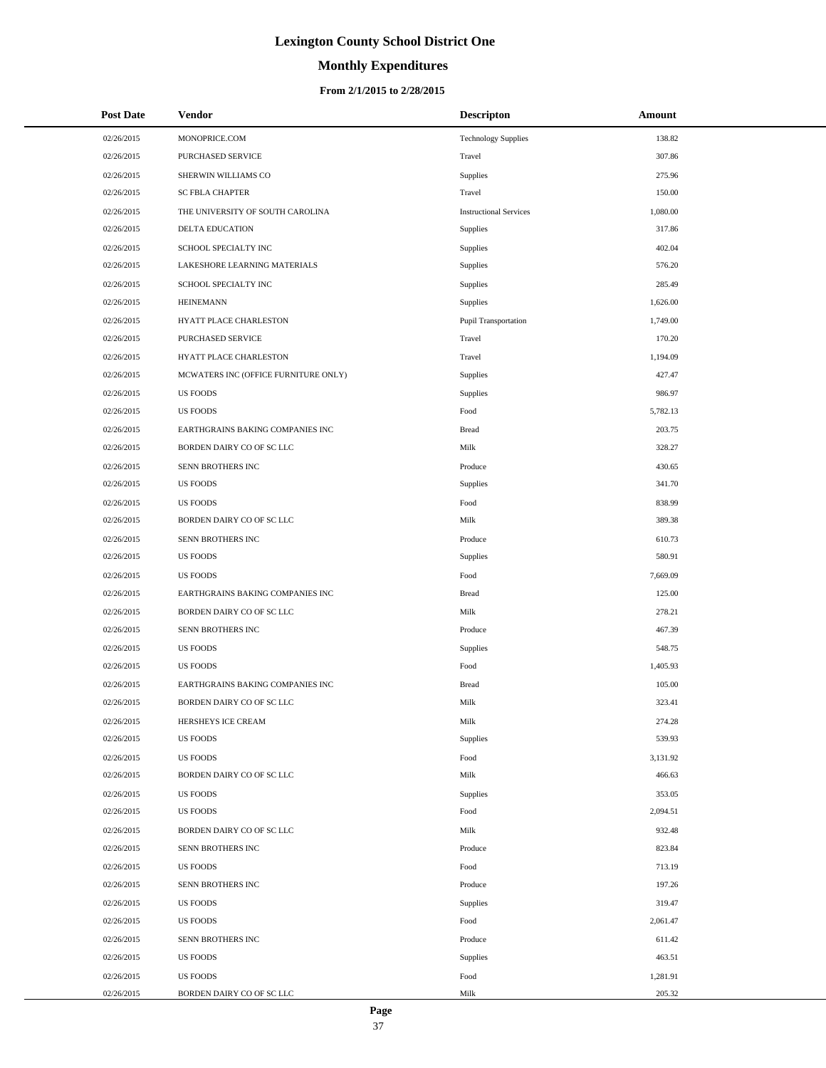# Lexington County School District One

## Monthly Expenditures

### From 2/1/2015 to 2/28/2015

| Post Date | Vendor | Descripton | Amount |
| --- | --- | --- | --- |
| 02/26/2015 | MONOPRICE.COM | Technology Supplies | 138.82 |
| 02/26/2015 | PURCHASED SERVICE | Travel | 307.86 |
| 02/26/2015 | SHERWIN WILLIAMS CO | Supplies | 275.96 |
| 02/26/2015 | SC FBLA CHAPTER | Travel | 150.00 |
| 02/26/2015 | THE UNIVERSITY OF SOUTH CAROLINA | Instructional Services | 1,080.00 |
| 02/26/2015 | DELTA EDUCATION | Supplies | 317.86 |
| 02/26/2015 | SCHOOL SPECIALTY INC | Supplies | 402.04 |
| 02/26/2015 | LAKESHORE LEARNING MATERIALS | Supplies | 576.20 |
| 02/26/2015 | SCHOOL SPECIALTY INC | Supplies | 285.49 |
| 02/26/2015 | HEINEMANN | Supplies | 1,626.00 |
| 02/26/2015 | HYATT PLACE CHARLESTON | Pupil Transportation | 1,749.00 |
| 02/26/2015 | PURCHASED SERVICE | Travel | 170.20 |
| 02/26/2015 | HYATT PLACE CHARLESTON | Travel | 1,194.09 |
| 02/26/2015 | MCWATERS INC (OFFICE FURNITURE ONLY) | Supplies | 427.47 |
| 02/26/2015 | US FOODS | Supplies | 986.97 |
| 02/26/2015 | US FOODS | Food | 5,782.13 |
| 02/26/2015 | EARTHGRAINS BAKING COMPANIES INC | Bread | 203.75 |
| 02/26/2015 | BORDEN DAIRY CO OF SC LLC | Milk | 328.27 |
| 02/26/2015 | SENN BROTHERS INC | Produce | 430.65 |
| 02/26/2015 | US FOODS | Supplies | 341.70 |
| 02/26/2015 | US FOODS | Food | 838.99 |
| 02/26/2015 | BORDEN DAIRY CO OF SC LLC | Milk | 389.38 |
| 02/26/2015 | SENN BROTHERS INC | Produce | 610.73 |
| 02/26/2015 | US FOODS | Supplies | 580.91 |
| 02/26/2015 | US FOODS | Food | 7,669.09 |
| 02/26/2015 | EARTHGRAINS BAKING COMPANIES INC | Bread | 125.00 |
| 02/26/2015 | BORDEN DAIRY CO OF SC LLC | Milk | 278.21 |
| 02/26/2015 | SENN BROTHERS INC | Produce | 467.39 |
| 02/26/2015 | US FOODS | Supplies | 548.75 |
| 02/26/2015 | US FOODS | Food | 1,405.93 |
| 02/26/2015 | EARTHGRAINS BAKING COMPANIES INC | Bread | 105.00 |
| 02/26/2015 | BORDEN DAIRY CO OF SC LLC | Milk | 323.41 |
| 02/26/2015 | HERSHEYS ICE CREAM | Milk | 274.28 |
| 02/26/2015 | US FOODS | Supplies | 539.93 |
| 02/26/2015 | US FOODS | Food | 3,131.92 |
| 02/26/2015 | BORDEN DAIRY CO OF SC LLC | Milk | 466.63 |
| 02/26/2015 | US FOODS | Supplies | 353.05 |
| 02/26/2015 | US FOODS | Food | 2,094.51 |
| 02/26/2015 | BORDEN DAIRY CO OF SC LLC | Milk | 932.48 |
| 02/26/2015 | SENN BROTHERS INC | Produce | 823.84 |
| 02/26/2015 | US FOODS | Food | 713.19 |
| 02/26/2015 | SENN BROTHERS INC | Produce | 197.26 |
| 02/26/2015 | US FOODS | Supplies | 319.47 |
| 02/26/2015 | US FOODS | Food | 2,061.47 |
| 02/26/2015 | SENN BROTHERS INC | Produce | 611.42 |
| 02/26/2015 | US FOODS | Supplies | 463.51 |
| 02/26/2015 | US FOODS | Food | 1,281.91 |
| 02/26/2015 | BORDEN DAIRY CO OF SC LLC | Milk | 205.32 |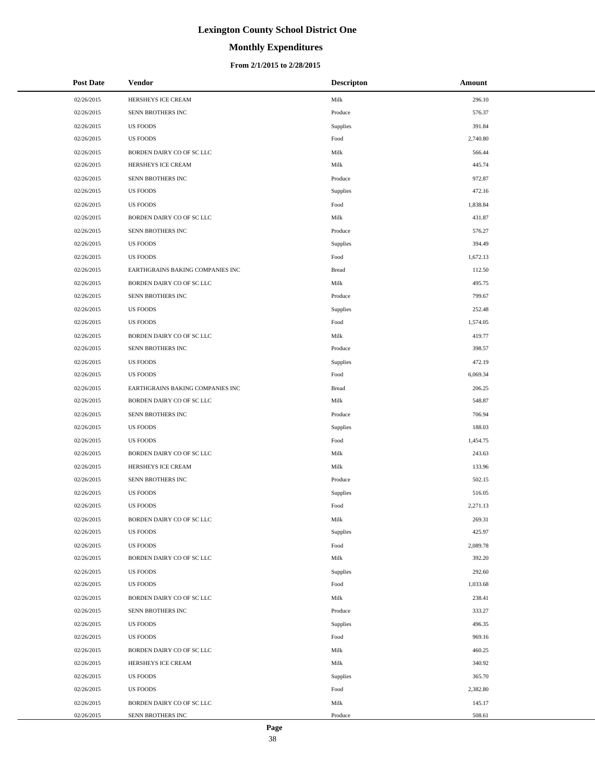# Lexington County School District One

## Monthly Expenditures

### From 2/1/2015 to 2/28/2015

| Post Date | Vendor | Descripton | Amount |
|---|---|---|---|
| 02/26/2015 | HERSHEYS ICE CREAM | Milk | 296.10 |
| 02/26/2015 | SENN BROTHERS INC | Produce | 576.37 |
| 02/26/2015 | US FOODS | Supplies | 391.84 |
| 02/26/2015 | US FOODS | Food | 2,740.80 |
| 02/26/2015 | BORDEN DAIRY CO OF SC LLC | Milk | 566.44 |
| 02/26/2015 | HERSHEYS ICE CREAM | Milk | 445.74 |
| 02/26/2015 | SENN BROTHERS INC | Produce | 972.87 |
| 02/26/2015 | US FOODS | Supplies | 472.16 |
| 02/26/2015 | US FOODS | Food | 1,838.84 |
| 02/26/2015 | BORDEN DAIRY CO OF SC LLC | Milk | 431.87 |
| 02/26/2015 | SENN BROTHERS INC | Produce | 576.27 |
| 02/26/2015 | US FOODS | Supplies | 394.49 |
| 02/26/2015 | US FOODS | Food | 1,672.13 |
| 02/26/2015 | EARTHGRAINS BAKING COMPANIES INC | Bread | 112.50 |
| 02/26/2015 | BORDEN DAIRY CO OF SC LLC | Milk | 495.75 |
| 02/26/2015 | SENN BROTHERS INC | Produce | 799.67 |
| 02/26/2015 | US FOODS | Supplies | 252.48 |
| 02/26/2015 | US FOODS | Food | 1,574.05 |
| 02/26/2015 | BORDEN DAIRY CO OF SC LLC | Milk | 419.77 |
| 02/26/2015 | SENN BROTHERS INC | Produce | 398.57 |
| 02/26/2015 | US FOODS | Supplies | 472.19 |
| 02/26/2015 | US FOODS | Food | 6,069.34 |
| 02/26/2015 | EARTHGRAINS BAKING COMPANIES INC | Bread | 206.25 |
| 02/26/2015 | BORDEN DAIRY CO OF SC LLC | Milk | 548.87 |
| 02/26/2015 | SENN BROTHERS INC | Produce | 706.94 |
| 02/26/2015 | US FOODS | Supplies | 188.03 |
| 02/26/2015 | US FOODS | Food | 1,454.75 |
| 02/26/2015 | BORDEN DAIRY CO OF SC LLC | Milk | 243.63 |
| 02/26/2015 | HERSHEYS ICE CREAM | Milk | 133.96 |
| 02/26/2015 | SENN BROTHERS INC | Produce | 502.15 |
| 02/26/2015 | US FOODS | Supplies | 516.05 |
| 02/26/2015 | US FOODS | Food | 2,271.13 |
| 02/26/2015 | BORDEN DAIRY CO OF SC LLC | Milk | 269.31 |
| 02/26/2015 | US FOODS | Supplies | 425.97 |
| 02/26/2015 | US FOODS | Food | 2,089.78 |
| 02/26/2015 | BORDEN DAIRY CO OF SC LLC | Milk | 392.20 |
| 02/26/2015 | US FOODS | Supplies | 292.60 |
| 02/26/2015 | US FOODS | Food | 1,033.68 |
| 02/26/2015 | BORDEN DAIRY CO OF SC LLC | Milk | 238.41 |
| 02/26/2015 | SENN BROTHERS INC | Produce | 333.27 |
| 02/26/2015 | US FOODS | Supplies | 496.35 |
| 02/26/2015 | US FOODS | Food | 969.16 |
| 02/26/2015 | BORDEN DAIRY CO OF SC LLC | Milk | 460.25 |
| 02/26/2015 | HERSHEYS ICE CREAM | Milk | 340.92 |
| 02/26/2015 | US FOODS | Supplies | 365.70 |
| 02/26/2015 | US FOODS | Food | 2,382.80 |
| 02/26/2015 | BORDEN DAIRY CO OF SC LLC | Milk | 145.17 |
| 02/26/2015 | SENN BROTHERS INC | Produce | 508.61 |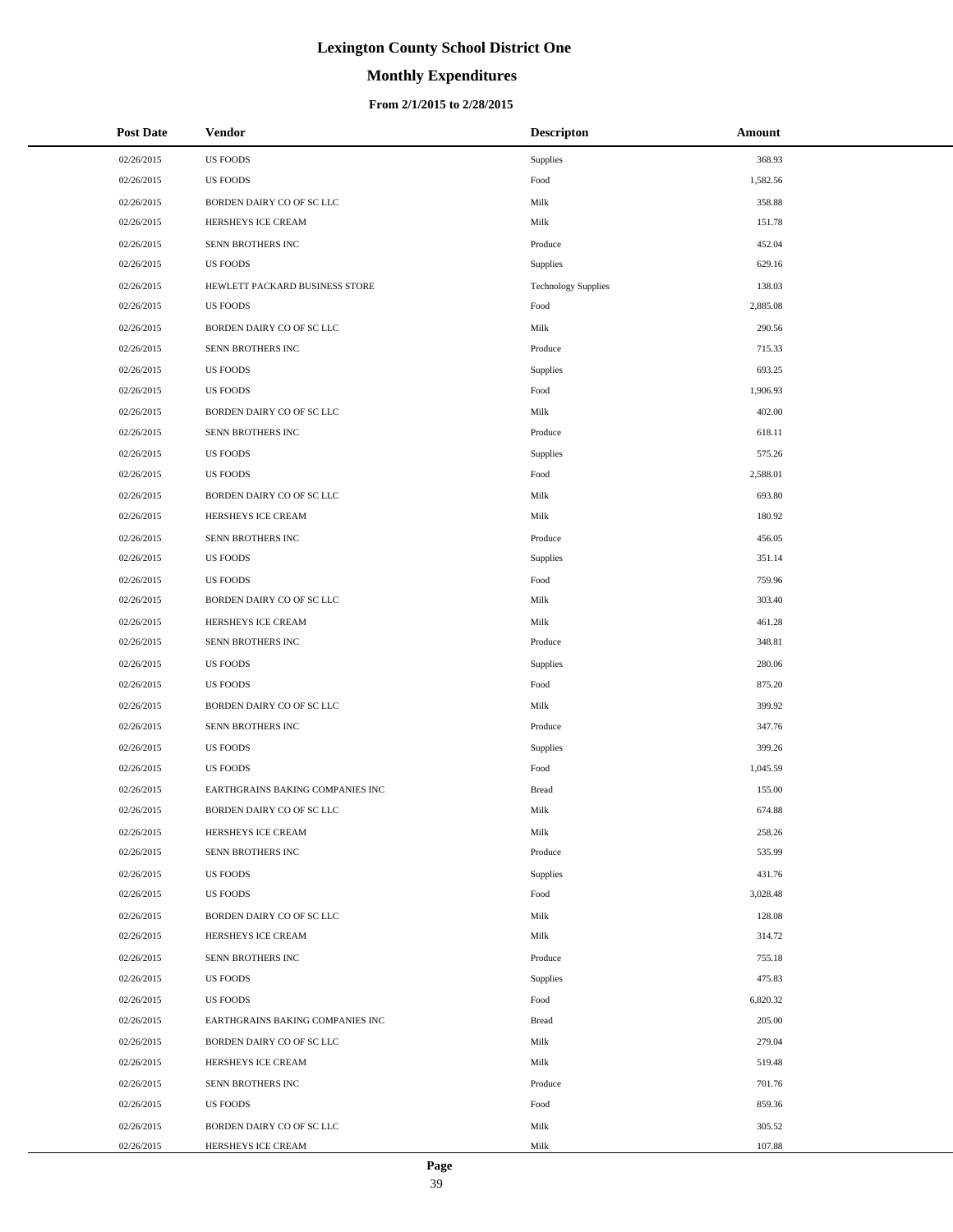# Lexington County School District One

## Monthly Expenditures

### From 2/1/2015 to 2/28/2015

| Post Date | Vendor | Descripton | Amount |
|---|---|---|---|
| 02/26/2015 | US FOODS | Supplies | 368.93 |
| 02/26/2015 | US FOODS | Food | 1,582.56 |
| 02/26/2015 | BORDEN DAIRY CO OF SC LLC | Milk | 358.88 |
| 02/26/2015 | HERSHEYS ICE CREAM | Milk | 151.78 |
| 02/26/2015 | SENN BROTHERS INC | Produce | 452.04 |
| 02/26/2015 | US FOODS | Supplies | 629.16 |
| 02/26/2015 | HEWLETT PACKARD BUSINESS STORE | Technology Supplies | 138.03 |
| 02/26/2015 | US FOODS | Food | 2,885.08 |
| 02/26/2015 | BORDEN DAIRY CO OF SC LLC | Milk | 290.56 |
| 02/26/2015 | SENN BROTHERS INC | Produce | 715.33 |
| 02/26/2015 | US FOODS | Supplies | 693.25 |
| 02/26/2015 | US FOODS | Food | 1,906.93 |
| 02/26/2015 | BORDEN DAIRY CO OF SC LLC | Milk | 402.00 |
| 02/26/2015 | SENN BROTHERS INC | Produce | 618.11 |
| 02/26/2015 | US FOODS | Supplies | 575.26 |
| 02/26/2015 | US FOODS | Food | 2,588.01 |
| 02/26/2015 | BORDEN DAIRY CO OF SC LLC | Milk | 693.80 |
| 02/26/2015 | HERSHEYS ICE CREAM | Milk | 180.92 |
| 02/26/2015 | SENN BROTHERS INC | Produce | 456.05 |
| 02/26/2015 | US FOODS | Supplies | 351.14 |
| 02/26/2015 | US FOODS | Food | 759.96 |
| 02/26/2015 | BORDEN DAIRY CO OF SC LLC | Milk | 303.40 |
| 02/26/2015 | HERSHEYS ICE CREAM | Milk | 461.28 |
| 02/26/2015 | SENN BROTHERS INC | Produce | 348.81 |
| 02/26/2015 | US FOODS | Supplies | 280.06 |
| 02/26/2015 | US FOODS | Food | 875.20 |
| 02/26/2015 | BORDEN DAIRY CO OF SC LLC | Milk | 399.92 |
| 02/26/2015 | SENN BROTHERS INC | Produce | 347.76 |
| 02/26/2015 | US FOODS | Supplies | 399.26 |
| 02/26/2015 | US FOODS | Food | 1,045.59 |
| 02/26/2015 | EARTHGRAINS BAKING COMPANIES INC | Bread | 155.00 |
| 02/26/2015 | BORDEN DAIRY CO OF SC LLC | Milk | 674.88 |
| 02/26/2015 | HERSHEYS ICE CREAM | Milk | 258.26 |
| 02/26/2015 | SENN BROTHERS INC | Produce | 535.99 |
| 02/26/2015 | US FOODS | Supplies | 431.76 |
| 02/26/2015 | US FOODS | Food | 3,028.48 |
| 02/26/2015 | BORDEN DAIRY CO OF SC LLC | Milk | 128.08 |
| 02/26/2015 | HERSHEYS ICE CREAM | Milk | 314.72 |
| 02/26/2015 | SENN BROTHERS INC | Produce | 755.18 |
| 02/26/2015 | US FOODS | Supplies | 475.83 |
| 02/26/2015 | US FOODS | Food | 6,820.32 |
| 02/26/2015 | EARTHGRAINS BAKING COMPANIES INC | Bread | 205.00 |
| 02/26/2015 | BORDEN DAIRY CO OF SC LLC | Milk | 279.04 |
| 02/26/2015 | HERSHEYS ICE CREAM | Milk | 519.48 |
| 02/26/2015 | SENN BROTHERS INC | Produce | 701.76 |
| 02/26/2015 | US FOODS | Food | 859.36 |
| 02/26/2015 | BORDEN DAIRY CO OF SC LLC | Milk | 305.52 |
| 02/26/2015 | HERSHEYS ICE CREAM | Milk | 107.88 |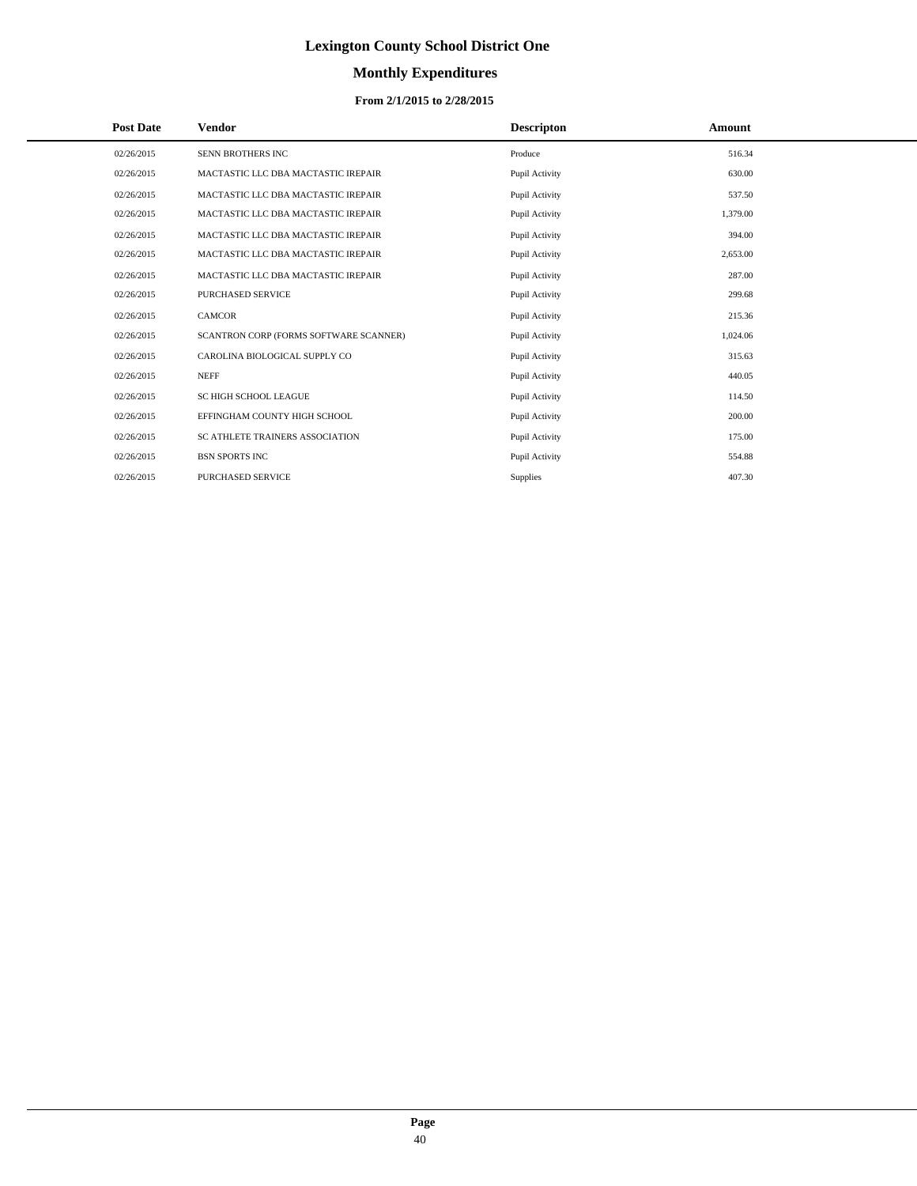# Lexington County School District One

## Monthly Expenditures

### From 2/1/2015 to 2/28/2015

| Post Date | Vendor | Descripton | Amount |
|---|---|---|---|
| 02/26/2015 | SENN BROTHERS INC | Produce | 516.34 |
| 02/26/2015 | MACTASTIC LLC DBA MACTASTIC IREPAIR | Pupil Activity | 630.00 |
| 02/26/2015 | MACTASTIC LLC DBA MACTASTIC IREPAIR | Pupil Activity | 537.50 |
| 02/26/2015 | MACTASTIC LLC DBA MACTASTIC IREPAIR | Pupil Activity | 1,379.00 |
| 02/26/2015 | MACTASTIC LLC DBA MACTASTIC IREPAIR | Pupil Activity | 394.00 |
| 02/26/2015 | MACTASTIC LLC DBA MACTASTIC IREPAIR | Pupil Activity | 2,653.00 |
| 02/26/2015 | MACTASTIC LLC DBA MACTASTIC IREPAIR | Pupil Activity | 287.00 |
| 02/26/2015 | PURCHASED SERVICE | Pupil Activity | 299.68 |
| 02/26/2015 | CAMCOR | Pupil Activity | 215.36 |
| 02/26/2015 | SCANTRON CORP (FORMS SOFTWARE SCANNER) | Pupil Activity | 1,024.06 |
| 02/26/2015 | CAROLINA BIOLOGICAL SUPPLY CO | Pupil Activity | 315.63 |
| 02/26/2015 | NEFF | Pupil Activity | 440.05 |
| 02/26/2015 | SC HIGH SCHOOL LEAGUE | Pupil Activity | 114.50 |
| 02/26/2015 | EFFINGHAM COUNTY HIGH SCHOOL | Pupil Activity | 200.00 |
| 02/26/2015 | SC ATHLETE TRAINERS ASSOCIATION | Pupil Activity | 175.00 |
| 02/26/2015 | BSN SPORTS INC | Pupil Activity | 554.88 |
| 02/26/2015 | PURCHASED SERVICE | Supplies | 407.30 |